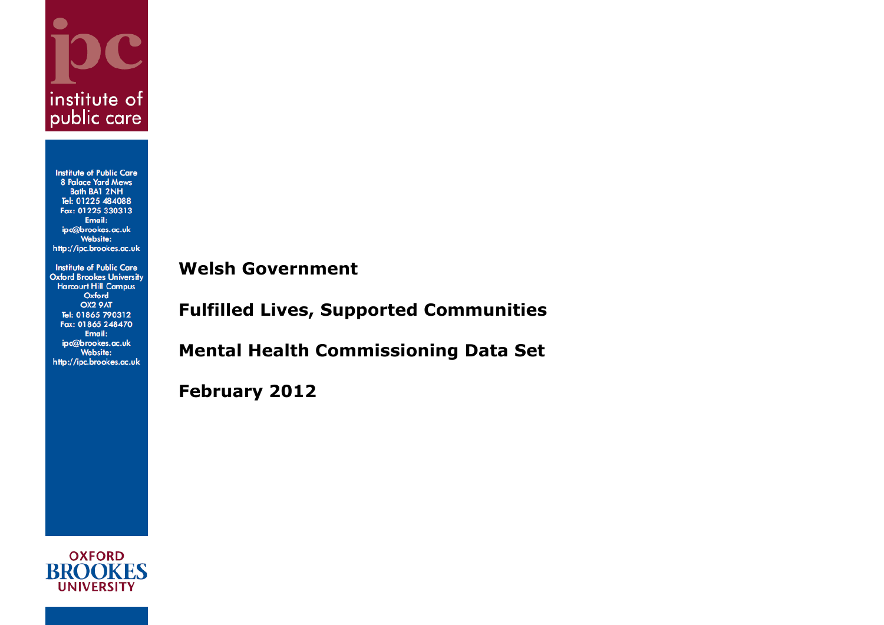ipc

institute of public care

Institute of Public Care
8 Palace Yard Mews
Bath BA1 2NH
Tel: 01225 484088
Fax: 01225 330313
Email:
ipc@brookes.ac.uk
Website:
http://ipc.brookes.ac.uk

Institute of Public Care
Oxford Brookes University
Harcourt Hill Campus
Oxford
OX2 9AT
Tel: 01865 790312
Fax: 01865 248470
Email:
ipc@brookes.ac.uk
Website:
http://ipc.brookes.ac.uk

**Welsh Government**

**Fulfilled Lives, Supported Communities**

**Mental Health Commissioning Data Set**

**February 2012**

OXFORD BROOKES UNIVERSITY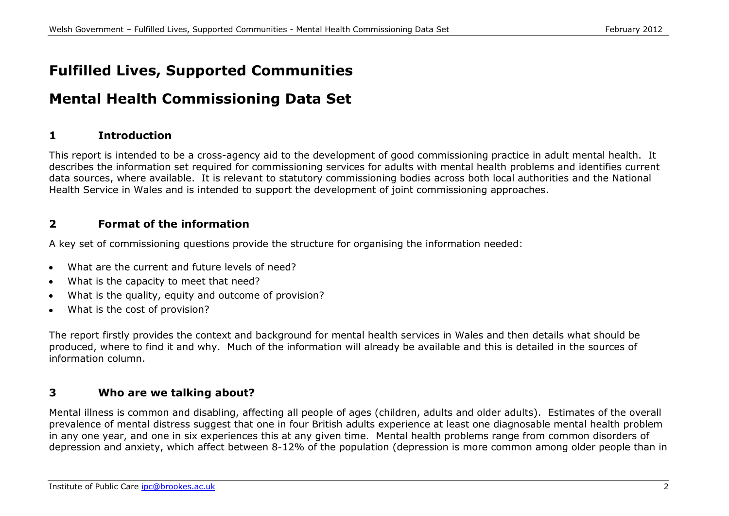# Fulfilled Lives, Supported Communities

# Mental Health Commissioning Data Set

## 1 Introduction

This report is intended to be a cross-agency aid to the development of good commissioning practice in adult mental health. It describes the information set required for commissioning services for adults with mental health problems and identifies current data sources, where available. It is relevant to statutory commissioning bodies across both local authorities and the National Health Service in Wales and is intended to support the development of joint commissioning approaches.

## 2 Format of the information

A key set of commissioning questions provide the structure for organising the information needed:

- What are the current and future levels of need?
- What is the capacity to meet that need?
- What is the quality, equity and outcome of provision?
- What is the cost of provision?

The report firstly provides the context and background for mental health services in Wales and then details what should be produced, where to find it and why. Much of the information will already be available and this is detailed in the sources of information column.

## 3 Who are we talking about?

Mental illness is common and disabling, affecting all people of ages (children, adults and older adults). Estimates of the overall prevalence of mental distress suggest that one in four British adults experience at least one diagnosable mental health problem in any one year, and one in six experiences this at any given time. Mental health problems range from common disorders of depression and anxiety, which affect between 8-12% of the population (depression is more common among older people than in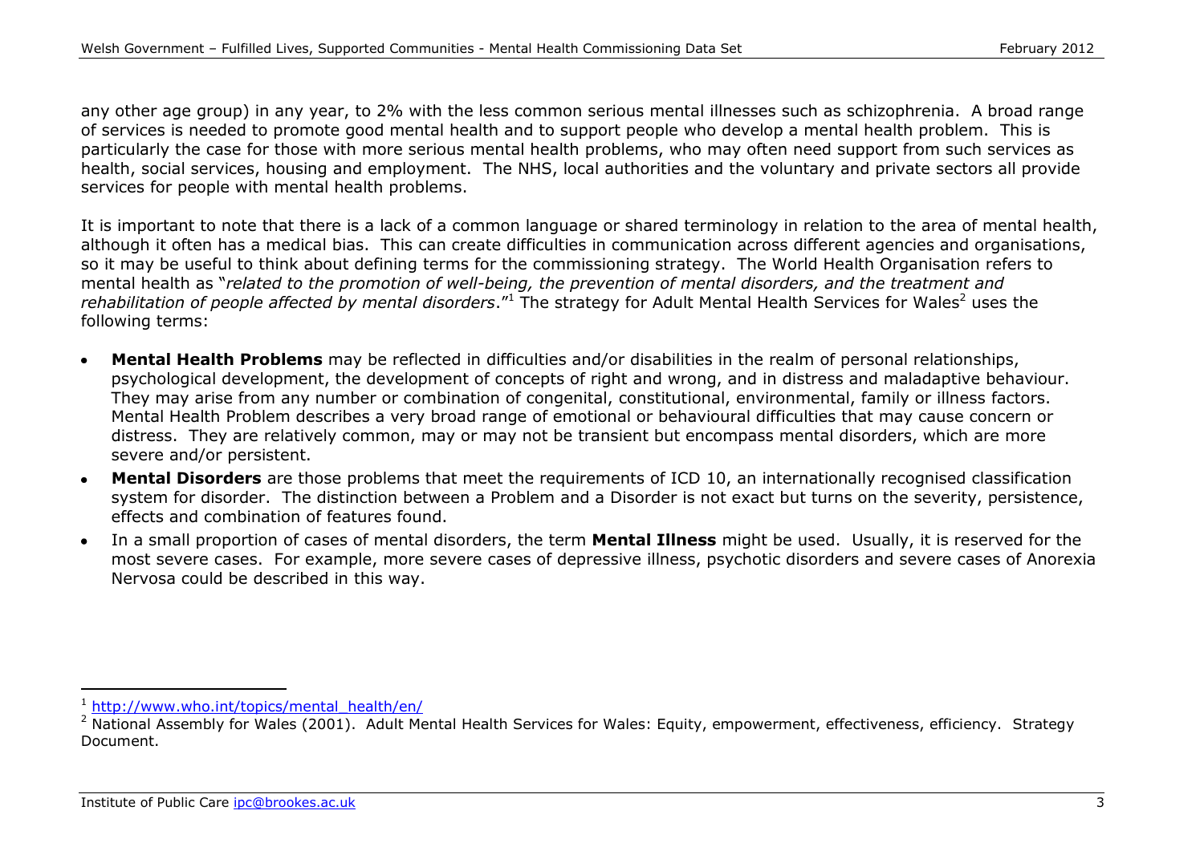any other age group) in any year, to 2% with the less common serious mental illnesses such as schizophrenia. A broad range of services is needed to promote good mental health and to support people who develop a mental health problem. This is particularly the case for those with more serious mental health problems, who may often need support from such services as health, social services, housing and employment. The NHS, local authorities and the voluntary and private sectors all provide services for people with mental health problems.

It is important to note that there is a lack of a common language or shared terminology in relation to the area of mental health, although it often has a medical bias. This can create difficulties in communication across different agencies and organisations, so it may be useful to think about defining terms for the commissioning strategy. The World Health Organisation refers to mental health as "*related to the promotion of well-being, the prevention of mental disorders, and the treatment and rehabilitation of people affected by mental disorders*."[1] The strategy for Adult Mental Health Services for Wales[2] uses the following terms:

- **Mental Health Problems** may be reflected in difficulties and/or disabilities in the realm of personal relationships, psychological development, the development of concepts of right and wrong, and in distress and maladaptive behaviour. They may arise from any number or combination of congenital, constitutional, environmental, family or illness factors. Mental Health Problem describes a very broad range of emotional or behavioural difficulties that may cause concern or distress. They are relatively common, may or may not be transient but encompass mental disorders, which are more severe and/or persistent.
- **Mental Disorders** are those problems that meet the requirements of ICD 10, an internationally recognised classification system for disorder. The distinction between a Problem and a Disorder is not exact but turns on the severity, persistence, effects and combination of features found.
- In a small proportion of cases of mental disorders, the term **Mental Illness** might be used. Usually, it is reserved for the most severe cases. For example, more severe cases of depressive illness, psychotic disorders and severe cases of Anorexia Nervosa could be described in this way.

---

[1] http://www.who.int/topics/mental_health/en/

[2] National Assembly for Wales (2001). Adult Mental Health Services for Wales: Equity, empowerment, effectiveness, efficiency. Strategy Document.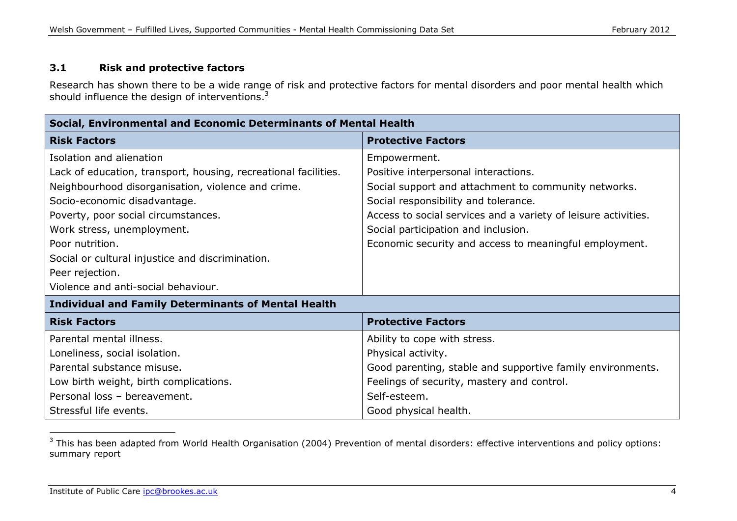### 3.1 Risk and protective factors

Research has shown there to be a wide range of risk and protective factors for mental disorders and poor mental health which should influence the design of interventions.[3]

| **Social, Environmental and Economic Determinants of Mental Health** | |
|---|---|
| **Risk Factors** | **Protective Factors** |
| Isolation and alienation | Empowerment. |
| Lack of education, transport, housing, recreational facilities. | Positive interpersonal interactions. |
| Neighbourhood disorganisation, violence and crime. | Social support and attachment to community networks. |
| Socio-economic disadvantage. | Social responsibility and tolerance. |
| Poverty, poor social circumstances. | Access to social services and a variety of leisure activities. |
| Work stress, unemployment. | Social participation and inclusion. |
| Poor nutrition. | Economic security and access to meaningful employment. |
| Social or cultural injustice and discrimination. | |
| Peer rejection. | |
| Violence and anti-social behaviour. | |
| **Individual and Family Determinants of Mental Health** | |
| **Risk Factors** | **Protective Factors** |
| Parental mental illness. | Ability to cope with stress. |
| Loneliness, social isolation. | Physical activity. |
| Parental substance misuse. | Good parenting, stable and supportive family environments. |
| Low birth weight, birth complications. | Feelings of security, mastery and control. |
| Personal loss – bereavement. | Self-esteem. |
| Stressful life events. | Good physical health. |

[3] This has been adapted from World Health Organisation (2004) Prevention of mental disorders: effective interventions and policy options: summary report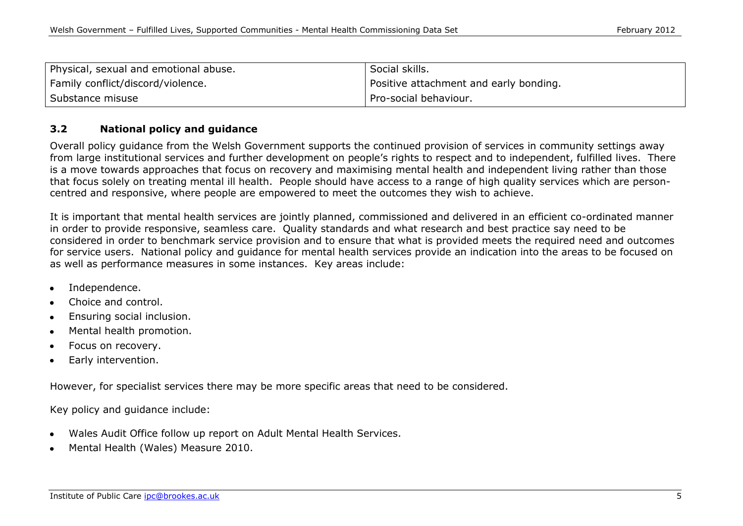| Physical, sexual and emotional abuse. | Social skills. |
| --- | --- |
| Family conflict/discord/violence. | Positive attachment and early bonding. |
| Substance misuse | Pro-social behaviour. |

### 3.2 National policy and guidance

Overall policy guidance from the Welsh Government supports the continued provision of services in community settings away from large institutional services and further development on people's rights to respect and to independent, fulfilled lives. There is a move towards approaches that focus on recovery and maximising mental health and independent living rather than those that focus solely on treating mental ill health. People should have access to a range of high quality services which are person-centred and responsive, where people are empowered to meet the outcomes they wish to achieve.

It is important that mental health services are jointly planned, commissioned and delivered in an efficient co-ordinated manner in order to provide responsive, seamless care. Quality standards and what research and best practice say need to be considered in order to benchmark service provision and to ensure that what is provided meets the required need and outcomes for service users. National policy and guidance for mental health services provide an indication into the areas to be focused on as well as performance measures in some instances. Key areas include:

- Independence.
- Choice and control.
- Ensuring social inclusion.
- Mental health promotion.
- Focus on recovery.
- Early intervention.

However, for specialist services there may be more specific areas that need to be considered.

Key policy and guidance include:

- Wales Audit Office follow up report on Adult Mental Health Services.
- Mental Health (Wales) Measure 2010.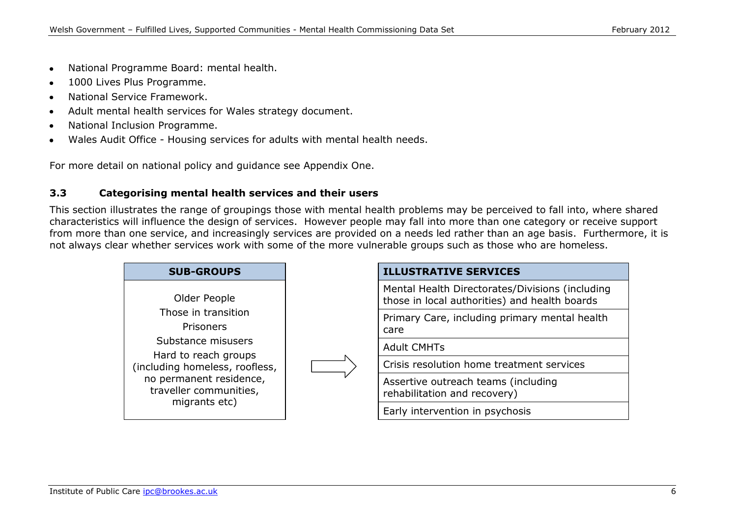- National Programme Board: mental health.
- 1000 Lives Plus Programme.
- National Service Framework.
- Adult mental health services for Wales strategy document.
- National Inclusion Programme.
- Wales Audit Office - Housing services for adults with mental health needs.

For more detail on national policy and guidance see Appendix One.

### 3.3 Categorising mental health services and their users

This section illustrates the range of groupings those with mental health problems may be perceived to fall into, where shared characteristics will influence the design of services. However people may fall into more than one category or receive support from more than one service, and increasingly services are provided on a needs led rather than an age basis. Furthermore, it is not always clear whether services work with some of the more vulnerable groups such as those who are homeless.

| SUB-GROUPS |
| --- |
| Older People<br>Those in transition<br>Prisoners<br>Substance misusers<br>Hard to reach groups (including homeless, roofless, no permanent residence, traveller communities, migrants etc) |

→

| ILLUSTRATIVE SERVICES |
| --- |
| Mental Health Directorates/Divisions (including those in local authorities) and health boards |
| Primary Care, including primary mental health care |
| Adult CMHTs |
| Crisis resolution home treatment services |
| Assertive outreach teams (including rehabilitation and recovery) |
| Early intervention in psychosis |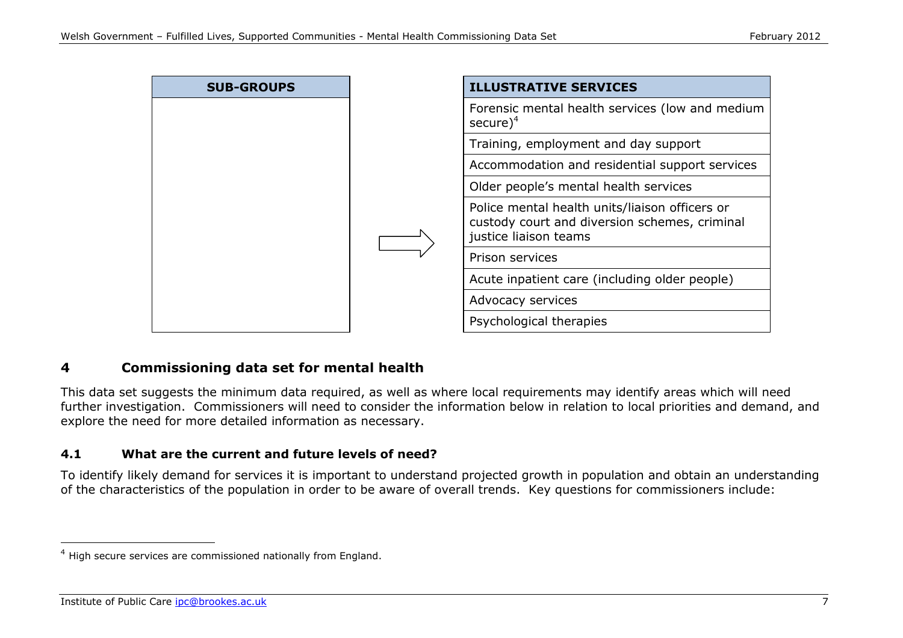| SUB-GROUPS |
| --- |
| |

| ILLUSTRATIVE SERVICES |
| --- |
| Forensic mental health services (low and medium secure)[4] |
| Training, employment and day support |
| Accommodation and residential support services |
| Older people's mental health services |
| Police mental health units/liaison officers or custody court and diversion schemes, criminal justice liaison teams |
| Prison services |
| Acute inpatient care (including older people) |
| Advocacy services |
| Psychological therapies |

## 4 Commissioning data set for mental health

This data set suggests the minimum data required, as well as where local requirements may identify areas which will need further investigation. Commissioners will need to consider the information below in relation to local priorities and demand, and explore the need for more detailed information as necessary.

### 4.1 What are the current and future levels of need?

To identify likely demand for services it is important to understand projected growth in population and obtain an understanding of the characteristics of the population in order to be aware of overall trends. Key questions for commissioners include:

[4] High secure services are commissioned nationally from England.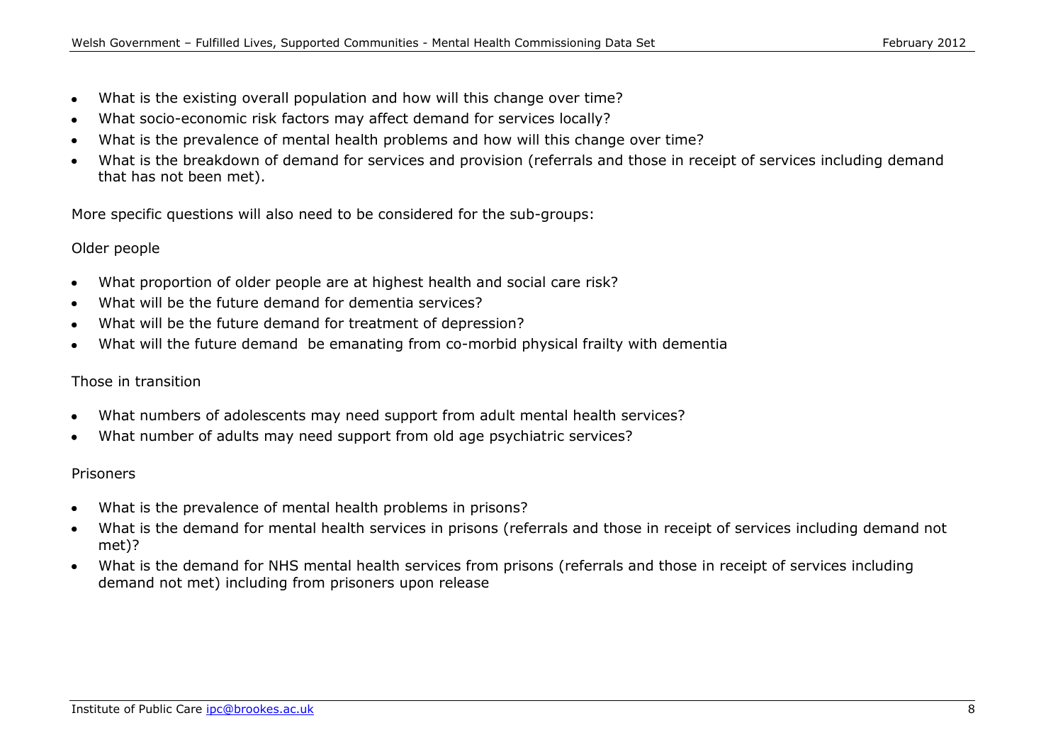- What is the existing overall population and how will this change over time?
- What socio-economic risk factors may affect demand for services locally?
- What is the prevalence of mental health problems and how will this change over time?
- What is the breakdown of demand for services and provision (referrals and those in receipt of services including demand that has not been met).

More specific questions will also need to be considered for the sub-groups:

Older people

- What proportion of older people are at highest health and social care risk?
- What will be the future demand for dementia services?
- What will be the future demand for treatment of depression?
- What will the future demand be emanating from co-morbid physical frailty with dementia

Those in transition

- What numbers of adolescents may need support from adult mental health services?
- What number of adults may need support from old age psychiatric services?

Prisoners

- What is the prevalence of mental health problems in prisons?
- What is the demand for mental health services in prisons (referrals and those in receipt of services including demand not met)?
- What is the demand for NHS mental health services from prisons (referrals and those in receipt of services including demand not met) including from prisoners upon release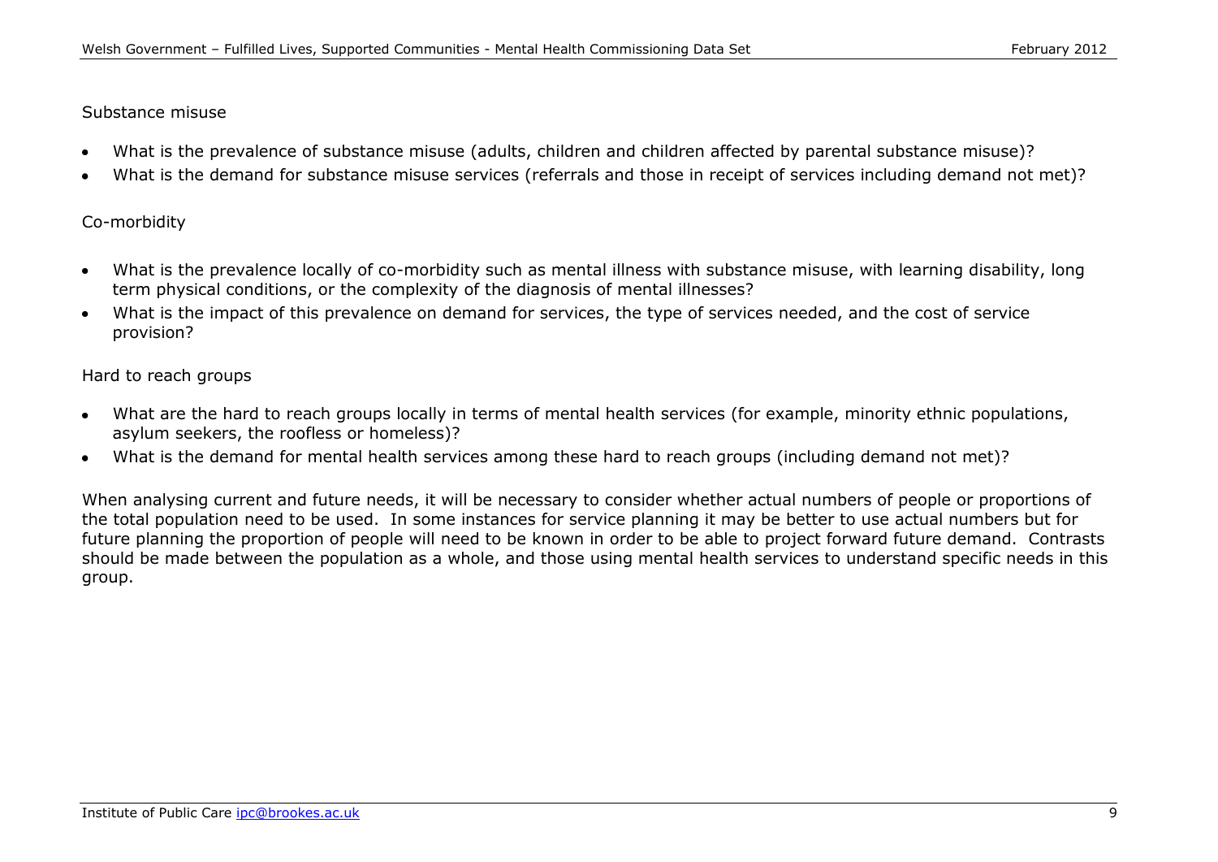Substance misuse

- What is the prevalence of substance misuse (adults, children and children affected by parental substance misuse)?
- What is the demand for substance misuse services (referrals and those in receipt of services including demand not met)?

Co-morbidity

- What is the prevalence locally of co-morbidity such as mental illness with substance misuse, with learning disability, long term physical conditions, or the complexity of the diagnosis of mental illnesses?
- What is the impact of this prevalence on demand for services, the type of services needed, and the cost of service provision?

Hard to reach groups

- What are the hard to reach groups locally in terms of mental health services (for example, minority ethnic populations, asylum seekers, the roofless or homeless)?
- What is the demand for mental health services among these hard to reach groups (including demand not met)?

When analysing current and future needs, it will be necessary to consider whether actual numbers of people or proportions of the total population need to be used. In some instances for service planning it may be better to use actual numbers but for future planning the proportion of people will need to be known in order to be able to project forward future demand. Contrasts should be made between the population as a whole, and those using mental health services to understand specific needs in this group.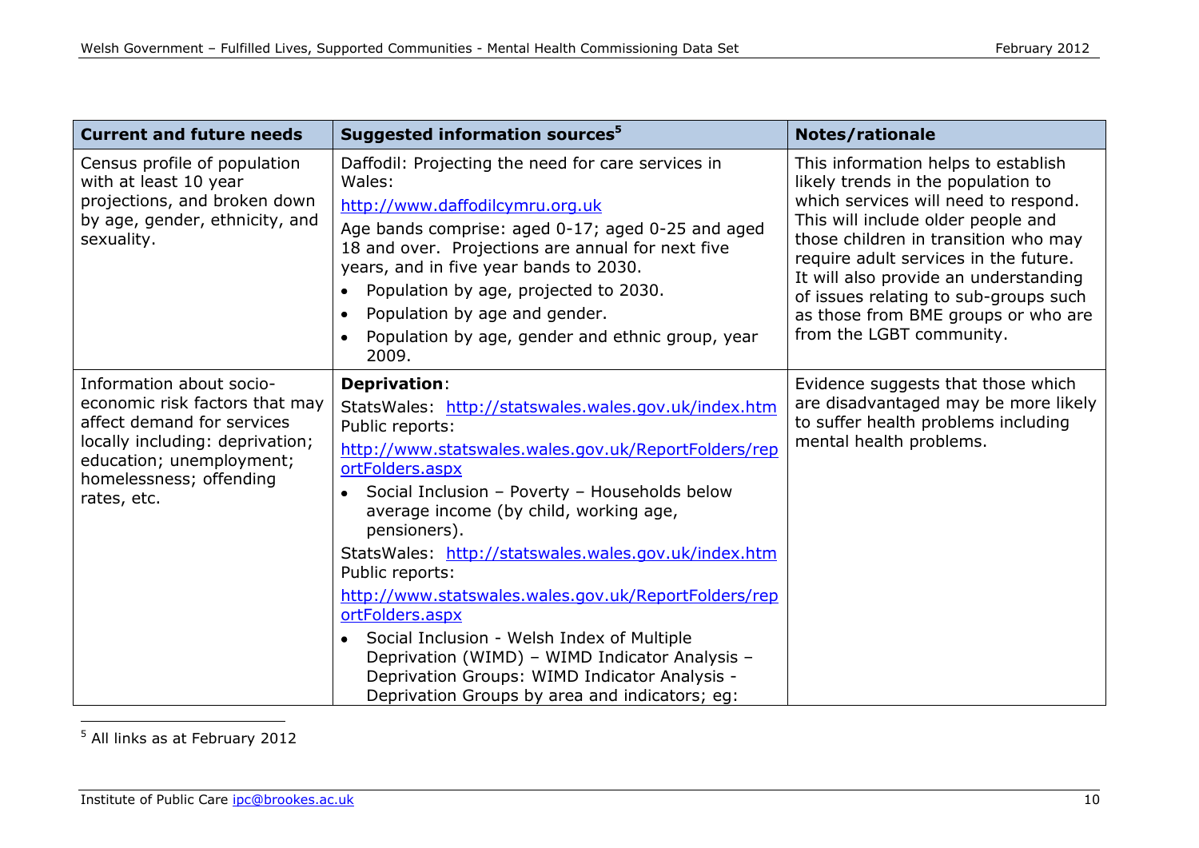| Current and future needs | Suggested information sources[5] | Notes/rationale |
|---|---|---|
| Census profile of population with at least 10 year projections, and broken down by age, gender, ethnicity, and sexuality. | Daffodil: Projecting the need for care services in Wales: <br> http://www.daffodilcymru.org.uk <br> Age bands comprise: aged 0-17; aged 0-25 and aged 18 and over. Projections are annual for next five years, and in five year bands to 2030. <br> • Population by age, projected to 2030. <br> • Population by age and gender. <br> • Population by age, gender and ethnic group, year 2009. | This information helps to establish likely trends in the population to which services will need to respond. This will include older people and those children in transition who may require adult services in the future. It will also provide an understanding of issues relating to sub-groups such as those from BME groups or who are from the LGBT community. |
| Information about socio-economic risk factors that may affect demand for services locally including: deprivation; education; unemployment; homelessness; offending rates, etc. | **Deprivation**: <br> StatsWales: http://statswales.wales.gov.uk/index.htm Public reports: <br> http://www.statswales.wales.gov.uk/ReportFolders/reportFolders.aspx <br> • Social Inclusion – Poverty – Households below average income (by child, working age, pensioners). <br> StatsWales: http://statswales.wales.gov.uk/index.htm Public reports: <br> http://www.statswales.wales.gov.uk/ReportFolders/reportFolders.aspx <br> • Social Inclusion - Welsh Index of Multiple Deprivation (WIMD) – WIMD Indicator Analysis – Deprivation Groups: WIMD Indicator Analysis - Deprivation Groups by area and indicators; eg: | Evidence suggests that those which are disadvantaged may be more likely to suffer health problems including mental health problems. |

[5] All links as at February 2012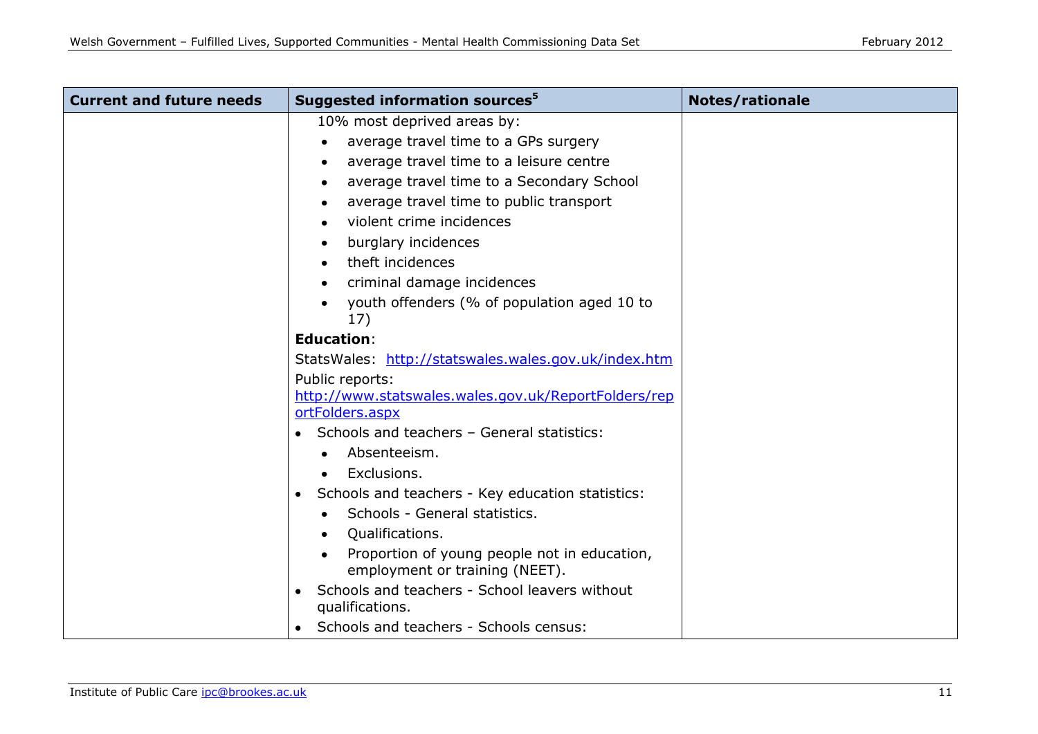| Current and future needs | Suggested information sources[5] | Notes/rationale |
| --- | --- | --- |
| | 10% most deprived areas by:<br>• average travel time to a GPs surgery<br>• average travel time to a leisure centre<br>• average travel time to a Secondary School<br>• average travel time to public transport<br>• violent crime incidences<br>• burglary incidences<br>• theft incidences<br>• criminal damage incidences<br>• youth offenders (% of population aged 10 to 17)<br>**Education**:<br>StatsWales: http://statswales.wales.gov.uk/index.htm<br>Public reports: http://www.statswales.wales.gov.uk/ReportFolders/reportFolders.aspx<br>• Schools and teachers – General statistics:<br>  • Absenteeism.<br>  • Exclusions.<br>• Schools and teachers - Key education statistics:<br>  • Schools - General statistics.<br>  • Qualifications.<br>  • Proportion of young people not in education, employment or training (NEET).<br>• Schools and teachers - School leavers without qualifications.<br>• Schools and teachers - Schools census: | |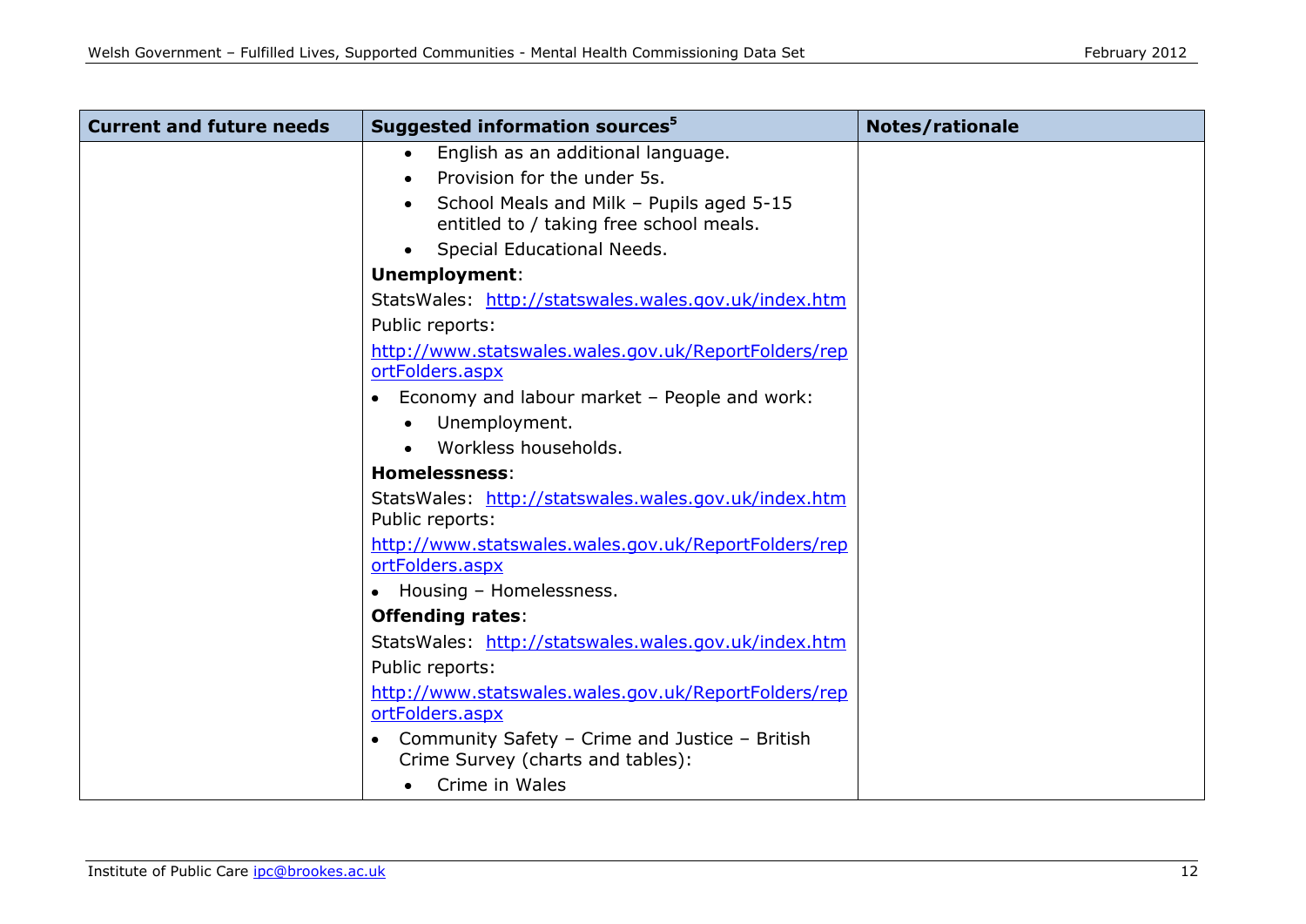| Current and future needs | Suggested information sources[5] | Notes/rationale |
|---|---|---|
| | • English as an additional language.<br>• Provision for the under 5s.<br>• School Meals and Milk – Pupils aged 5-15 entitled to / taking free school meals.<br>• Special Educational Needs.<br>**Unemployment**:<br>StatsWales: http://statswales.wales.gov.uk/index.htm<br>Public reports:<br>http://www.statswales.wales.gov.uk/ReportFolders/reportFolders.aspx<br>• Economy and labour market – People and work:<br>  • Unemployment.<br>  • Workless households.<br>**Homelessness**:<br>StatsWales: http://statswales.wales.gov.uk/index.htm<br>Public reports:<br>http://www.statswales.wales.gov.uk/ReportFolders/reportFolders.aspx<br>• Housing – Homelessness.<br>**Offending rates**:<br>StatsWales: http://statswales.wales.gov.uk/index.htm<br>Public reports:<br>http://www.statswales.wales.gov.uk/ReportFolders/reportFolders.aspx<br>• Community Safety – Crime and Justice – British Crime Survey (charts and tables):<br>  • Crime in Wales | |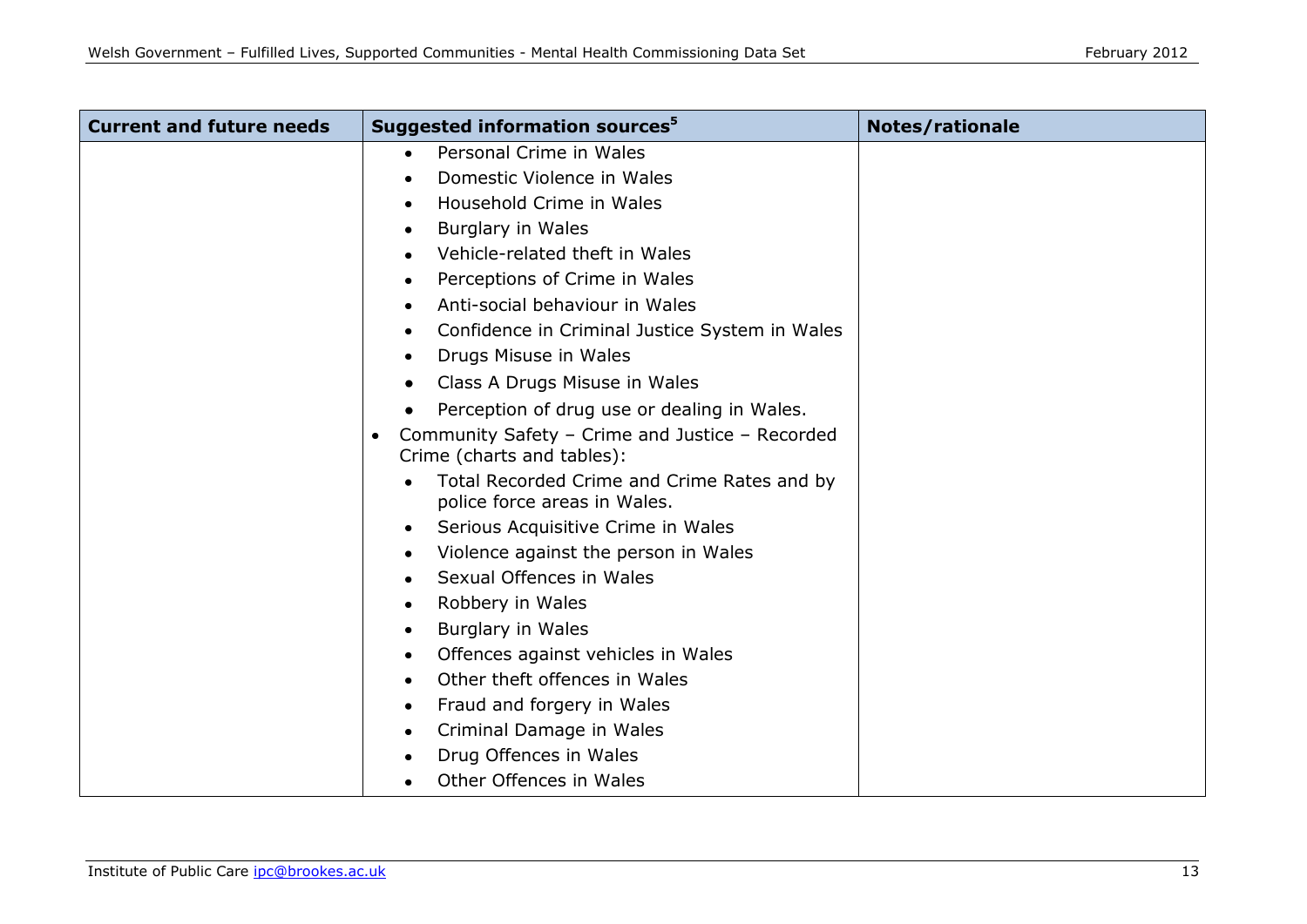| Current and future needs | Suggested information sources[5] | Notes/rationale |
|---|---|---|
| | • Personal Crime in Wales<br>• Domestic Violence in Wales<br>• Household Crime in Wales<br>• Burglary in Wales<br>• Vehicle-related theft in Wales<br>• Perceptions of Crime in Wales<br>• Anti-social behaviour in Wales<br>• Confidence in Criminal Justice System in Wales<br>• Drugs Misuse in Wales<br>• Class A Drugs Misuse in Wales<br>• Perception of drug use or dealing in Wales.<br>• Community Safety – Crime and Justice – Recorded Crime (charts and tables):<br>• Total Recorded Crime and Crime Rates and by police force areas in Wales.<br>• Serious Acquisitive Crime in Wales<br>• Violence against the person in Wales<br>• Sexual Offences in Wales<br>• Robbery in Wales<br>• Burglary in Wales<br>• Offences against vehicles in Wales<br>• Other theft offences in Wales<br>• Fraud and forgery in Wales<br>• Criminal Damage in Wales<br>• Drug Offences in Wales<br>• Other Offences in Wales | |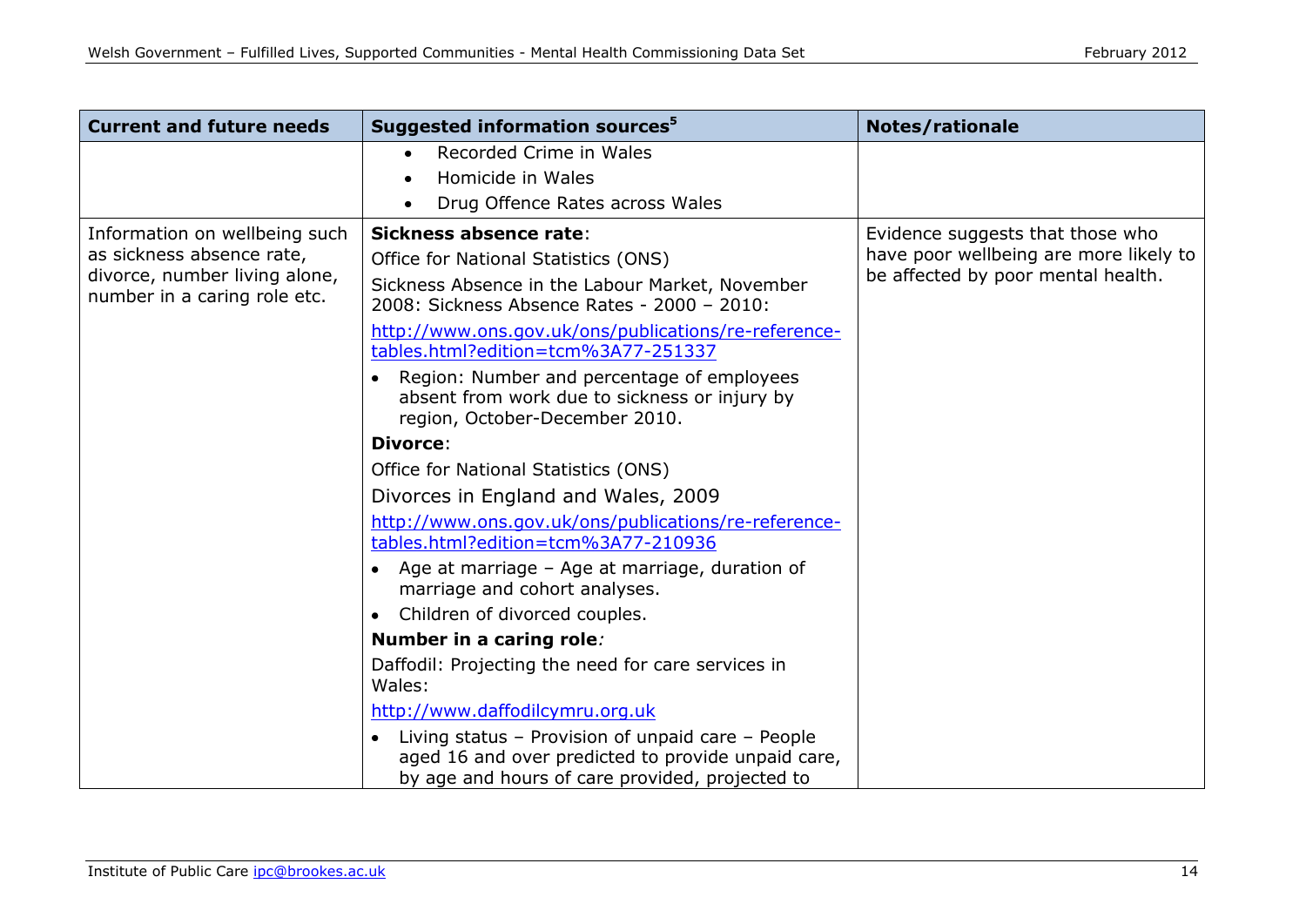| Current and future needs | Suggested information sources[5] | Notes/rationale |
|---|---|---|
| | • Recorded Crime in Wales<br>• Homicide in Wales<br>• Drug Offence Rates across Wales | |
| Information on wellbeing such as sickness absence rate, divorce, number living alone, number in a caring role etc. | **Sickness absence rate**:<br>Office for National Statistics (ONS)<br>Sickness Absence in the Labour Market, November 2008: Sickness Absence Rates - 2000 – 2010:<br>http://www.ons.gov.uk/ons/publications/re-reference-tables.html?edition=tcm%3A77-251337<br>• Region: Number and percentage of employees absent from work due to sickness or injury by region, October-December 2010.<br>**Divorce**:<br>Office for National Statistics (ONS)<br>Divorces in England and Wales, 2009<br>http://www.ons.gov.uk/ons/publications/re-reference-tables.html?edition=tcm%3A77-210936<br>• Age at marriage – Age at marriage, duration of marriage and cohort analyses.<br>• Children of divorced couples.<br>**Number in a caring role***:*<br>Daffodil: Projecting the need for care services in Wales:<br>http://www.daffodilcymru.org.uk<br>• Living status – Provision of unpaid care – People aged 16 and over predicted to provide unpaid care, by age and hours of care provided, projected to | Evidence suggests that those who have poor wellbeing are more likely to be affected by poor mental health. |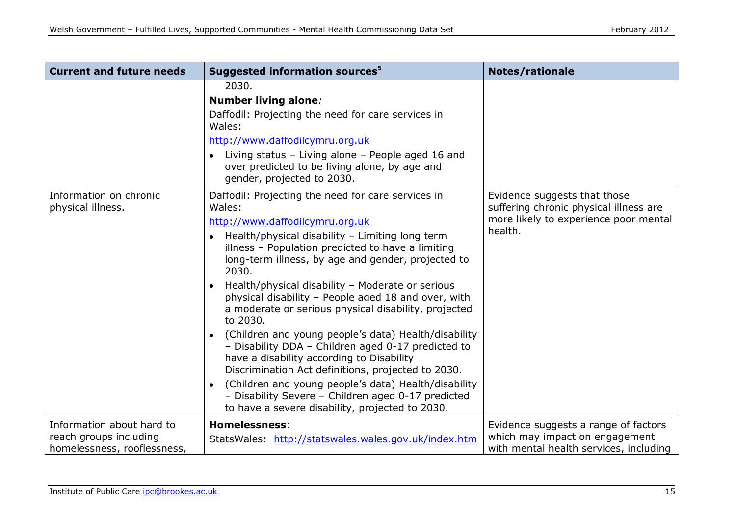| Current and future needs | Suggested information sources[5] | Notes/rationale |
|---|---|---|
| | 2030.<br>**Number living alone***:*<br>Daffodil: Projecting the need for care services in Wales:<br>http://www.daffodilcymru.org.uk<br>• Living status – Living alone – People aged 16 and over predicted to be living alone, by age and gender, projected to 2030. | |
| Information on chronic physical illness. | Daffodil: Projecting the need for care services in Wales:<br>http://www.daffodilcymru.org.uk<br>• Health/physical disability – Limiting long term illness – Population predicted to have a limiting long-term illness, by age and gender, projected to 2030.<br>• Health/physical disability – Moderate or serious physical disability – People aged 18 and over, with a moderate or serious physical disability, projected to 2030.<br>• (Children and young people's data) Health/disability – Disability DDA – Children aged 0-17 predicted to have a disability according to Disability Discrimination Act definitions, projected to 2030.<br>• (Children and young people's data) Health/disability – Disability Severe – Children aged 0-17 predicted to have a severe disability, projected to 2030. | Evidence suggests that those suffering chronic physical illness are more likely to experience poor mental health. |
| Information about hard to reach groups including homelessness, rooflessness, | **Homelessness**:<br>StatsWales: http://statswales.wales.gov.uk/index.htm | Evidence suggests a range of factors which may impact on engagement with mental health services, including |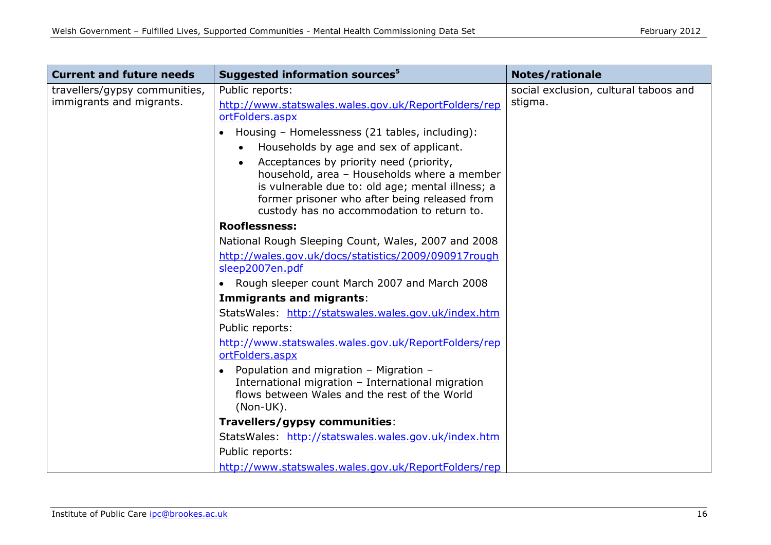| Current and future needs | Suggested information sources[5] | Notes/rationale |
|---|---|---|
| travellers/gypsy communities, immigrants and migrants. | Public reports:<br>http://www.statswales.wales.gov.uk/ReportFolders/reportFolders.aspx<br>• Housing – Homelessness (21 tables, including):<br>  • Households by age and sex of applicant.<br>  • Acceptances by priority need (priority, household, area – Households where a member is vulnerable due to: old age; mental illness; a former prisoner who after being released from custody has no accommodation to return to.<br>**Rooflessness:**<br>National Rough Sleeping Count, Wales, 2007 and 2008<br>http://wales.gov.uk/docs/statistics/2009/090917roughsleep2007en.pdf<br>• Rough sleeper count March 2007 and March 2008<br>**Immigrants and migrants**:<br>StatsWales: http://statswales.wales.gov.uk/index.htm<br>Public reports:<br>http://www.statswales.wales.gov.uk/ReportFolders/reportFolders.aspx<br>• Population and migration – Migration – International migration – International migration flows between Wales and the rest of the World (Non-UK).<br>**Travellers/gypsy communities**:<br>StatsWales: http://statswales.wales.gov.uk/index.htm<br>Public reports:<br>http://www.statswales.wales.gov.uk/ReportFolders/rep | social exclusion, cultural taboos and stigma. |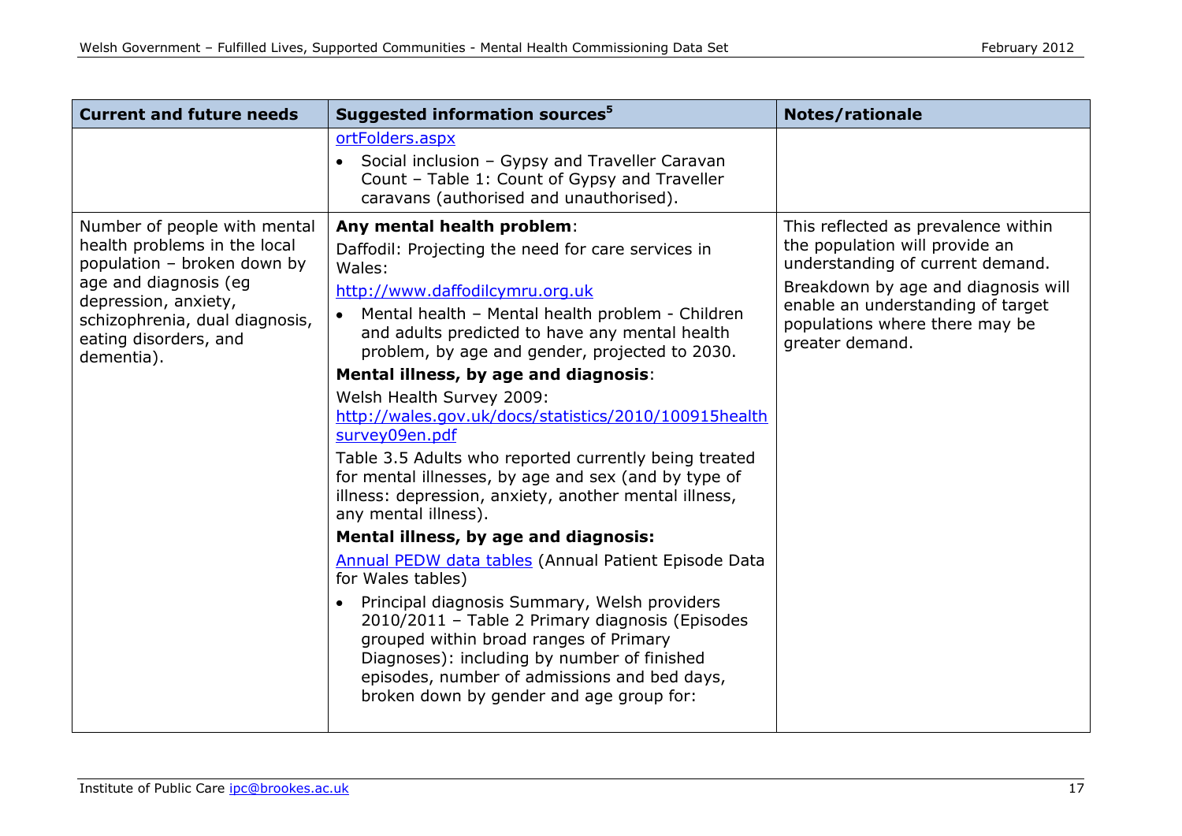| Current and future needs | Suggested information sources[5] | Notes/rationale |
|---|---|---|
| | ortFolders.aspx<br>• Social inclusion – Gypsy and Traveller Caravan Count – Table 1: Count of Gypsy and Traveller caravans (authorised and unauthorised). | |
| Number of people with mental health problems in the local population – broken down by age and diagnosis (eg depression, anxiety, schizophrenia, dual diagnosis, eating disorders, and dementia). | **Any mental health problem**:<br>Daffodil: Projecting the need for care services in Wales:<br>http://www.daffodilcymru.org.uk<br>• Mental health – Mental health problem - Children and adults predicted to have any mental health problem, by age and gender, projected to 2030.<br>**Mental illness, by age and diagnosis**:<br>Welsh Health Survey 2009:<br>http://wales.gov.uk/docs/statistics/2010/100915healthsurvey09en.pdf<br>Table 3.5 Adults who reported currently being treated for mental illnesses, by age and sex (and by type of illness: depression, anxiety, another mental illness, any mental illness).<br>**Mental illness, by age and diagnosis:**<br>Annual PEDW data tables (Annual Patient Episode Data for Wales tables)<br>• Principal diagnosis Summary, Welsh providers 2010/2011 – Table 2 Primary diagnosis (Episodes grouped within broad ranges of Primary Diagnoses): including by number of finished episodes, number of admissions and bed days, broken down by gender and age group for: | This reflected as prevalence within the population will provide an understanding of current demand.<br>Breakdown by age and diagnosis will enable an understanding of target populations where there may be greater demand. |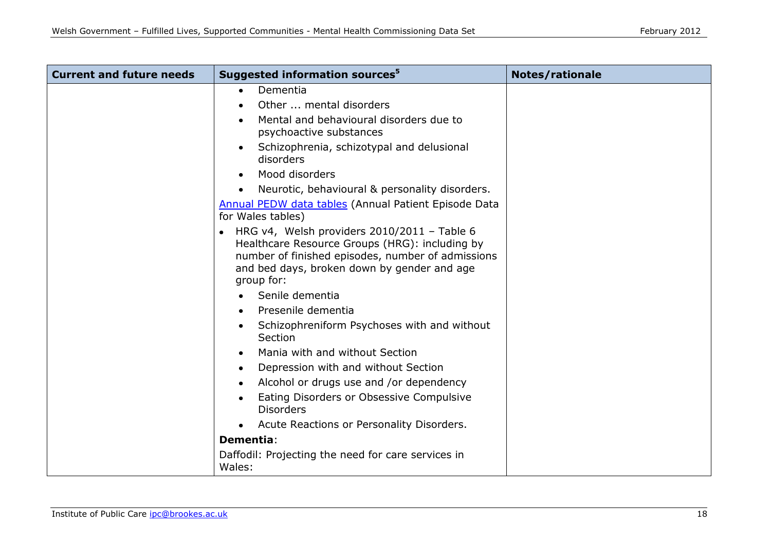| Current and future needs | Suggested information sources[5] | Notes/rationale |
|---|---|---|
| | • Dementia<br>• Other ... mental disorders<br>• Mental and behavioural disorders due to psychoactive substances<br>• Schizophrenia, schizotypal and delusional disorders<br>• Mood disorders<br>• Neurotic, behavioural & personality disorders.<br>Annual PEDW data tables (Annual Patient Episode Data for Wales tables)<br>• HRG v4, Welsh providers 2010/2011 – Table 6 Healthcare Resource Groups (HRG): including by number of finished episodes, number of admissions and bed days, broken down by gender and age group for:<br>• Senile dementia<br>• Presenile dementia<br>• Schizophreniform Psychoses with and without Section<br>• Mania with and without Section<br>• Depression with and without Section<br>• Alcohol or drugs use and /or dependency<br>• Eating Disorders or Obsessive Compulsive Disorders<br>• Acute Reactions or Personality Disorders.<br>**Dementia**:<br>Daffodil: Projecting the need for care services in Wales: | |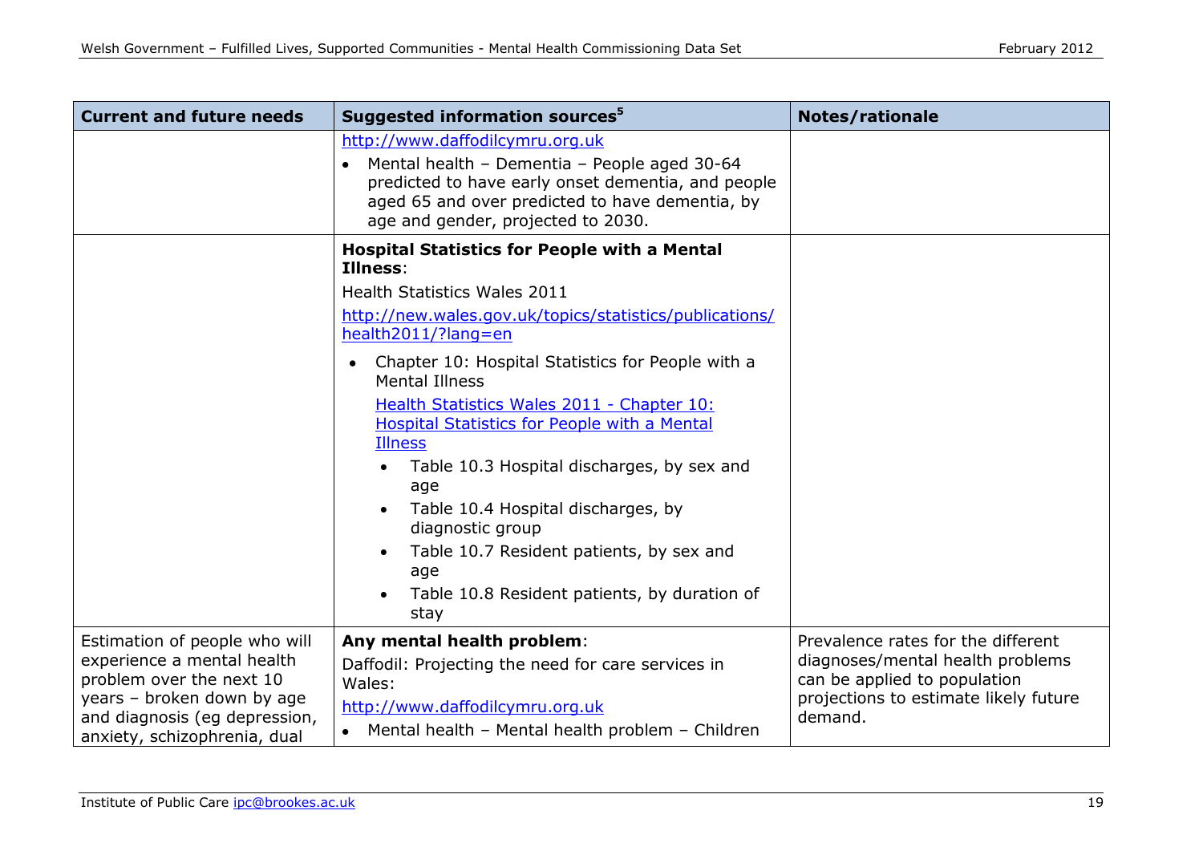| Current and future needs | Suggested information sources[5] | Notes/rationale |
|---|---|---|
| | http://www.daffodilcymru.org.uk <br>• Mental health – Dementia – People aged 30-64 predicted to have early onset dementia, and people aged 65 and over predicted to have dementia, by age and gender, projected to 2030. | |
| | **Hospital Statistics for People with a Mental Illness**: <br>Health Statistics Wales 2011 <br>http://new.wales.gov.uk/topics/statistics/publications/health2011/?lang=en <br>• Chapter 10: Hospital Statistics for People with a Mental Illness <br>Health Statistics Wales 2011 - Chapter 10: Hospital Statistics for People with a Mental Illness <br>• Table 10.3 Hospital discharges, by sex and age <br>• Table 10.4 Hospital discharges, by diagnostic group <br>• Table 10.7 Resident patients, by sex and age <br>• Table 10.8 Resident patients, by duration of stay | |
| Estimation of people who will experience a mental health problem over the next 10 years – broken down by age and diagnosis (eg depression, anxiety, schizophrenia, dual | **Any mental health problem**: <br>Daffodil: Projecting the need for care services in Wales: <br>http://www.daffodilcymru.org.uk <br>• Mental health – Mental health problem – Children | Prevalence rates for the different diagnoses/mental health problems can be applied to population projections to estimate likely future demand. |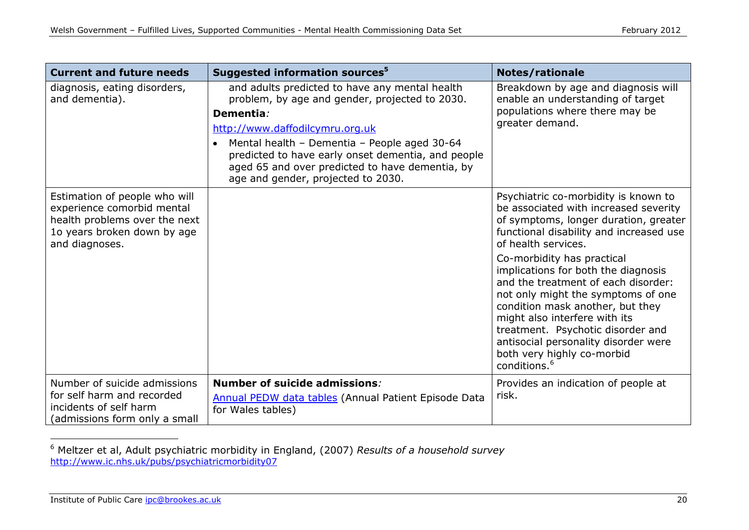| Current and future needs | Suggested information sources[5] | Notes/rationale |
|---|---|---|
| diagnosis, eating disorders, and dementia). | and adults predicted to have any mental health problem, by age and gender, projected to 2030.<br>**Dementia***:*<br>http://www.daffodilcymru.org.uk<br>• Mental health – Dementia – People aged 30-64 predicted to have early onset dementia, and people aged 65 and over predicted to have dementia, by age and gender, projected to 2030. | Breakdown by age and diagnosis will enable an understanding of target populations where there may be greater demand. |
| Estimation of people who will experience comorbid mental health problems over the next 1o years broken down by age and diagnoses. | | Psychiatric co-morbidity is known to be associated with increased severity of symptoms, longer duration, greater functional disability and increased use of health services.<br>Co-morbidity has practical implications for both the diagnosis and the treatment of each disorder: not only might the symptoms of one condition mask another, but they might also interfere with its treatment. Psychotic disorder and antisocial personality disorder were both very highly co-morbid conditions.[6] |
| Number of suicide admissions for self harm and recorded incidents of self harm (admissions form only a small | **Number of suicide admissions***:*<br>Annual PEDW data tables (Annual Patient Episode Data for Wales tables) | Provides an indication of people at risk. |

[6] Meltzer et al, Adult psychiatric morbidity in England, (2007) *Results of a household survey* http://www.ic.nhs.uk/pubs/psychiatricmorbidity07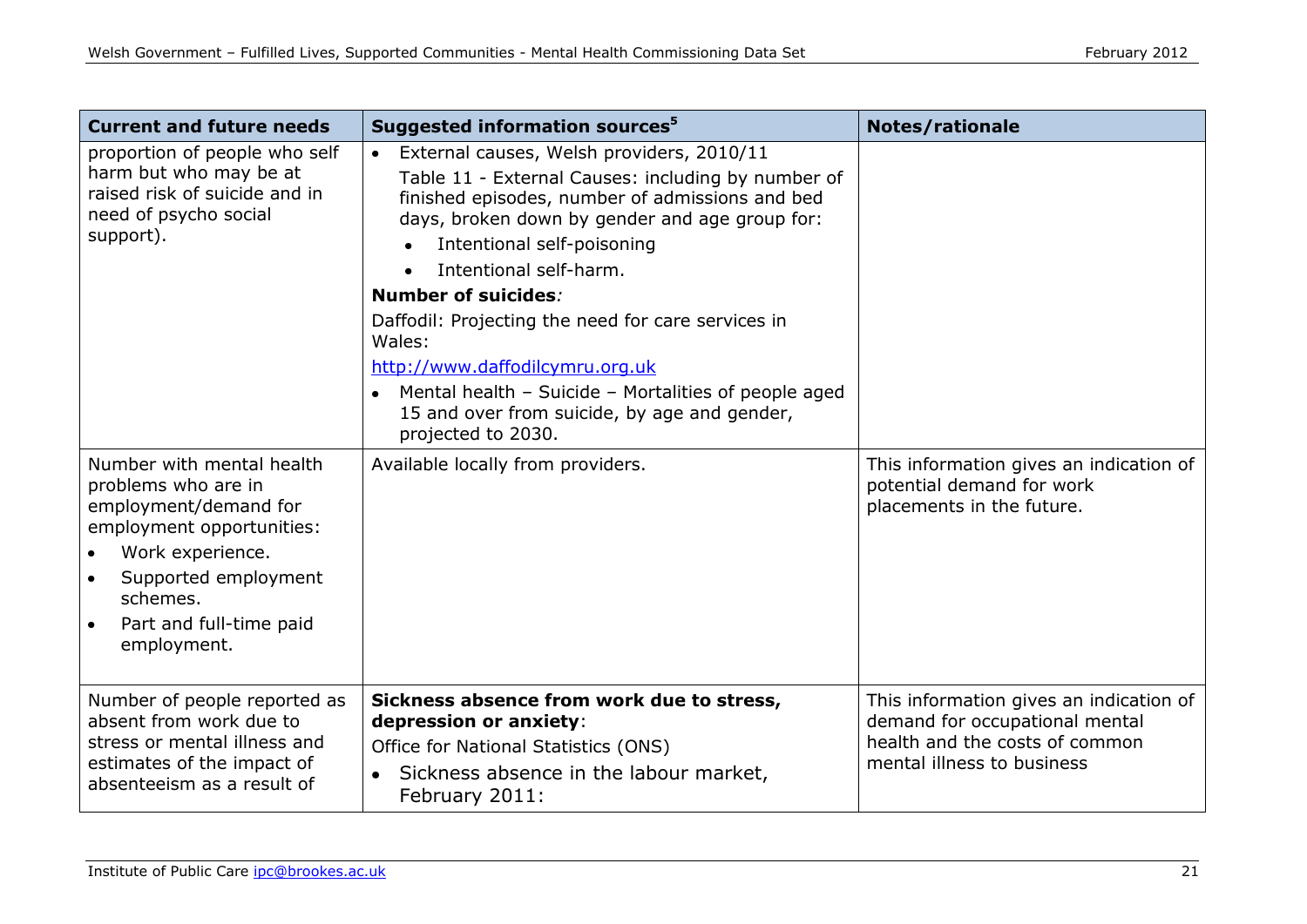| Current and future needs | Suggested information sources[5] | Notes/rationale |
|---|---|---|
| proportion of people who self harm but who may be at raised risk of suicide and in need of psycho social support). | • External causes, Welsh providers, 2010/11<br>Table 11 - External Causes: including by number of finished episodes, number of admissions and bed days, broken down by gender and age group for:<br>• Intentional self-poisoning<br>• Intentional self-harm.<br>**Number of suicides***:*<br>Daffodil: Projecting the need for care services in Wales:<br>http://www.daffodilcymru.org.uk<br>• Mental health – Suicide – Mortalities of people aged 15 and over from suicide, by age and gender, projected to 2030. | |
| Number with mental health problems who are in employment/demand for employment opportunities:<br>• Work experience.<br>• Supported employment schemes.<br>• Part and full-time paid employment. | Available locally from providers. | This information gives an indication of potential demand for work placements in the future. |
| Number of people reported as absent from work due to stress or mental illness and estimates of the impact of absenteeism as a result of | **Sickness absence from work due to stress, depression or anxiety**:<br>Office for National Statistics (ONS)<br>• Sickness absence in the labour market, February 2011: | This information gives an indication of demand for occupational mental health and the costs of common mental illness to business |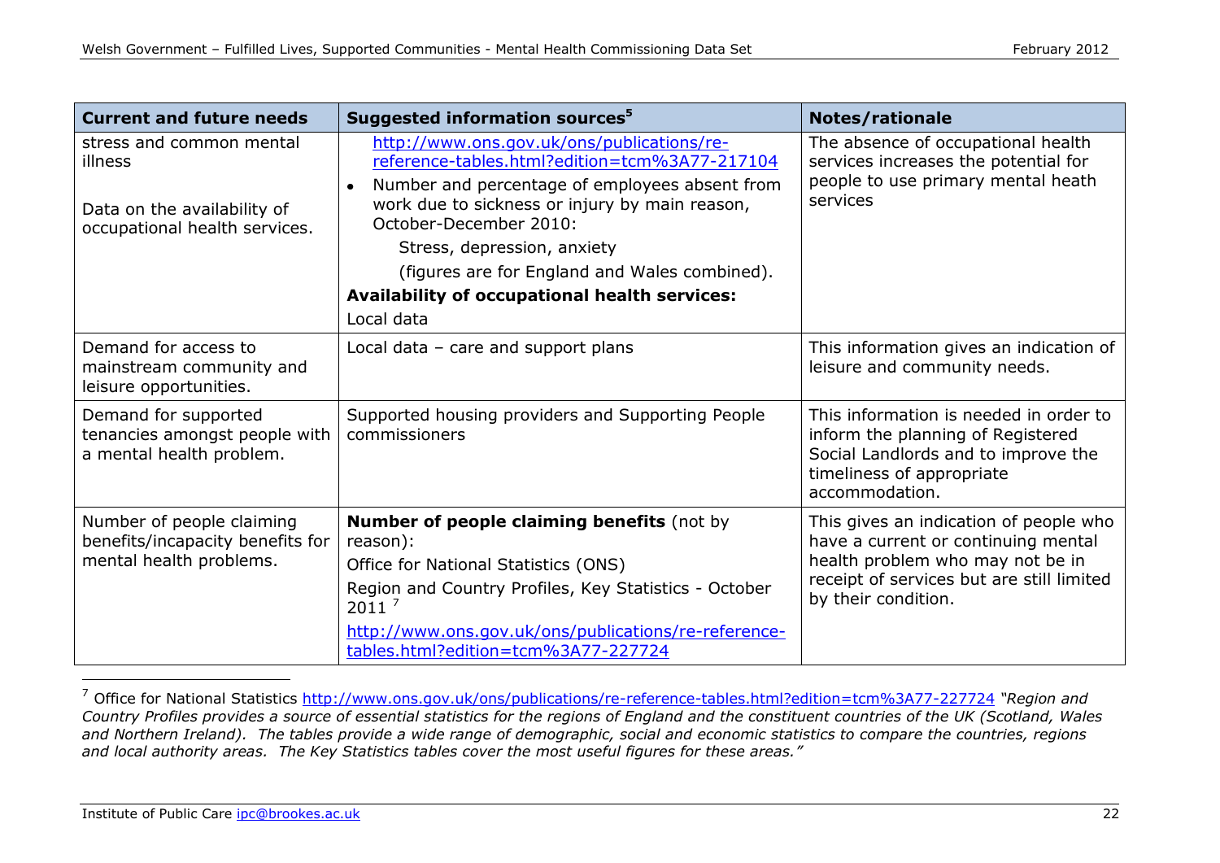| Current and future needs | Suggested information sources[5] | Notes/rationale |
|---|---|---|
| stress and common mental illness<br><br>Data on the availability of occupational health services. | http://www.ons.gov.uk/ons/publications/re-reference-tables.html?edition=tcm%3A77-217104<br>• Number and percentage of employees absent from work due to sickness or injury by main reason, October-December 2010:<br>Stress, depression, anxiety<br>(figures are for England and Wales combined).<br>**Availability of occupational health services:**<br>Local data | The absence of occupational health services increases the potential for people to use primary mental heath services |
| Demand for access to mainstream community and leisure opportunities. | Local data – care and support plans | This information gives an indication of leisure and community needs. |
| Demand for supported tenancies amongst people with a mental health problem. | Supported housing providers and Supporting People commissioners | This information is needed in order to inform the planning of Registered Social Landlords and to improve the timeliness of appropriate accommodation. |
| Number of people claiming benefits/incapacity benefits for mental health problems. | **Number of people claiming benefits** (not by reason):<br>Office for National Statistics (ONS)<br>Region and Country Profiles, Key Statistics - October 2011 [7]<br>http://www.ons.gov.uk/ons/publications/re-reference-tables.html?edition=tcm%3A77-227724 | This gives an indication of people who have a current or continuing mental health problem who may not be in receipt of services but are still limited by their condition. |

[7] Office for National Statistics http://www.ons.gov.uk/ons/publications/re-reference-tables.html?edition=tcm%3A77-227724 *"Region and Country Profiles provides a source of essential statistics for the regions of England and the constituent countries of the UK (Scotland, Wales and Northern Ireland). The tables provide a wide range of demographic, social and economic statistics to compare the countries, regions and local authority areas. The Key Statistics tables cover the most useful figures for these areas."*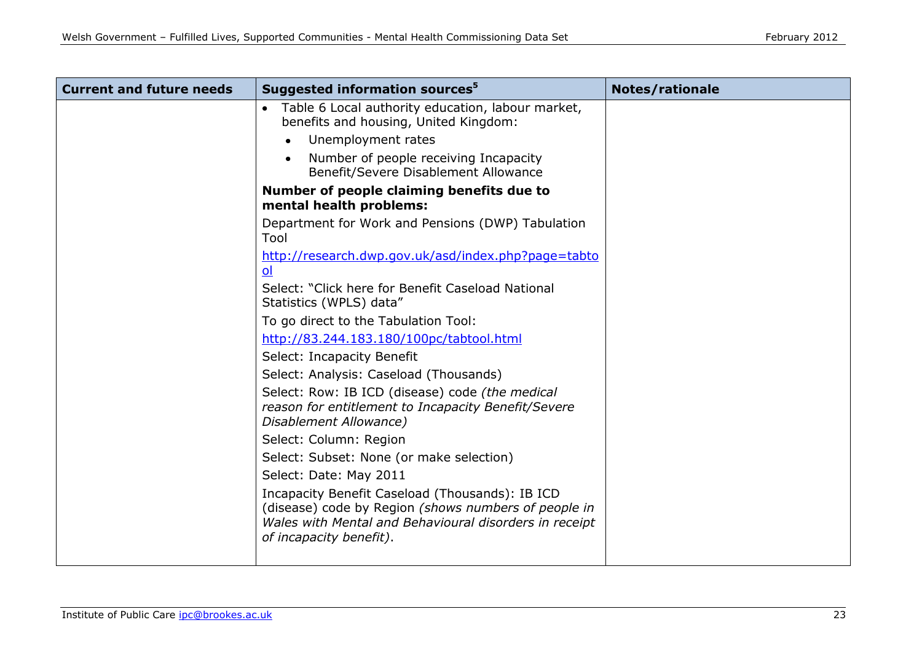| Current and future needs | Suggested information sources[5] | Notes/rationale |
|---|---|---|
| | • Table 6 Local authority education, labour market, benefits and housing, United Kingdom:<br>  • Unemployment rates<br>  • Number of people receiving Incapacity Benefit/Severe Disablement Allowance<br>**Number of people claiming benefits due to mental health problems:**<br>Department for Work and Pensions (DWP) Tabulation Tool<br>http://research.dwp.gov.uk/asd/index.php?page=tabtool<br>Select: "Click here for Benefit Caseload National Statistics (WPLS) data"<br>To go direct to the Tabulation Tool:<br>http://83.244.183.180/100pc/tabtool.html<br>Select: Incapacity Benefit<br>Select: Analysis: Caseload (Thousands)<br>Select: Row: IB ICD (disease) code *(the medical reason for entitlement to Incapacity Benefit/Severe Disablement Allowance)*<br>Select: Column: Region<br>Select: Subset: None (or make selection)<br>Select: Date: May 2011<br>Incapacity Benefit Caseload (Thousands): IB ICD (disease) code by Region *(shows numbers of people in Wales with Mental and Behavioural disorders in receipt of incapacity benefit)*. | |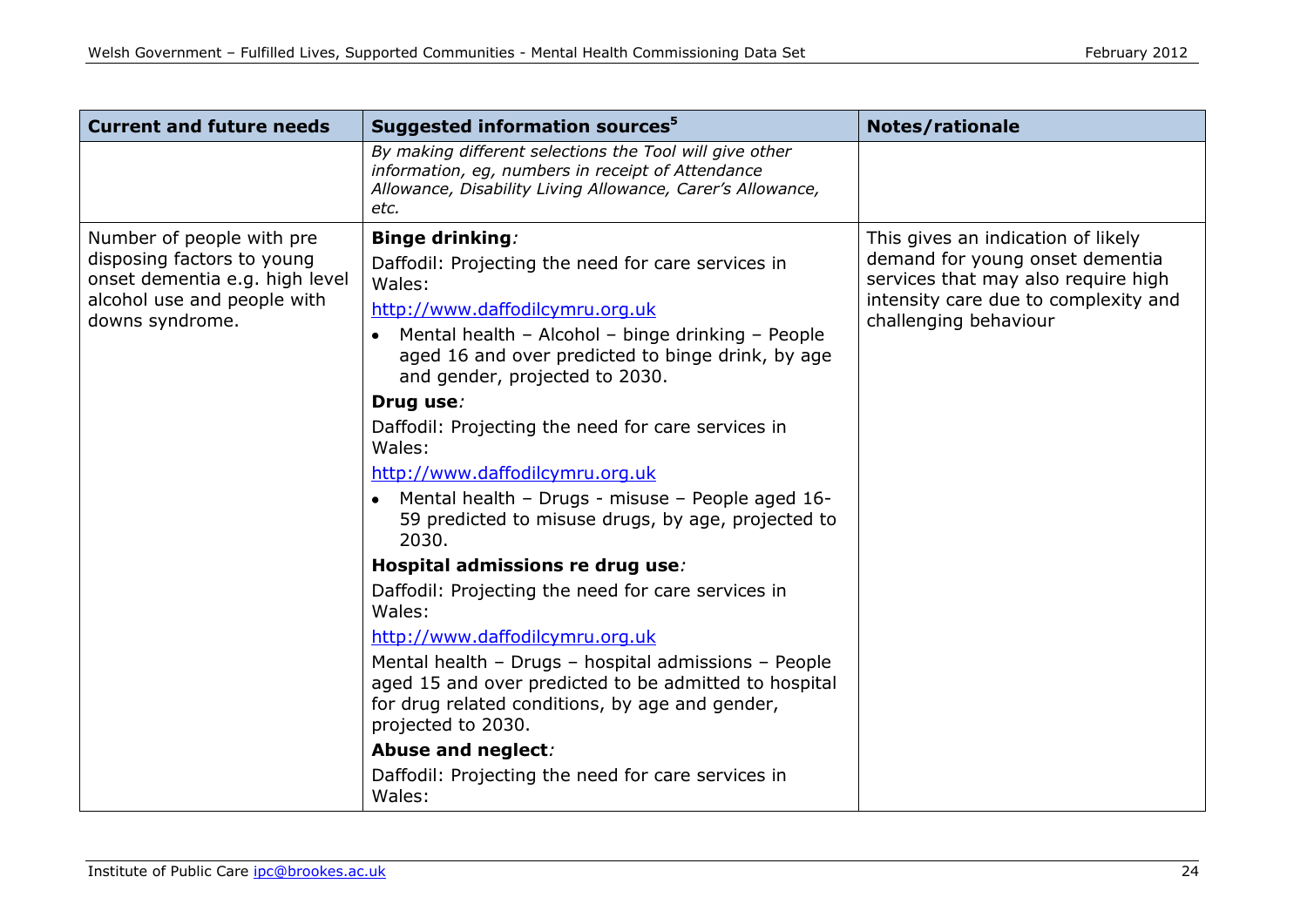| Current and future needs | Suggested information sources[5] | Notes/rationale |
|---|---|---|
| | *By making different selections the Tool will give other information, eg, numbers in receipt of Attendance Allowance, Disability Living Allowance, Carer's Allowance, etc.* | |
| Number of people with pre disposing factors to young onset dementia e.g. high level alcohol use and people with downs syndrome. | **Binge drinking***:* Daffodil: Projecting the need for care services in Wales: http://www.daffodilcymru.org.uk <br>• Mental health – Alcohol – binge drinking – People aged 16 and over predicted to binge drink, by age and gender, projected to 2030. <br>**Drug use***:* Daffodil: Projecting the need for care services in Wales: http://www.daffodilcymru.org.uk <br>• Mental health – Drugs - misuse – People aged 16-59 predicted to misuse drugs, by age, projected to 2030. <br>**Hospital admissions re drug use***:* Daffodil: Projecting the need for care services in Wales: http://www.daffodilcymru.org.uk <br>Mental health – Drugs – hospital admissions – People aged 15 and over predicted to be admitted to hospital for drug related conditions, by age and gender, projected to 2030. <br>**Abuse and neglect***:* Daffodil: Projecting the need for care services in Wales: | This gives an indication of likely demand for young onset dementia services that may also require high intensity care due to complexity and challenging behaviour |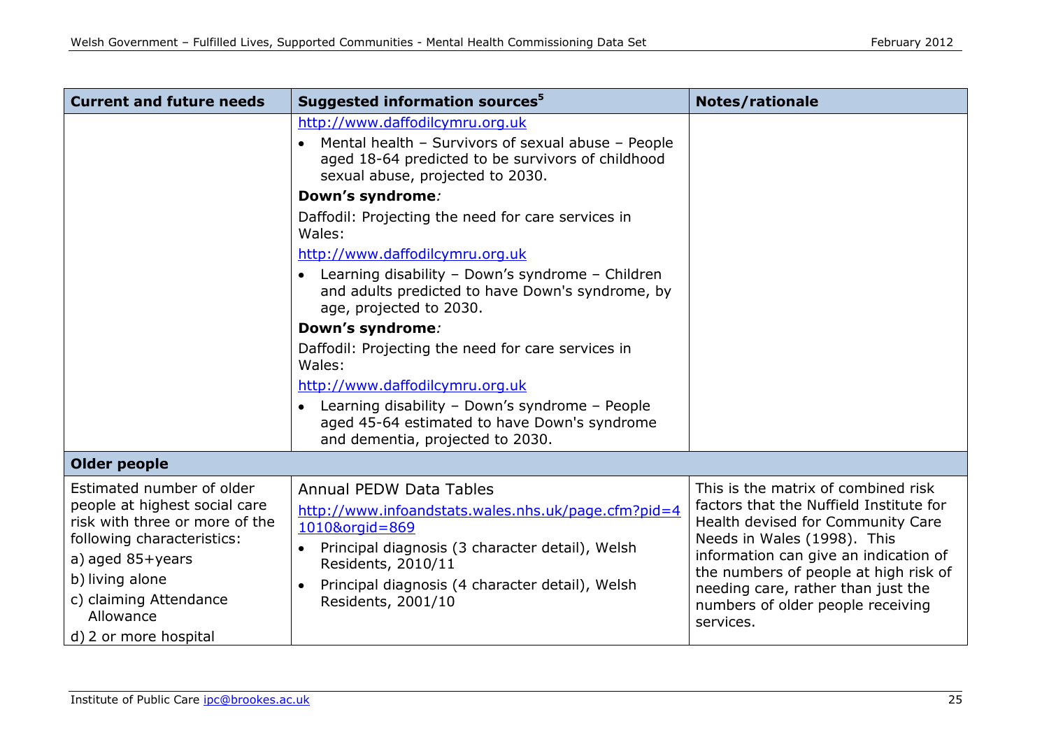| Current and future needs | Suggested information sources[5] | Notes/rationale |
|---|---|---|
| | http://www.daffodilcymru.org.uk<br>• Mental health – Survivors of sexual abuse – People aged 18-64 predicted to be survivors of childhood sexual abuse, projected to 2030.<br>**Down's syndrome***:*<br>Daffodil: Projecting the need for care services in Wales:<br>http://www.daffodilcymru.org.uk<br>• Learning disability – Down's syndrome – Children and adults predicted to have Down's syndrome, by age, projected to 2030.<br>**Down's syndrome***:*<br>Daffodil: Projecting the need for care services in Wales:<br>http://www.daffodilcymru.org.uk<br>• Learning disability – Down's syndrome – People aged 45-64 estimated to have Down's syndrome and dementia, projected to 2030. | |
| **Older people** | | |
| Estimated number of older people at highest social care risk with three or more of the following characteristics:<br>a) aged 85+years<br>b) living alone<br>c) claiming Attendance Allowance<br>d) 2 or more hospital | Annual PEDW Data Tables<br>http://www.infoandstats.wales.nhs.uk/page.cfm?pid=41010&orgid=869<br>• Principal diagnosis (3 character detail), Welsh Residents, 2010/11<br>• Principal diagnosis (4 character detail), Welsh Residents, 2001/10 | This is the matrix of combined risk factors that the Nuffield Institute for Health devised for Community Care Needs in Wales (1998). This information can give an indication of the numbers of people at high risk of needing care, rather than just the numbers of older people receiving services. |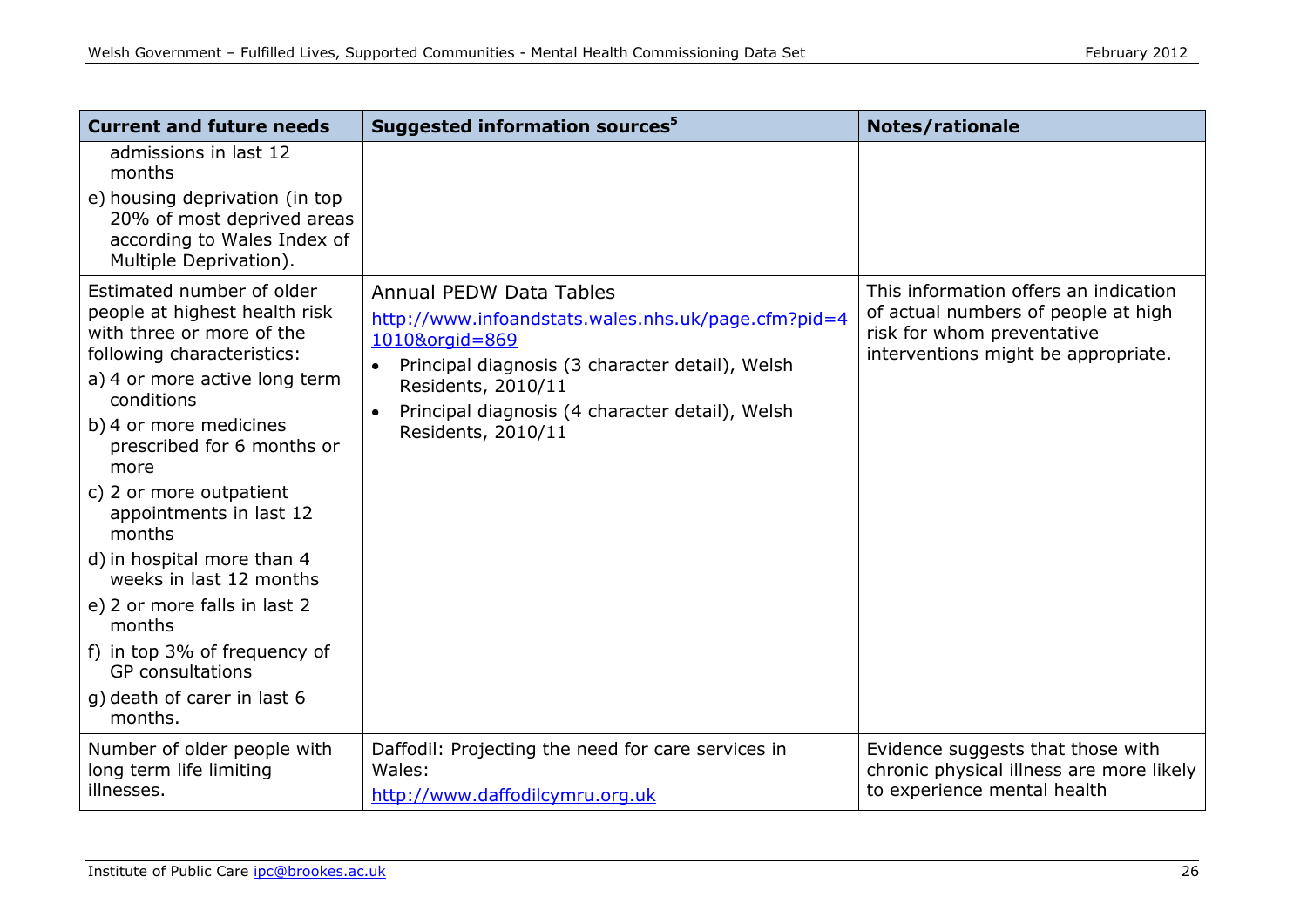| Current and future needs | Suggested information sources[5] | Notes/rationale |
|---|---|---|
| admissions in last 12 months<br>e) housing deprivation (in top 20% of most deprived areas according to Wales Index of Multiple Deprivation). | | |
| Estimated number of older people at highest health risk with three or more of the following characteristics:<br>a) 4 or more active long term conditions<br>b) 4 or more medicines prescribed for 6 months or more<br>c) 2 or more outpatient appointments in last 12 months<br>d) in hospital more than 4 weeks in last 12 months<br>e) 2 or more falls in last 2 months<br>f) in top 3% of frequency of GP consultations<br>g) death of carer in last 6 months. | Annual PEDW Data Tables<br>http://www.infoandstats.wales.nhs.uk/page.cfm?pid=41010&orgid=869<br>• Principal diagnosis (3 character detail), Welsh Residents, 2010/11<br>• Principal diagnosis (4 character detail), Welsh Residents, 2010/11 | This information offers an indication of actual numbers of people at high risk for whom preventative interventions might be appropriate. |
| Number of older people with long term life limiting illnesses. | Daffodil: Projecting the need for care services in Wales:<br>http://www.daffodilcymru.org.uk | Evidence suggests that those with chronic physical illness are more likely to experience mental health |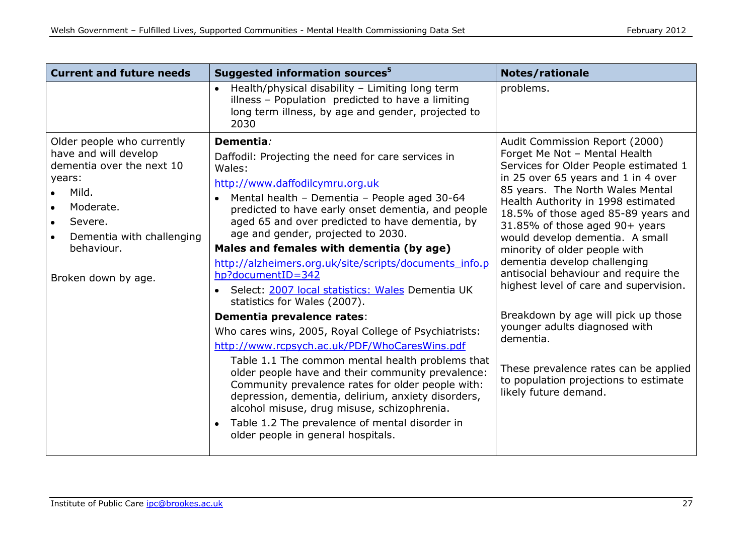| Current and future needs | Suggested information sources[5] | Notes/rationale |
|---|---|---|
| | • Health/physical disability – Limiting long term illness – Population predicted to have a limiting long term illness, by age and gender, projected to 2030 | problems. |
| Older people who currently have and will develop dementia over the next 10 years:<br>• Mild.<br>• Moderate.<br>• Severe.<br>• Dementia with challenging behaviour.<br><br>Broken down by age. | **Dementia***:*<br>Daffodil: Projecting the need for care services in Wales:<br>http://www.daffodilcymru.org.uk<br>• Mental health – Dementia – People aged 30-64 predicted to have early onset dementia, and people aged 65 and over predicted to have dementia, by age and gender, projected to 2030.<br>**Males and females with dementia (by age)**<br>http://alzheimers.org.uk/site/scripts/documents_info.php?documentID=342<br>• Select: 2007 local statistics: Wales Dementia UK statistics for Wales (2007).<br>**Dementia prevalence rates**:<br>Who cares wins, 2005, Royal College of Psychiatrists:<br>http://www.rcpsych.ac.uk/PDF/WhoCaresWins.pdf<br>Table 1.1 The common mental health problems that older people have and their community prevalence: Community prevalence rates for older people with: depression, dementia, delirium, anxiety disorders, alcohol misuse, drug misuse, schizophrenia.<br>• Table 1.2 The prevalence of mental disorder in older people in general hospitals. | Audit Commission Report (2000) Forget Me Not – Mental Health Services for Older People estimated 1 in 25 over 65 years and 1 in 4 over 85 years. The North Wales Mental Health Authority in 1998 estimated 18.5% of those aged 85-89 years and 31.85% of those aged 90+ years would develop dementia. A small minority of older people with dementia develop challenging antisocial behaviour and require the highest level of care and supervision.<br><br>Breakdown by age will pick up those younger adults diagnosed with dementia.<br><br>These prevalence rates can be applied to population projections to estimate likely future demand. |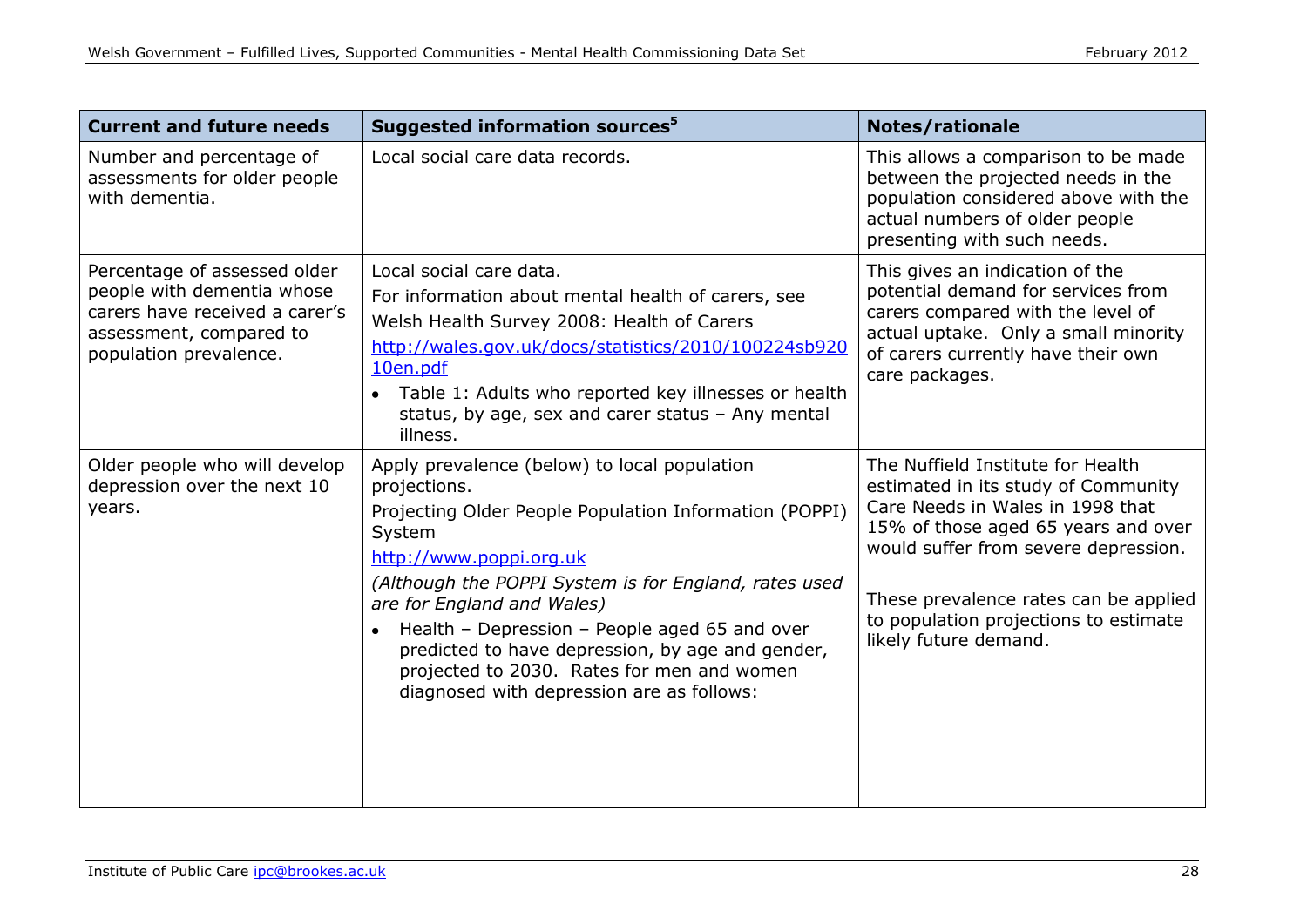| Current and future needs | Suggested information sources[5] | Notes/rationale |
|---|---|---|
| Number and percentage of assessments for older people with dementia. | Local social care data records. | This allows a comparison to be made between the projected needs in the population considered above with the actual numbers of older people presenting with such needs. |
| Percentage of assessed older people with dementia whose carers have received a carer's assessment, compared to population prevalence. | Local social care data.<br>For information about mental health of carers, see Welsh Health Survey 2008: Health of Carers<br>[http://wales.gov.uk/docs/statistics/2010/100224sb92010en.pdf](http://wales.gov.uk/docs/statistics/2010/100224sb92010en.pdf)<br>• Table 1: Adults who reported key illnesses or health status, by age, sex and carer status – Any mental illness. | This gives an indication of the potential demand for services from carers compared with the level of actual uptake. Only a small minority of carers currently have their own care packages. |
| Older people who will develop depression over the next 10 years. | Apply prevalence (below) to local population projections.<br>Projecting Older People Population Information (POPPI) System<br>[http://www.poppi.org.uk](http://www.poppi.org.uk)<br>*(Although the POPPI System is for England, rates used are for England and Wales)*<br>• Health – Depression – People aged 65 and over predicted to have depression, by age and gender, projected to 2030. Rates for men and women diagnosed with depression are as follows: | The Nuffield Institute for Health estimated in its study of Community Care Needs in Wales in 1998 that 15% of those aged 65 years and over would suffer from severe depression.<br><br>These prevalence rates can be applied to population projections to estimate likely future demand. |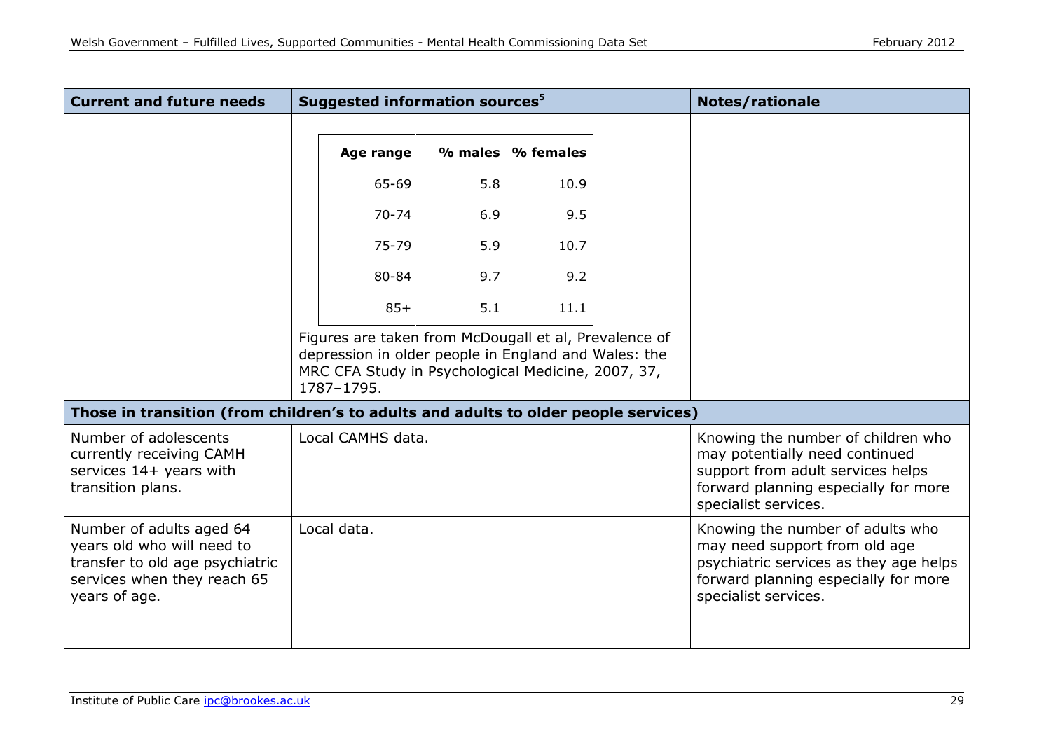| Current and future needs | Suggested information sources[5] | Notes/rationale |
|---|---|---|
| | Age range / % males / % females: 65-69: 5.8, 10.9; 70-74: 6.9, 9.5; 75-79: 5.9, 10.7; 80-84: 9.7, 9.2; 85+: 5.1, 11.1. Figures are taken from McDougall et al, Prevalence of depression in older people in England and Wales: the MRC CFA Study in Psychological Medicine, 2007, 37, 1787–1795. | |
| **Those in transition (from children's to adults and adults to older people services)** | | |
| Number of adolescents currently receiving CAMH services 14+ years with transition plans. | Local CAMHS data. | Knowing the number of children who may potentially need continued support from adult services helps forward planning especially for more specialist services. |
| Number of adults aged 64 years old who will need to transfer to old age psychiatric services when they reach 65 years of age. | Local data. | Knowing the number of adults who may need support from old age psychiatric services as they age helps forward planning especially for more specialist services. |

| Age range | % males | % females |
|---|---|---|
| 65-69 | 5.8 | 10.9 |
| 70-74 | 6.9 | 9.5 |
| 75-79 | 5.9 | 10.7 |
| 80-84 | 9.7 | 9.2 |
| 85+ | 5.1 | 11.1 |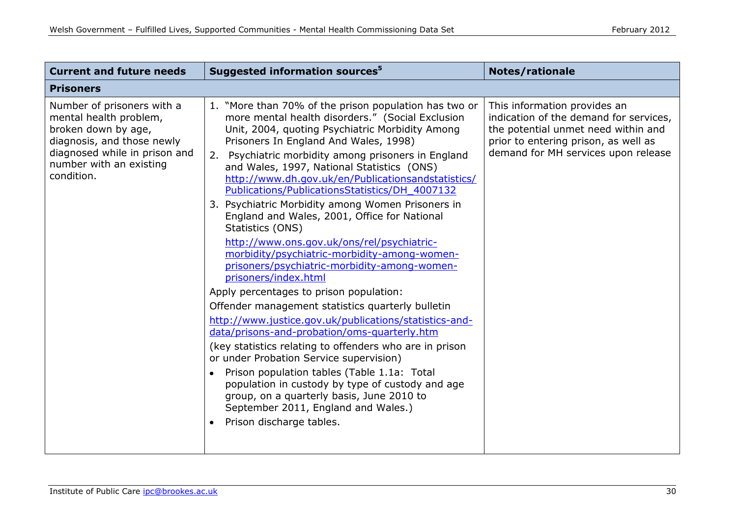| Current and future needs | Suggested information sources[5] | Notes/rationale |
|---|---|---|
| **Prisoners** | | |
| Number of prisoners with a mental health problem, broken down by age, diagnosis, and those newly diagnosed while in prison and number with an existing condition. | 1. "More than 70% of the prison population has two or more mental health disorders." (Social Exclusion Unit, 2004, quoting Psychiatric Morbidity Among Prisoners In England And Wales, 1998)<br>2. Psychiatric morbidity among prisoners in England and Wales, 1997, National Statistics (ONS) http://www.dh.gov.uk/en/Publicationsandstatistics/Publications/PublicationsStatistics/DH_4007132<br>3. Psychiatric Morbidity among Women Prisoners in England and Wales, 2001, Office for National Statistics (ONS) http://www.ons.gov.uk/ons/rel/psychiatric-morbidity/psychiatric-morbidity-among-women-prisoners/psychiatric-morbidity-among-women-prisoners/index.html<br>Apply percentages to prison population:<br>Offender management statistics quarterly bulletin<br>http://www.justice.gov.uk/publications/statistics-and-data/prisons-and-probation/oms-quarterly.htm<br>(key statistics relating to offenders who are in prison or under Probation Service supervision)<br>• Prison population tables (Table 1.1a: Total population in custody by type of custody and age group, on a quarterly basis, June 2010 to September 2011, England and Wales.)<br>• Prison discharge tables. | This information provides an indication of the demand for services, the potential unmet need within and prior to entering prison, as well as demand for MH services upon release |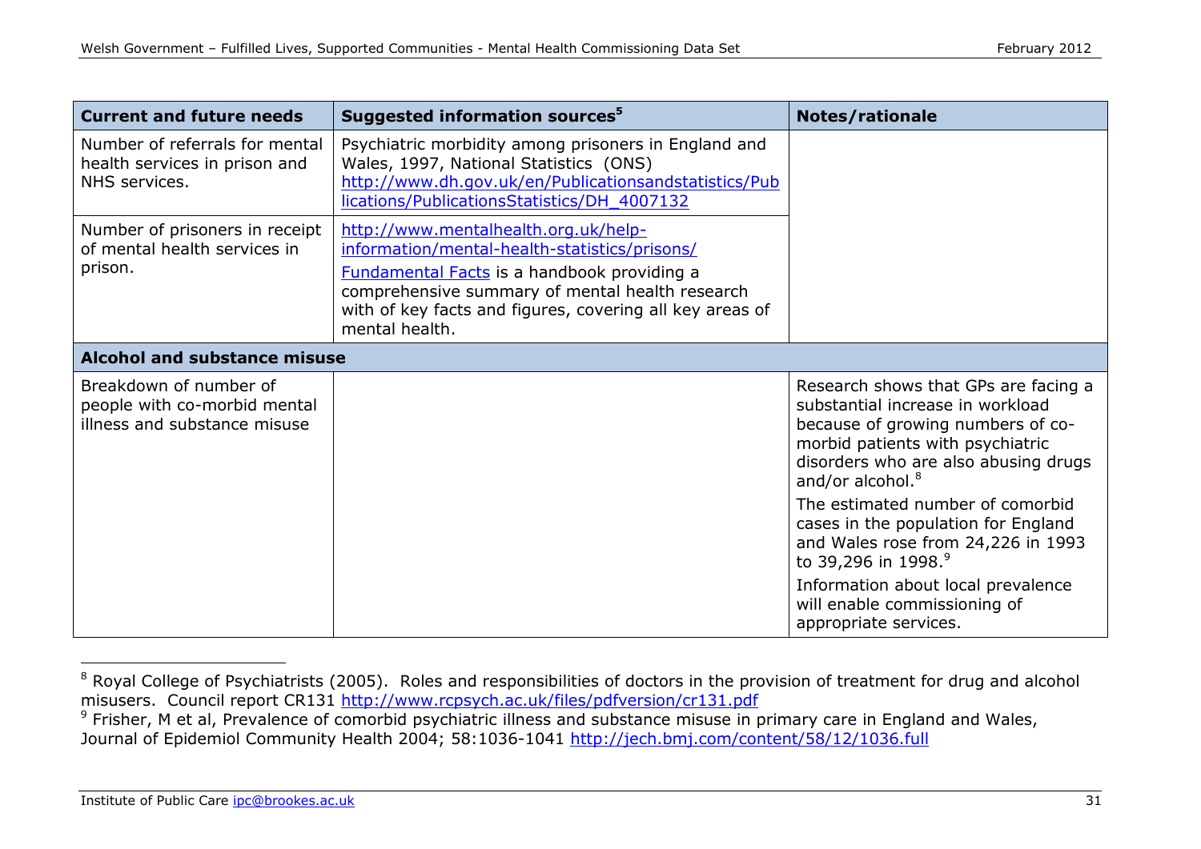| Current and future needs | Suggested information sources[5] | Notes/rationale |
|---|---|---|
| Number of referrals for mental health services in prison and NHS services. | Psychiatric morbidity among prisoners in England and Wales, 1997, National Statistics (ONS) http://www.dh.gov.uk/en/Publicationsandstatistics/Publications/PublicationsStatistics/DH_4007132 | |
| Number of prisoners in receipt of mental health services in prison. | http://www.mentalhealth.org.uk/help-information/mental-health-statistics/prisons/ Fundamental Facts is a handbook providing a comprehensive summary of mental health research with of key facts and figures, covering all key areas of mental health. | |
| **Alcohol and substance misuse** | | |
| Breakdown of number of people with co-morbid mental illness and substance misuse | | Research shows that GPs are facing a substantial increase in workload because of growing numbers of co-morbid patients with psychiatric disorders who are also abusing drugs and/or alcohol.[8] The estimated number of comorbid cases in the population for England and Wales rose from 24,226 in 1993 to 39,296 in 1998.[9] Information about local prevalence will enable commissioning of appropriate services. |

[8] Royal College of Psychiatrists (2005). Roles and responsibilities of doctors in the provision of treatment for drug and alcohol misusers. Council report CR131 http://www.rcpsych.ac.uk/files/pdfversion/cr131.pdf

[9] Frisher, M et al, Prevalence of comorbid psychiatric illness and substance misuse in primary care in England and Wales, Journal of Epidemiol Community Health 2004; 58:1036-1041 http://jech.bmj.com/content/58/12/1036.full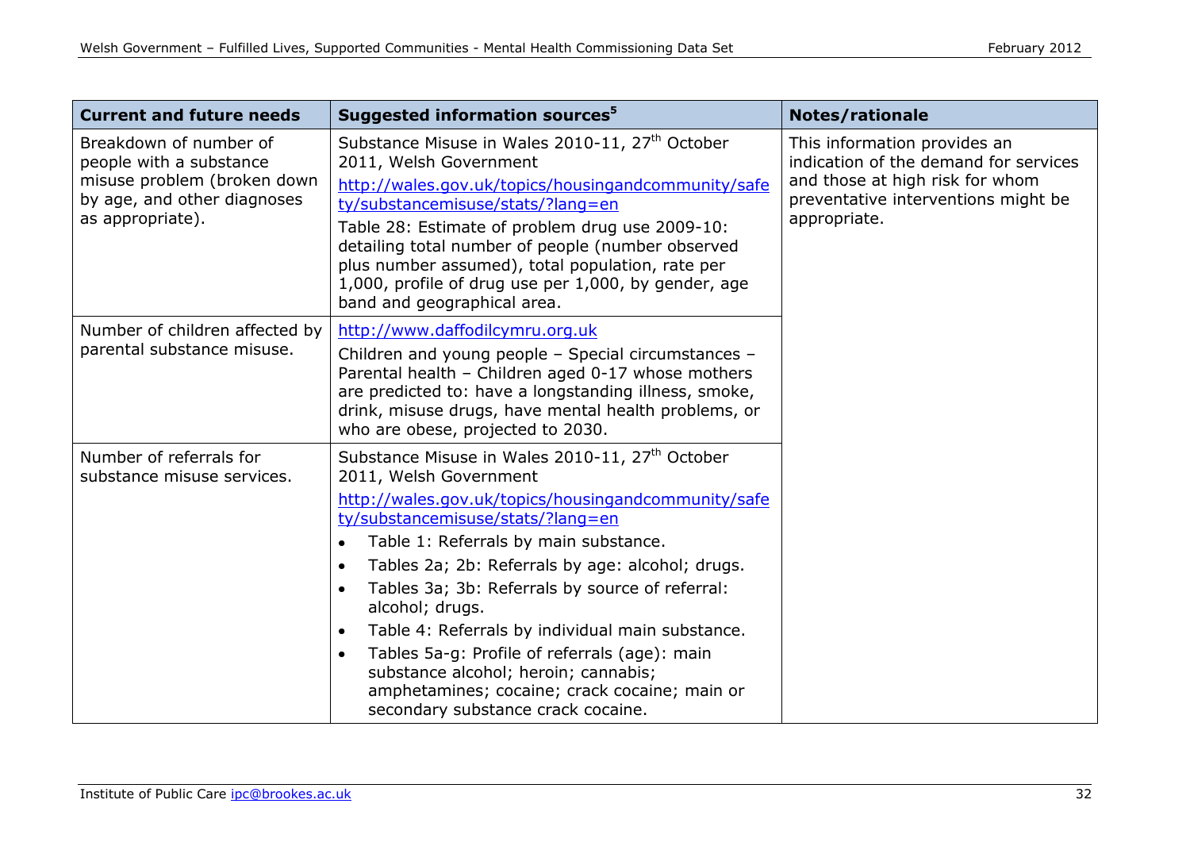| Current and future needs | Suggested information sources[5] | Notes/rationale |
|---|---|---|
| Breakdown of number of people with a substance misuse problem (broken down by age, and other diagnoses as appropriate). | Substance Misuse in Wales 2010-11, 27th October 2011, Welsh Government<br>http://wales.gov.uk/topics/housingandcommunity/safety/substancemisuse/stats/?lang=en<br>Table 28: Estimate of problem drug use 2009-10: detailing total number of people (number observed plus number assumed), total population, rate per 1,000, profile of drug use per 1,000, by gender, age band and geographical area. | This information provides an indication of the demand for services and those at high risk for whom preventative interventions might be appropriate. |
| Number of children affected by parental substance misuse. | http://www.daffodilcymru.org.uk<br>Children and young people – Special circumstances – Parental health – Children aged 0-17 whose mothers are predicted to: have a longstanding illness, smoke, drink, misuse drugs, have mental health problems, or who are obese, projected to 2030. | |
| Number of referrals for substance misuse services. | Substance Misuse in Wales 2010-11, 27th October 2011, Welsh Government<br>http://wales.gov.uk/topics/housingandcommunity/safety/substancemisuse/stats/?lang=en<br>• Table 1: Referrals by main substance.<br>• Tables 2a; 2b: Referrals by age: alcohol; drugs.<br>• Tables 3a; 3b: Referrals by source of referral: alcohol; drugs.<br>• Table 4: Referrals by individual main substance.<br>• Tables 5a-g: Profile of referrals (age): main substance alcohol; heroin; cannabis; amphetamines; cocaine; crack cocaine; main or secondary substance crack cocaine. | |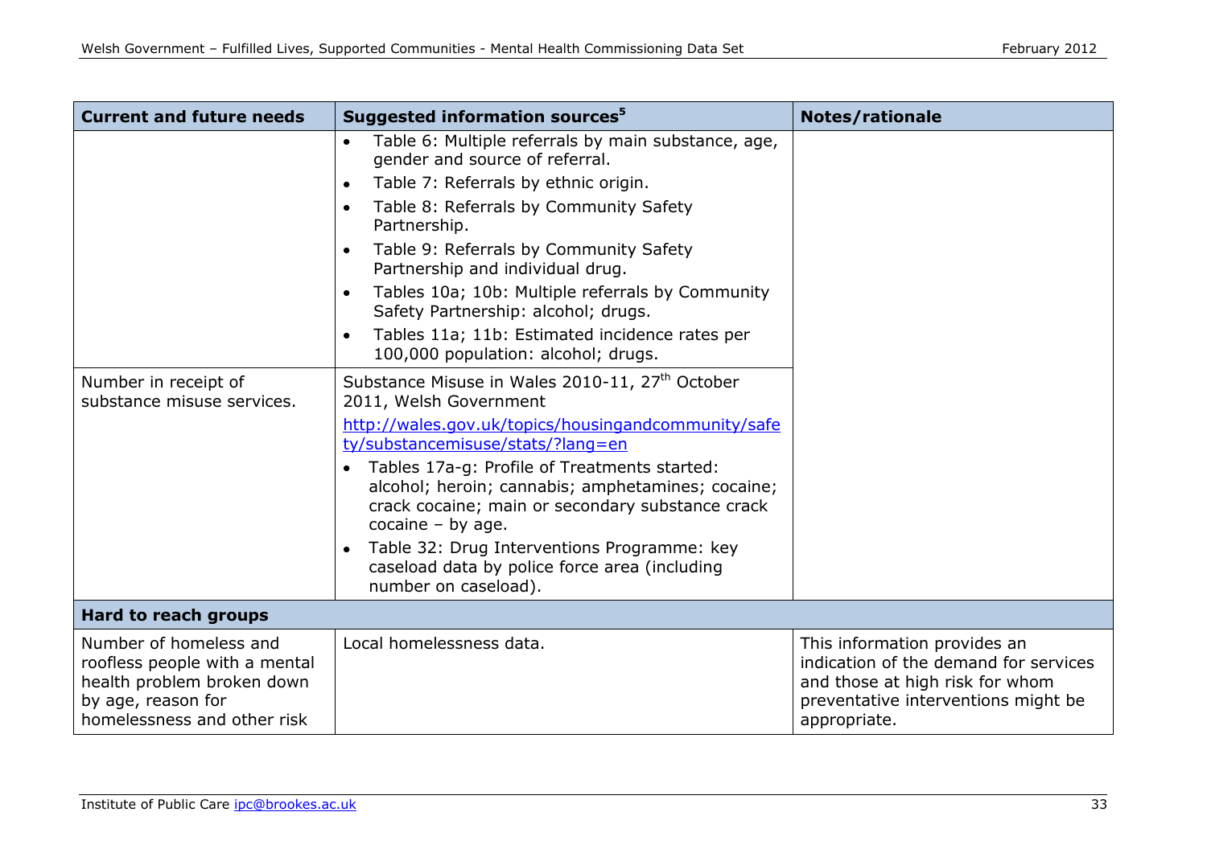| Current and future needs | Suggested information sources[5] | Notes/rationale |
|---|---|---|
| | • Table 6: Multiple referrals by main substance, age, gender and source of referral.<br>• Table 7: Referrals by ethnic origin.<br>• Table 8: Referrals by Community Safety Partnership.<br>• Table 9: Referrals by Community Safety Partnership and individual drug.<br>• Tables 10a; 10b: Multiple referrals by Community Safety Partnership: alcohol; drugs.<br>• Tables 11a; 11b: Estimated incidence rates per 100,000 population: alcohol; drugs. | |
| Number in receipt of substance misuse services. | Substance Misuse in Wales 2010-11, 27th October 2011, Welsh Government<br>[http://wales.gov.uk/topics/housingandcommunity/safety/substancemisuse/stats/?lang=en](http://wales.gov.uk/topics/housingandcommunity/safety/substancemisuse/stats/?lang=en)<br>• Tables 17a-g: Profile of Treatments started: alcohol; heroin; cannabis; amphetamines; cocaine; crack cocaine; main or secondary substance crack cocaine – by age.<br>• Table 32: Drug Interventions Programme: key caseload data by police force area (including number on caseload). | |
| **Hard to reach groups** | | |
| Number of homeless and roofless people with a mental health problem broken down by age, reason for homelessness and other risk | Local homelessness data. | This information provides an indication of the demand for services and those at high risk for whom preventative interventions might be appropriate. |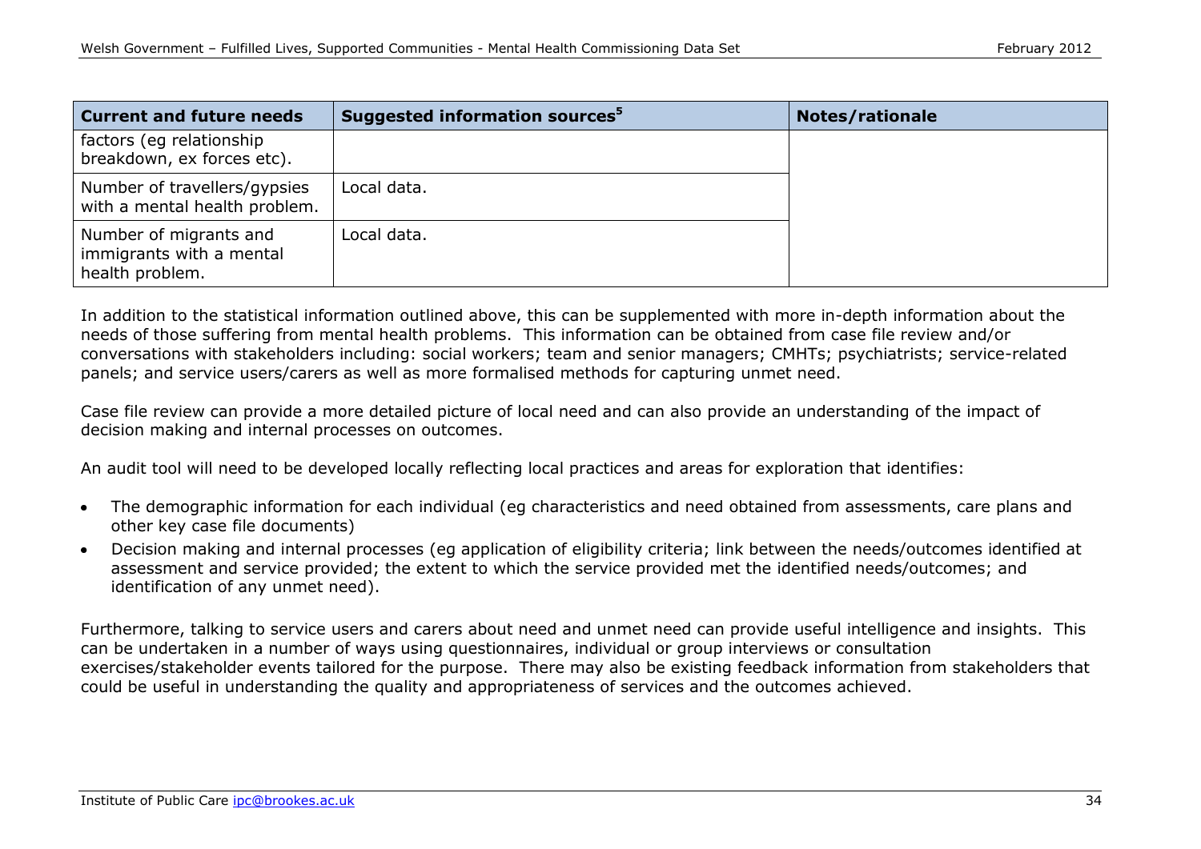| Current and future needs | Suggested information sources[5] | Notes/rationale |
| --- | --- | --- |
| factors (eg relationship breakdown, ex forces etc). | | |
| Number of travellers/gypsies with a mental health problem. | Local data. | |
| Number of migrants and immigrants with a mental health problem. | Local data. | |

In addition to the statistical information outlined above, this can be supplemented with more in-depth information about the needs of those suffering from mental health problems. This information can be obtained from case file review and/or conversations with stakeholders including: social workers; team and senior managers; CMHTs; psychiatrists; service-related panels; and service users/carers as well as more formalised methods for capturing unmet need.

Case file review can provide a more detailed picture of local need and can also provide an understanding of the impact of decision making and internal processes on outcomes.

An audit tool will need to be developed locally reflecting local practices and areas for exploration that identifies:

- The demographic information for each individual (eg characteristics and need obtained from assessments, care plans and other key case file documents)
- Decision making and internal processes (eg application of eligibility criteria; link between the needs/outcomes identified at assessment and service provided; the extent to which the service provided met the identified needs/outcomes; and identification of any unmet need).

Furthermore, talking to service users and carers about need and unmet need can provide useful intelligence and insights. This can be undertaken in a number of ways using questionnaires, individual or group interviews or consultation exercises/stakeholder events tailored for the purpose. There may also be existing feedback information from stakeholders that could be useful in understanding the quality and appropriateness of services and the outcomes achieved.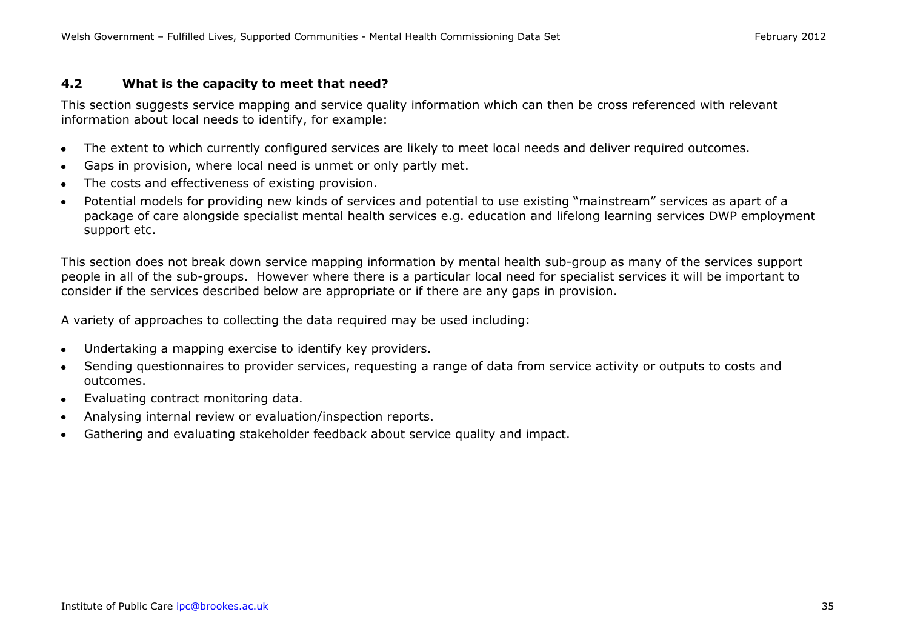### 4.2 What is the capacity to meet that need?

This section suggests service mapping and service quality information which can then be cross referenced with relevant information about local needs to identify, for example:

- The extent to which currently configured services are likely to meet local needs and deliver required outcomes.
- Gaps in provision, where local need is unmet or only partly met.
- The costs and effectiveness of existing provision.
- Potential models for providing new kinds of services and potential to use existing "mainstream" services as apart of a package of care alongside specialist mental health services e.g. education and lifelong learning services DWP employment support etc.

This section does not break down service mapping information by mental health sub-group as many of the services support people in all of the sub-groups. However where there is a particular local need for specialist services it will be important to consider if the services described below are appropriate or if there are any gaps in provision.

A variety of approaches to collecting the data required may be used including:

- Undertaking a mapping exercise to identify key providers.
- Sending questionnaires to provider services, requesting a range of data from service activity or outputs to costs and outcomes.
- Evaluating contract monitoring data.
- Analysing internal review or evaluation/inspection reports.
- Gathering and evaluating stakeholder feedback about service quality and impact.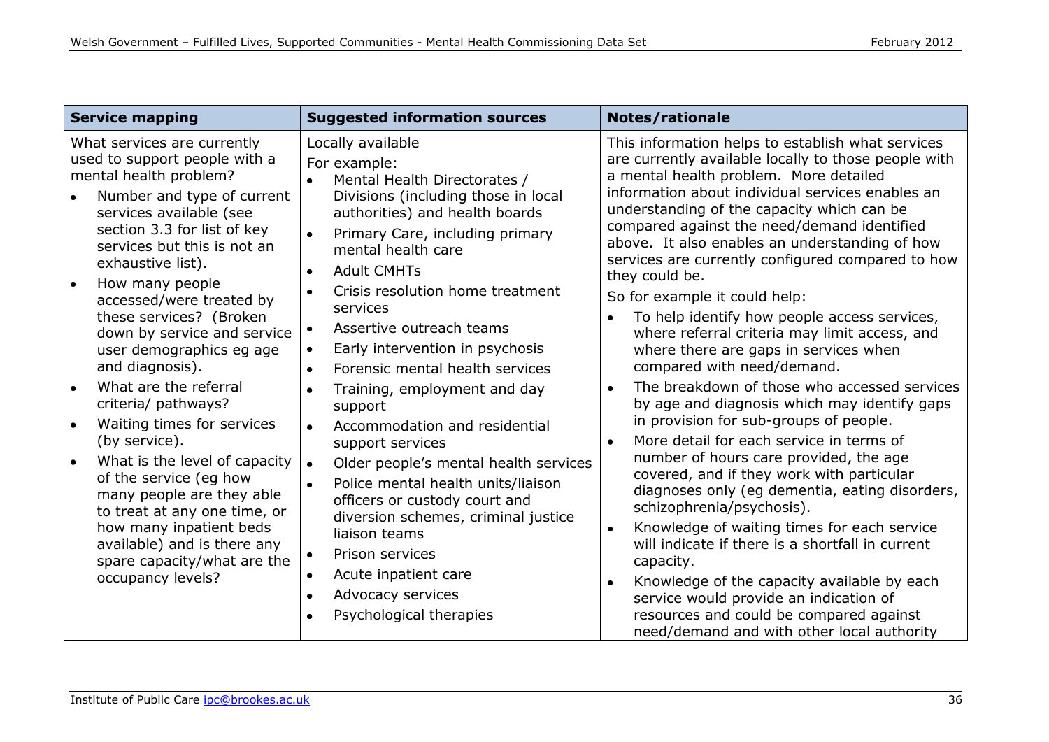| Service mapping | Suggested information sources | Notes/rationale |
|---|---|---|
| What services are currently used to support people with a mental health problem?<br>• Number and type of current services available (see section 3.3 for list of key services but this is not an exhaustive list).<br>• How many people accessed/were treated by these services? (Broken down by service and service user demographics eg age and diagnosis).<br>• What are the referral criteria/ pathways?<br>• Waiting times for services (by service).<br>• What is the level of capacity of the service (eg how many people are they able to treat at any one time, or how many inpatient beds available) and is there any spare capacity/what are the occupancy levels? | Locally available<br>For example:<br>• Mental Health Directorates / Divisions (including those in local authorities) and health boards<br>• Primary Care, including primary mental health care<br>• Adult CMHTs<br>• Crisis resolution home treatment services<br>• Assertive outreach teams<br>• Early intervention in psychosis<br>• Forensic mental health services<br>• Training, employment and day support<br>• Accommodation and residential support services<br>• Older people's mental health services<br>• Police mental health units/liaison officers or custody court and diversion schemes, criminal justice liaison teams<br>• Prison services<br>• Acute inpatient care<br>• Advocacy services<br>• Psychological therapies | This information helps to establish what services are currently available locally to those people with a mental health problem. More detailed information about individual services enables an understanding of the capacity which can be compared against the need/demand identified above. It also enables an understanding of how services are currently configured compared to how they could be.<br>So for example it could help:<br>• To help identify how people access services, where referral criteria may limit access, and where there are gaps in services when compared with need/demand.<br>• The breakdown of those who accessed services by age and diagnosis which may identify gaps in provision for sub-groups of people.<br>• More detail for each service in terms of number of hours care provided, the age covered, and if they work with particular diagnoses only (eg dementia, eating disorders, schizophrenia/psychosis).<br>• Knowledge of waiting times for each service will indicate if there is a shortfall in current capacity.<br>• Knowledge of the capacity available by each service would provide an indication of resources and could be compared against need/demand and with other local authority |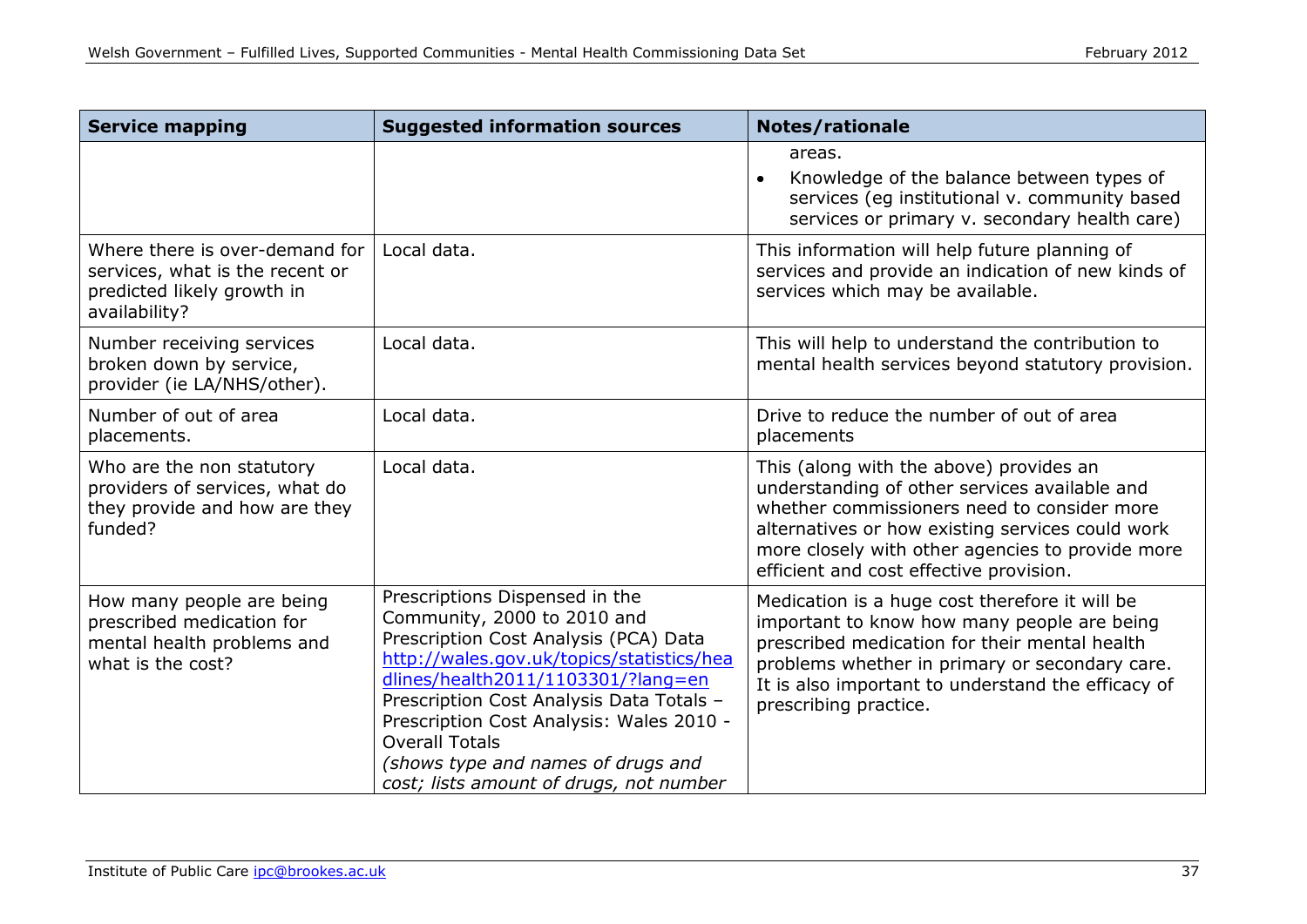| Service mapping | Suggested information sources | Notes/rationale |
|---|---|---|
| | | areas.<br>• Knowledge of the balance between types of services (eg institutional v. community based services or primary v. secondary health care) |
| Where there is over-demand for services, what is the recent or predicted likely growth in availability? | Local data. | This information will help future planning of services and provide an indication of new kinds of services which may be available. |
| Number receiving services broken down by service, provider (ie LA/NHS/other). | Local data. | This will help to understand the contribution to mental health services beyond statutory provision. |
| Number of out of area placements. | Local data. | Drive to reduce the number of out of area placements |
| Who are the non statutory providers of services, what do they provide and how are they funded? | Local data. | This (along with the above) provides an understanding of other services available and whether commissioners need to consider more alternatives or how existing services could work more closely with other agencies to provide more efficient and cost effective provision. |
| How many people are being prescribed medication for mental health problems and what is the cost? | Prescriptions Dispensed in the Community, 2000 to 2010 and Prescription Cost Analysis (PCA) Data [http://wales.gov.uk/topics/statistics/headlines/health2011/1103301/?lang=en](http://wales.gov.uk/topics/statistics/headlines/health2011/1103301/?lang=en) Prescription Cost Analysis Data Totals – Prescription Cost Analysis: Wales 2010 - Overall Totals<br>*(shows type and names of drugs and cost; lists amount of drugs, not number* | Medication is a huge cost therefore it will be important to know how many people are being prescribed medication for their mental health problems whether in primary or secondary care. It is also important to understand the efficacy of prescribing practice. |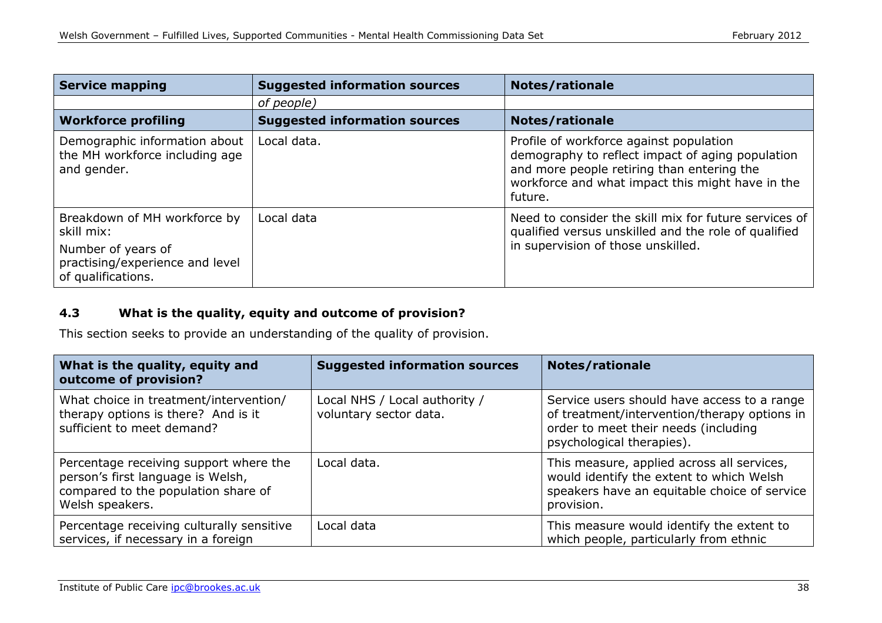| Service mapping | Suggested information sources | Notes/rationale |
|---|---|---|
| | *of people)* | |
| **Workforce profiling** | **Suggested information sources** | **Notes/rationale** |
| Demographic information about the MH workforce including age and gender. | Local data. | Profile of workforce against population demography to reflect impact of aging population and more people retiring than entering the workforce and what impact this might have in the future. |
| Breakdown of MH workforce by skill mix: Number of years of practising/experience and level of qualifications. | Local data | Need to consider the skill mix for future services of qualified versus unskilled and the role of qualified in supervision of those unskilled. |

### 4.3 What is the quality, equity and outcome of provision?

This section seeks to provide an understanding of the quality of provision.

| What is the quality, equity and outcome of provision? | Suggested information sources | Notes/rationale |
|---|---|---|
| What choice in treatment/intervention/ therapy options is there? And is it sufficient to meet demand? | Local NHS / Local authority / voluntary sector data. | Service users should have access to a range of treatment/intervention/therapy options in order to meet their needs (including psychological therapies). |
| Percentage receiving support where the person's first language is Welsh, compared to the population share of Welsh speakers. | Local data. | This measure, applied across all services, would identify the extent to which Welsh speakers have an equitable choice of service provision. |
| Percentage receiving culturally sensitive services, if necessary in a foreign | Local data | This measure would identify the extent to which people, particularly from ethnic |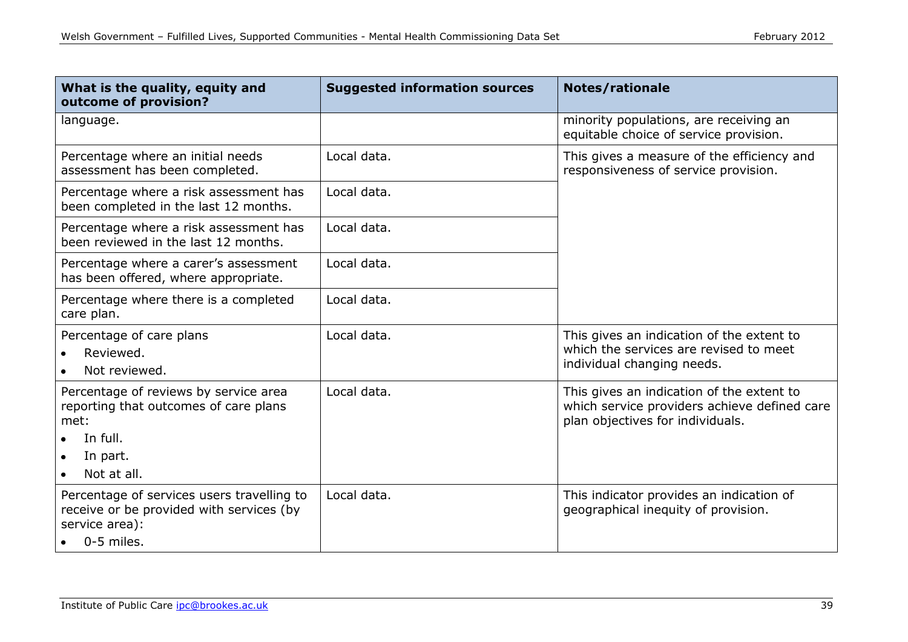| What is the quality, equity and outcome of provision? | Suggested information sources | Notes/rationale |
|---|---|---|
| language. | | minority populations, are receiving an equitable choice of service provision. |
| Percentage where an initial needs assessment has been completed. | Local data. | This gives a measure of the efficiency and responsiveness of service provision. |
| Percentage where a risk assessment has been completed in the last 12 months. | Local data. | |
| Percentage where a risk assessment has been reviewed in the last 12 months. | Local data. | |
| Percentage where a carer's assessment has been offered, where appropriate. | Local data. | |
| Percentage where there is a completed care plan. | Local data. | |
| Percentage of care plans<br>• Reviewed.<br>• Not reviewed. | Local data. | This gives an indication of the extent to which the services are revised to meet individual changing needs. |
| Percentage of reviews by service area reporting that outcomes of care plans met:<br>• In full.<br>• In part.<br>• Not at all. | Local data. | This gives an indication of the extent to which service providers achieve defined care plan objectives for individuals. |
| Percentage of services users travelling to receive or be provided with services (by service area):<br>• 0-5 miles. | Local data. | This indicator provides an indication of geographical inequity of provision. |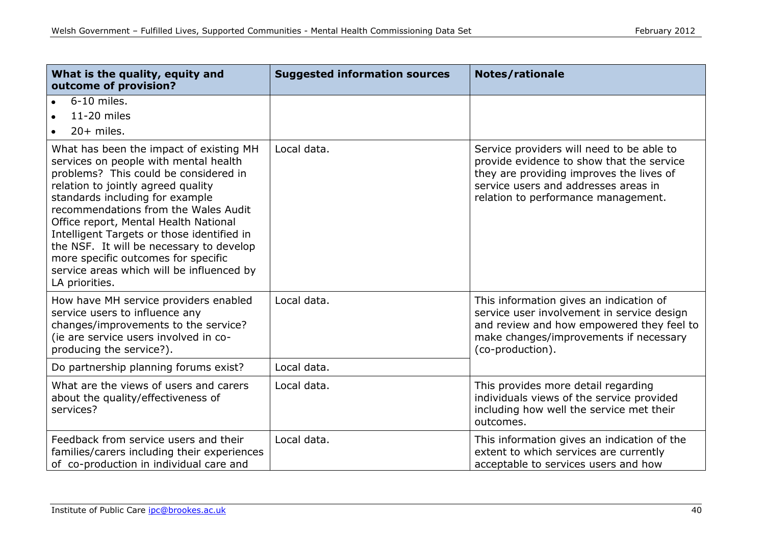| What is the quality, equity and outcome of provision? | Suggested information sources | Notes/rationale |
|---|---|---|
| • 6-10 miles.<br>• 11-20 miles<br>• 20+ miles. | | |
| What has been the impact of existing MH services on people with mental health problems? This could be considered in relation to jointly agreed quality standards including for example recommendations from the Wales Audit Office report, Mental Health National Intelligent Targets or those identified in the NSF. It will be necessary to develop more specific outcomes for specific service areas which will be influenced by LA priorities. | Local data. | Service providers will need to be able to provide evidence to show that the service they are providing improves the lives of service users and addresses areas in relation to performance management. |
| How have MH service providers enabled service users to influence any changes/improvements to the service? (ie are service users involved in co-producing the service?). | Local data. | This information gives an indication of service user involvement in service design and review and how empowered they feel to make changes/improvements if necessary (co-production). |
| Do partnership planning forums exist? | Local data. | |
| What are the views of users and carers about the quality/effectiveness of services? | Local data. | This provides more detail regarding individuals views of the service provided including how well the service met their outcomes. |
| Feedback from service users and their families/carers including their experiences of co-production in individual care and | Local data. | This information gives an indication of the extent to which services are currently acceptable to services users and how |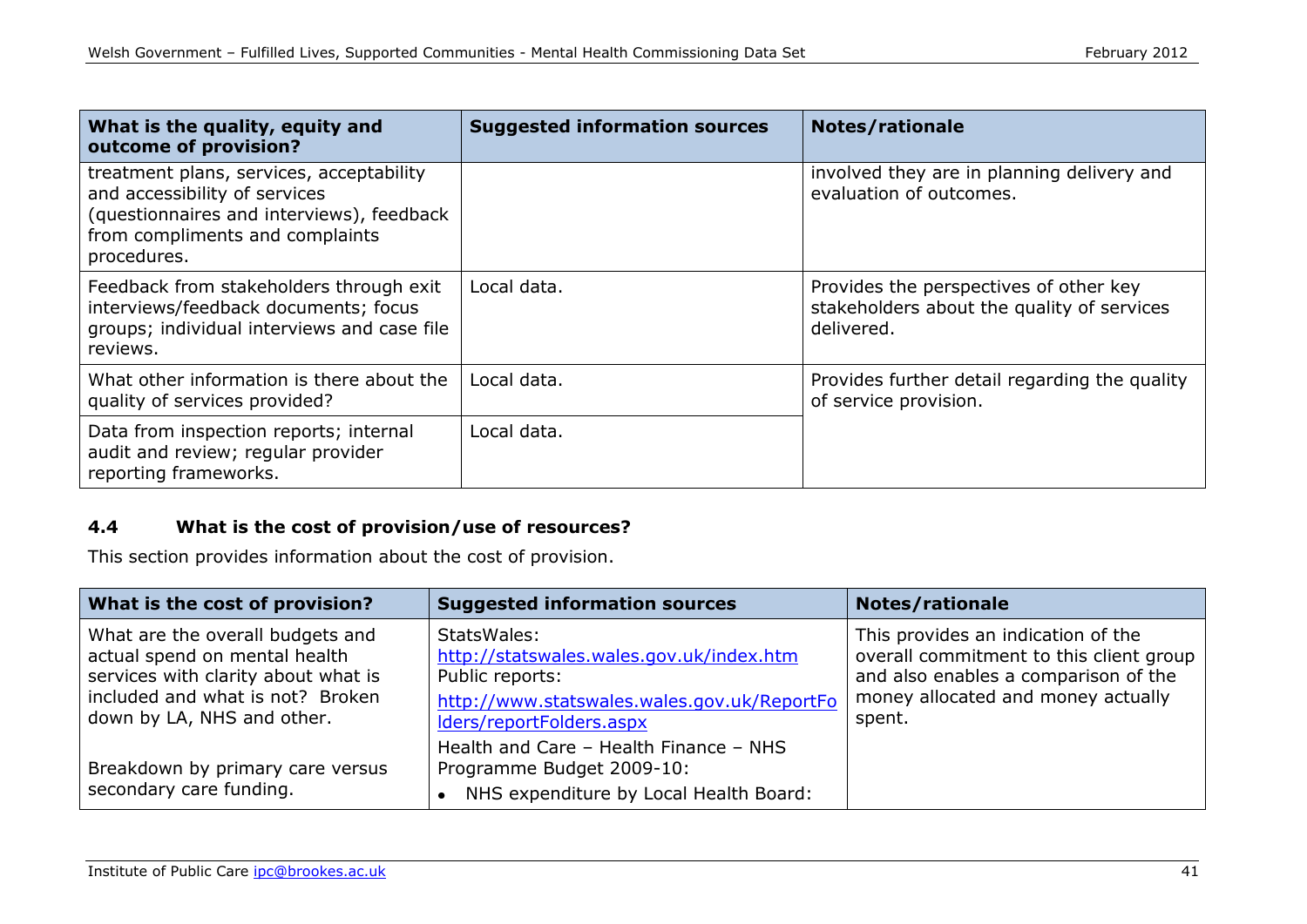| What is the quality, equity and outcome of provision? | Suggested information sources | Notes/rationale |
|---|---|---|
| treatment plans, services, acceptability and accessibility of services (questionnaires and interviews), feedback from compliments and complaints procedures. | | involved they are in planning delivery and evaluation of outcomes. |
| Feedback from stakeholders through exit interviews/feedback documents; focus groups; individual interviews and case file reviews. | Local data. | Provides the perspectives of other key stakeholders about the quality of services delivered. |
| What other information is there about the quality of services provided? | Local data. | Provides further detail regarding the quality of service provision. |
| Data from inspection reports; internal audit and review; regular provider reporting frameworks. | Local data. | |

### 4.4 What is the cost of provision/use of resources?

This section provides information about the cost of provision.

| What is the cost of provision? | Suggested information sources | Notes/rationale |
|---|---|---|
| What are the overall budgets and actual spend on mental health services with clarity about what is included and what is not? Broken down by LA, NHS and other.<br><br>Breakdown by primary care versus secondary care funding. | StatsWales: http://statswales.wales.gov.uk/index.htm<br>Public reports:<br>http://www.statswales.wales.gov.uk/ReportFolders/reportFolders.aspx<br>Health and Care – Health Finance – NHS Programme Budget 2009-10:<br>• NHS expenditure by Local Health Board: | This provides an indication of the overall commitment to this client group and also enables a comparison of the money allocated and money actually spent. |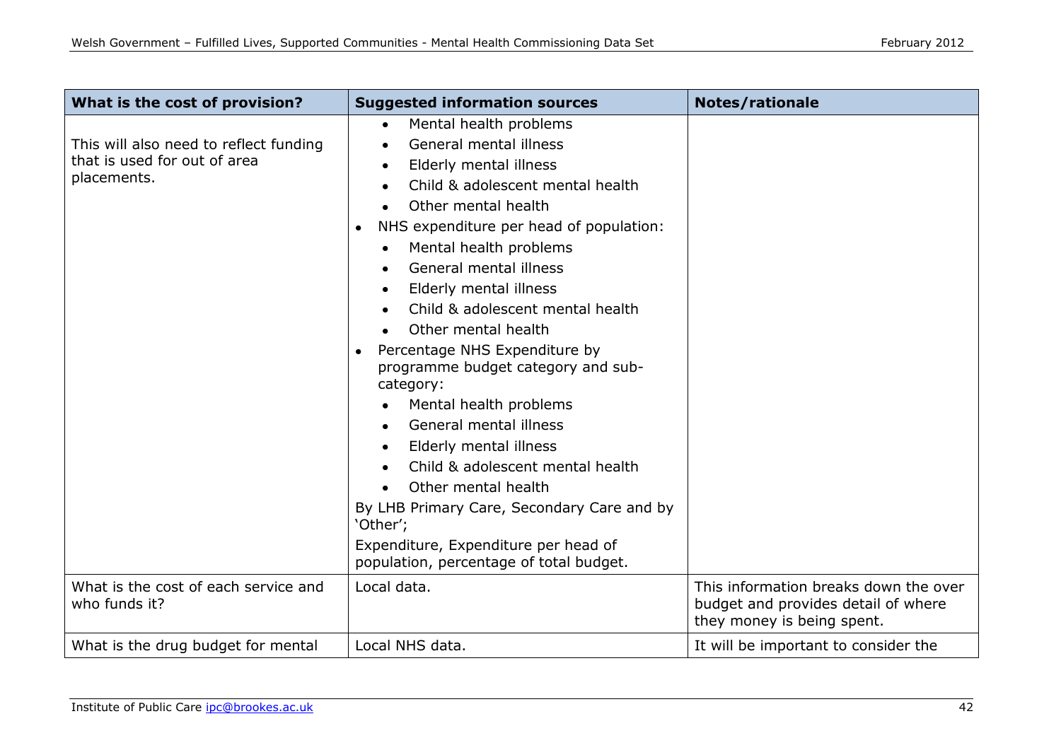| What is the cost of provision? | Suggested information sources | Notes/rationale |
| --- | --- | --- |
| This will also need to reflect funding that is used for out of area placements. | • Mental health problems<br>• General mental illness<br>• Elderly mental illness<br>• Child & adolescent mental health<br>• Other mental health<br>• NHS expenditure per head of population:<br>  • Mental health problems<br>  • General mental illness<br>  • Elderly mental illness<br>  • Child & adolescent mental health<br>  • Other mental health<br>• Percentage NHS Expenditure by programme budget category and sub-category:<br>  • Mental health problems<br>  • General mental illness<br>  • Elderly mental illness<br>  • Child & adolescent mental health<br>  • Other mental health<br>By LHB Primary Care, Secondary Care and by 'Other';<br>Expenditure, Expenditure per head of population, percentage of total budget. | |
| What is the cost of each service and who funds it? | Local data. | This information breaks down the over budget and provides detail of where they money is being spent. |
| What is the drug budget for mental | Local NHS data. | It will be important to consider the |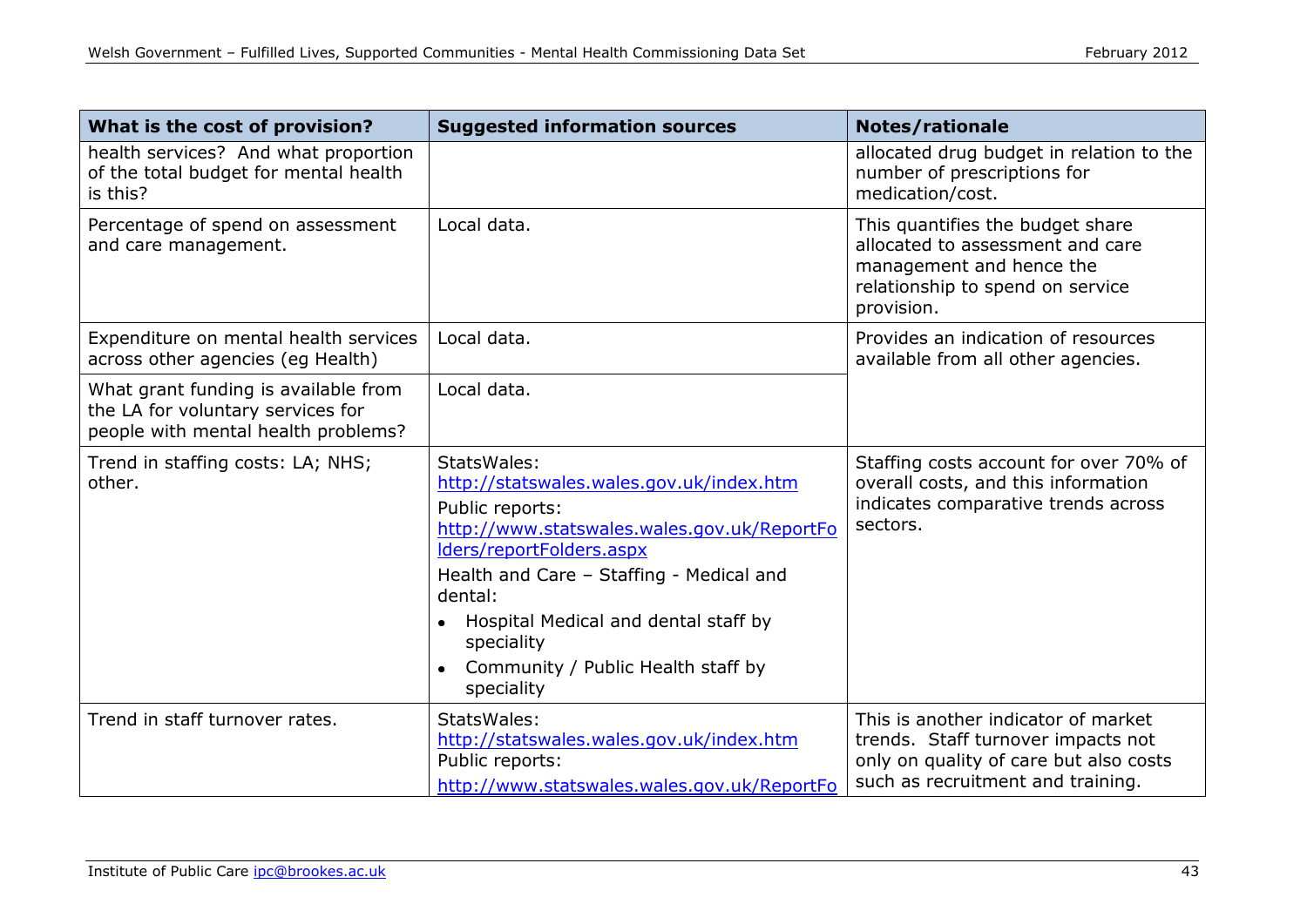| What is the cost of provision? | Suggested information sources | Notes/rationale |
|---|---|---|
| health services? And what proportion of the total budget for mental health is this? | | allocated drug budget in relation to the number of prescriptions for medication/cost. |
| Percentage of spend on assessment and care management. | Local data. | This quantifies the budget share allocated to assessment and care management and hence the relationship to spend on service provision. |
| Expenditure on mental health services across other agencies (eg Health) | Local data. | Provides an indication of resources available from all other agencies. |
| What grant funding is available from the LA for voluntary services for people with mental health problems? | Local data. | |
| Trend in staffing costs: LA; NHS; other. | StatsWales: http://statswales.wales.gov.uk/index.htm<br>Public reports: http://www.statswales.wales.gov.uk/ReportFolders/reportFolders.aspx<br>Health and Care – Staffing - Medical and dental:<br>• Hospital Medical and dental staff by speciality<br>• Community / Public Health staff by speciality | Staffing costs account for over 70% of overall costs, and this information indicates comparative trends across sectors. |
| Trend in staff turnover rates. | StatsWales: http://statswales.wales.gov.uk/index.htm<br>Public reports:<br>http://www.statswales.wales.gov.uk/ReportFo | This is another indicator of market trends. Staff turnover impacts not only on quality of care but also costs such as recruitment and training. |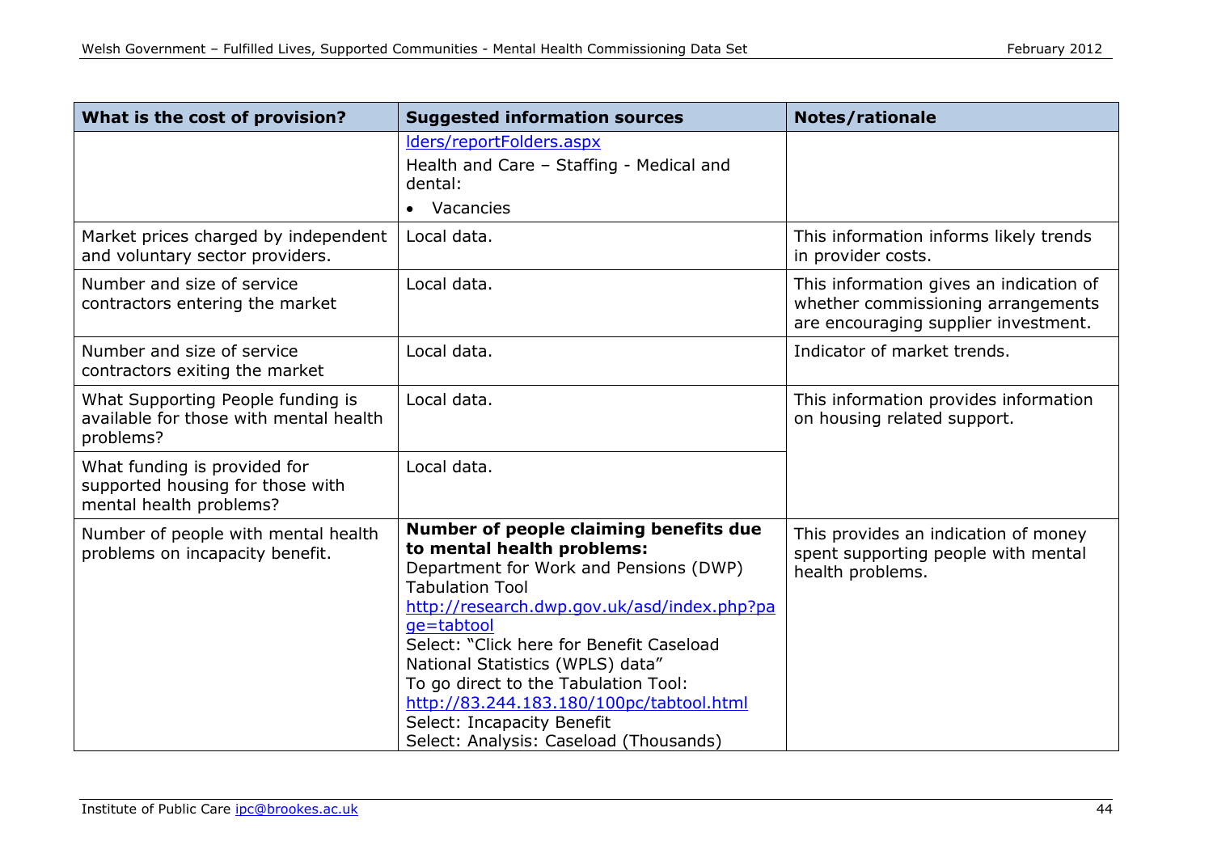| What is the cost of provision? | Suggested information sources | Notes/rationale |
|---|---|---|
| | lders/reportFolders.aspx<br>Health and Care – Staffing - Medical and dental:<br>• Vacancies | |
| Market prices charged by independent and voluntary sector providers. | Local data. | This information informs likely trends in provider costs. |
| Number and size of service contractors entering the market | Local data. | This information gives an indication of whether commissioning arrangements are encouraging supplier investment. |
| Number and size of service contractors exiting the market | Local data. | Indicator of market trends. |
| What Supporting People funding is available for those with mental health problems? | Local data. | This information provides information on housing related support. |
| What funding is provided for supported housing for those with mental health problems? | Local data. | |
| Number of people with mental health problems on incapacity benefit. | **Number of people claiming benefits due to mental health problems:**<br>Department for Work and Pensions (DWP) Tabulation Tool<br>http://research.dwp.gov.uk/asd/index.php?page=tabtool<br>Select: "Click here for Benefit Caseload National Statistics (WPLS) data"<br>To go direct to the Tabulation Tool:<br>http://83.244.183.180/100pc/tabtool.html<br>Select: Incapacity Benefit<br>Select: Analysis: Caseload (Thousands) | This provides an indication of money spent supporting people with mental health problems. |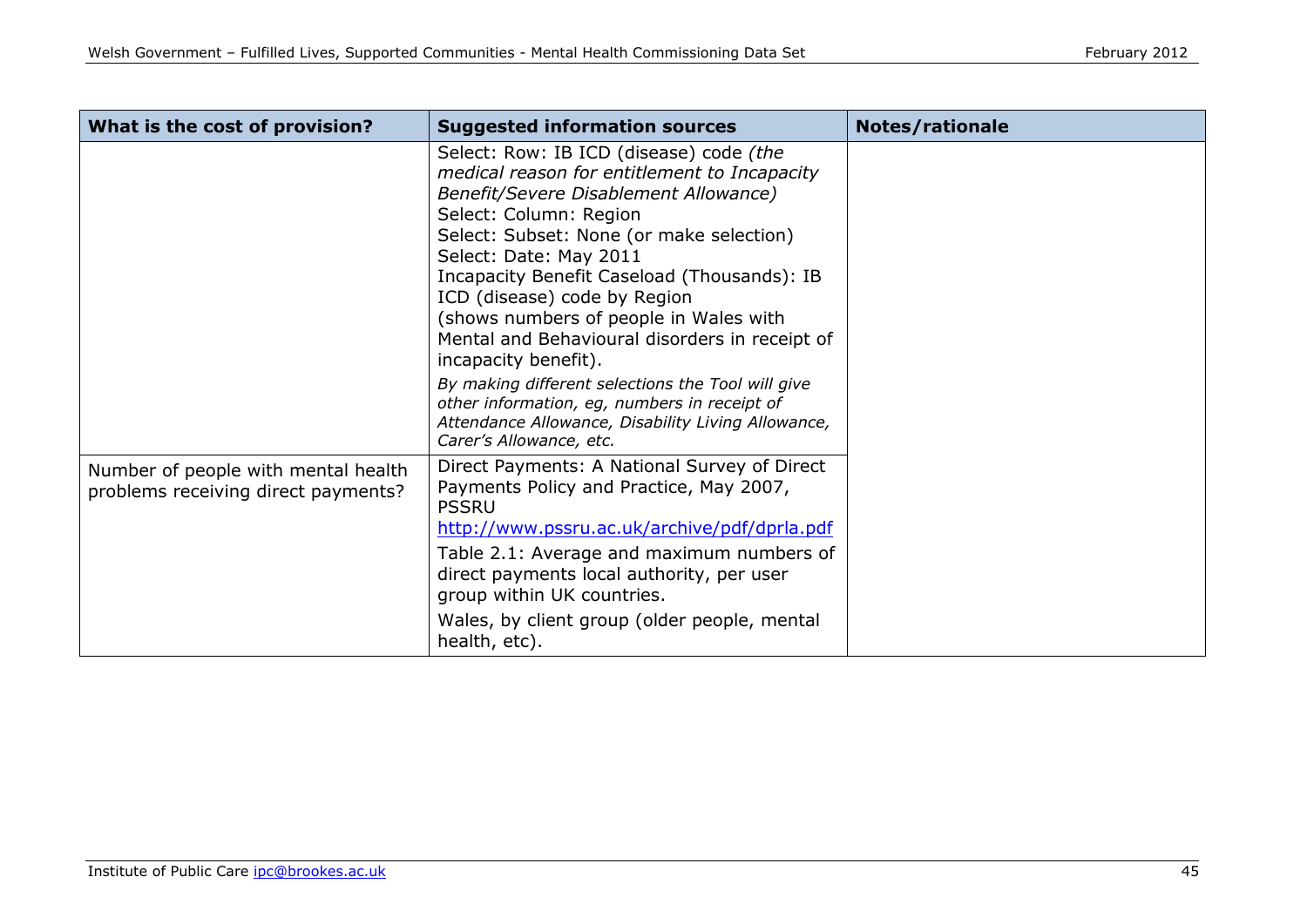| What is the cost of provision? | Suggested information sources | Notes/rationale |
|---|---|---|
| | Select: Row: IB ICD (disease) code *(the medical reason for entitlement to Incapacity Benefit/Severe Disablement Allowance)*<br>Select: Column: Region<br>Select: Subset: None (or make selection)<br>Select: Date: May 2011<br>Incapacity Benefit Caseload (Thousands): IB ICD (disease) code by Region<br>(shows numbers of people in Wales with Mental and Behavioural disorders in receipt of incapacity benefit).<br>*By making different selections the Tool will give other information, eg, numbers in receipt of Attendance Allowance, Disability Living Allowance, Carer's Allowance, etc.* | |
| Number of people with mental health problems receiving direct payments? | Direct Payments: A National Survey of Direct Payments Policy and Practice, May 2007, PSSRU<br>http://www.pssru.ac.uk/archive/pdf/dprla.pdf<br>Table 2.1: Average and maximum numbers of direct payments local authority, per user group within UK countries.<br>Wales, by client group (older people, mental health, etc). | |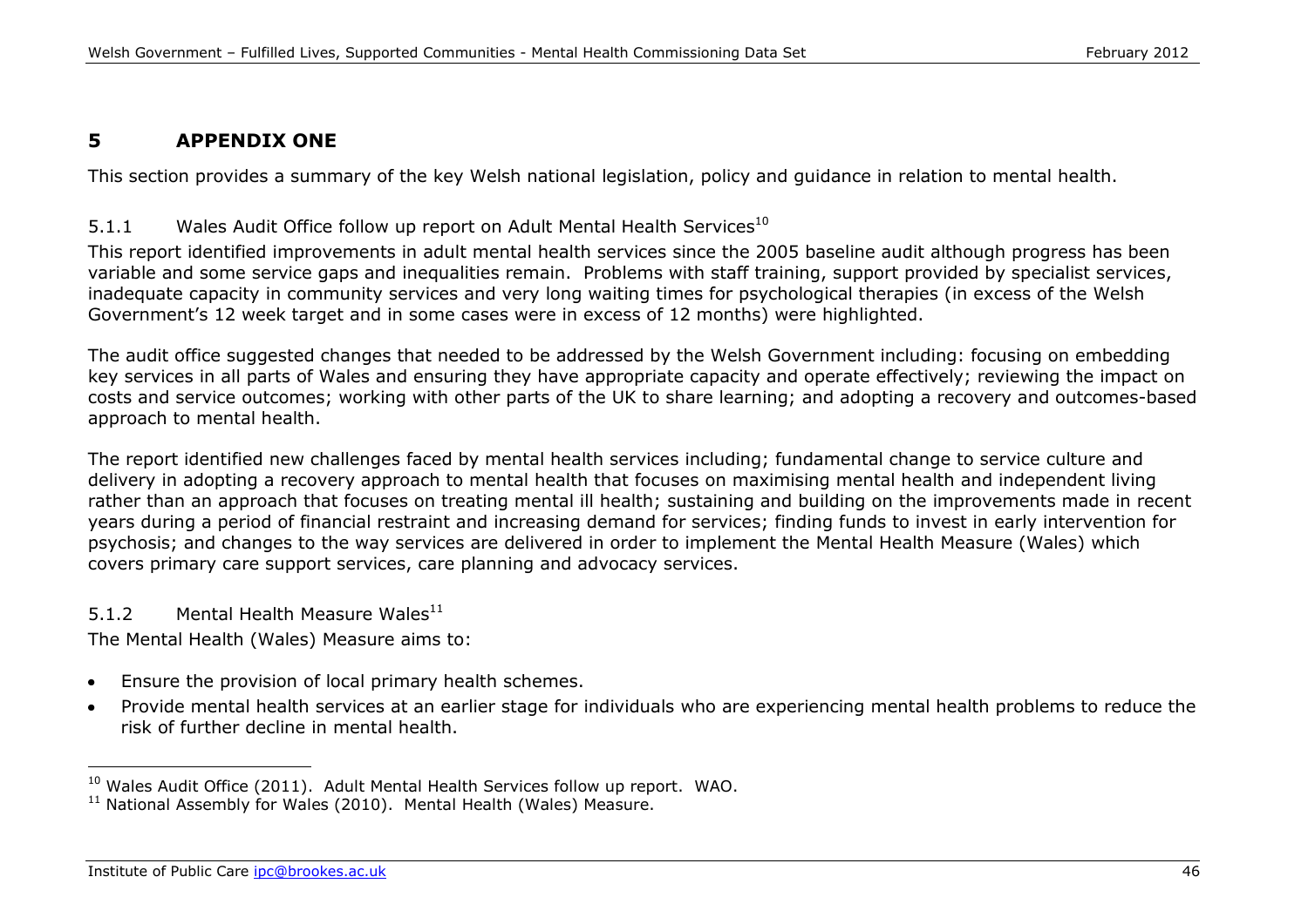# 5 APPENDIX ONE

This section provides a summary of the key Welsh national legislation, policy and guidance in relation to mental health.

### 5.1.1 Wales Audit Office follow up report on Adult Mental Health Services[10]

This report identified improvements in adult mental health services since the 2005 baseline audit although progress has been variable and some service gaps and inequalities remain. Problems with staff training, support provided by specialist services, inadequate capacity in community services and very long waiting times for psychological therapies (in excess of the Welsh Government's 12 week target and in some cases were in excess of 12 months) were highlighted.

The audit office suggested changes that needed to be addressed by the Welsh Government including: focusing on embedding key services in all parts of Wales and ensuring they have appropriate capacity and operate effectively; reviewing the impact on costs and service outcomes; working with other parts of the UK to share learning; and adopting a recovery and outcomes-based approach to mental health.

The report identified new challenges faced by mental health services including; fundamental change to service culture and delivery in adopting a recovery approach to mental health that focuses on maximising mental health and independent living rather than an approach that focuses on treating mental ill health; sustaining and building on the improvements made in recent years during a period of financial restraint and increasing demand for services; finding funds to invest in early intervention for psychosis; and changes to the way services are delivered in order to implement the Mental Health Measure (Wales) which covers primary care support services, care planning and advocacy services.

### 5.1.2 Mental Health Measure Wales[11]

The Mental Health (Wales) Measure aims to:

- Ensure the provision of local primary health schemes.
- Provide mental health services at an earlier stage for individuals who are experiencing mental health problems to reduce the risk of further decline in mental health.

---

[10] Wales Audit Office (2011). Adult Mental Health Services follow up report. WAO.

[11] National Assembly for Wales (2010). Mental Health (Wales) Measure.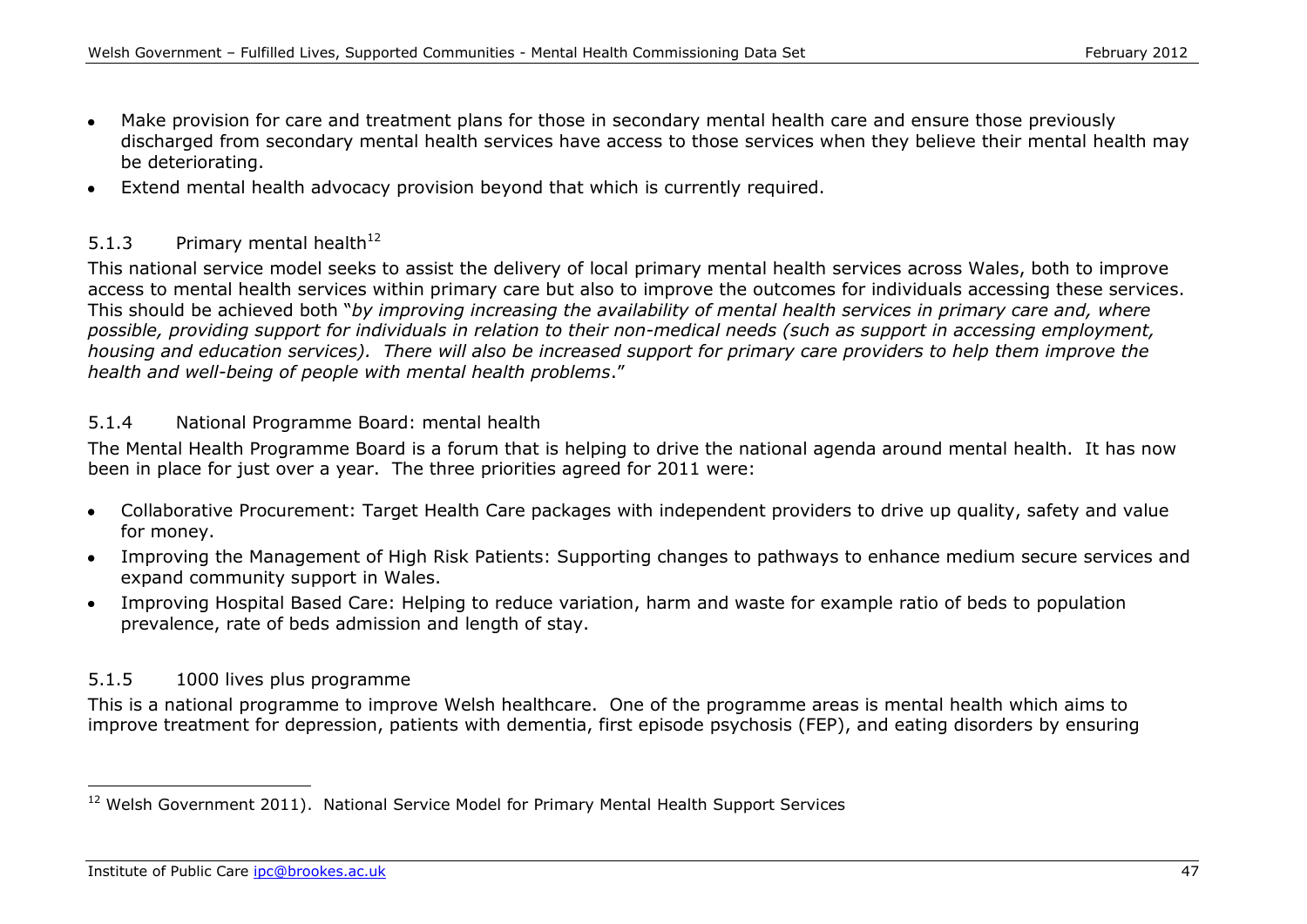- Make provision for care and treatment plans for those in secondary mental health care and ensure those previously discharged from secondary mental health services have access to those services when they believe their mental health may be deteriorating.
- Extend mental health advocacy provision beyond that which is currently required.

### 5.1.3 Primary mental health[12]

This national service model seeks to assist the delivery of local primary mental health services across Wales, both to improve access to mental health services within primary care but also to improve the outcomes for individuals accessing these services. This should be achieved both "*by improving increasing the availability of mental health services in primary care and, where possible, providing support for individuals in relation to their non-medical needs (such as support in accessing employment, housing and education services). There will also be increased support for primary care providers to help them improve the health and well-being of people with mental health problems*."

### 5.1.4 National Programme Board: mental health

The Mental Health Programme Board is a forum that is helping to drive the national agenda around mental health. It has now been in place for just over a year. The three priorities agreed for 2011 were:

- Collaborative Procurement: Target Health Care packages with independent providers to drive up quality, safety and value for money.
- Improving the Management of High Risk Patients: Supporting changes to pathways to enhance medium secure services and expand community support in Wales.
- Improving Hospital Based Care: Helping to reduce variation, harm and waste for example ratio of beds to population prevalence, rate of beds admission and length of stay.

### 5.1.5 1000 lives plus programme

This is a national programme to improve Welsh healthcare. One of the programme areas is mental health which aims to improve treatment for depression, patients with dementia, first episode psychosis (FEP), and eating disorders by ensuring

[12] Welsh Government 2011). National Service Model for Primary Mental Health Support Services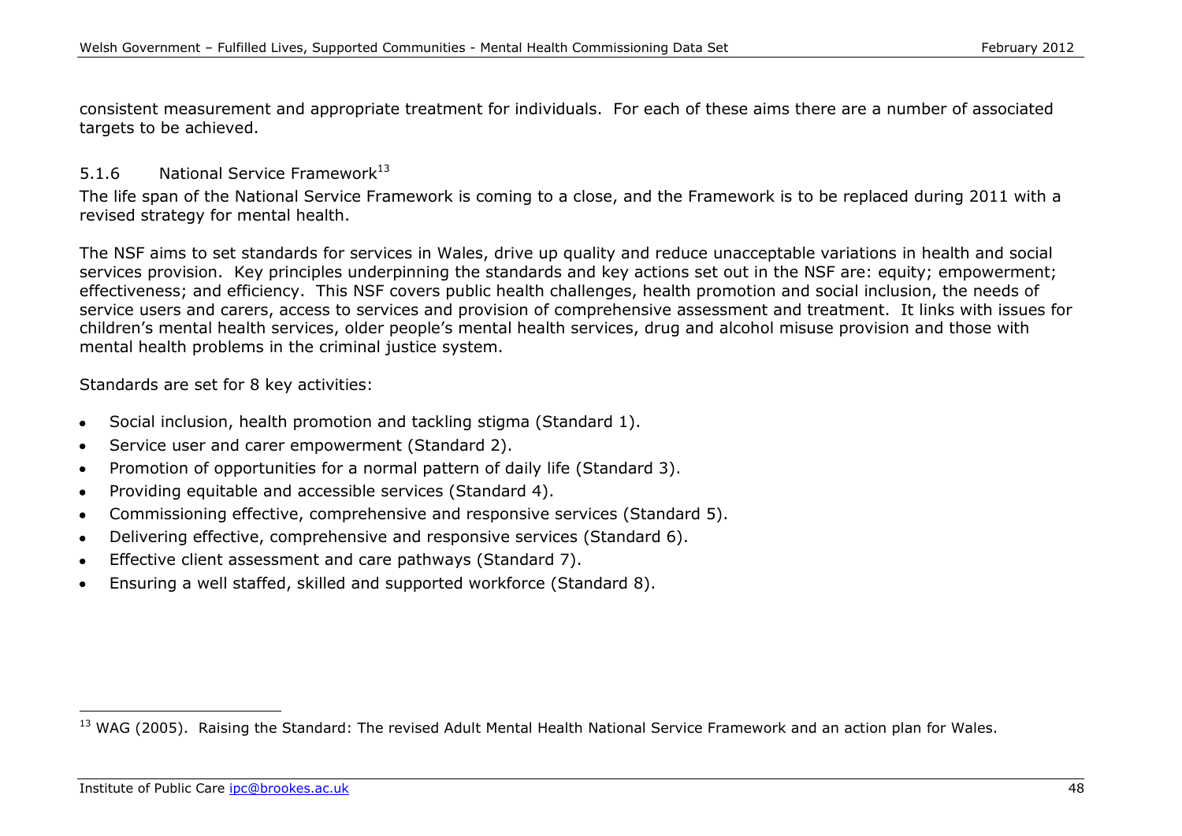consistent measurement and appropriate treatment for individuals. For each of these aims there are a number of associated targets to be achieved.

### 5.1.6 National Service Framework[13]

The life span of the National Service Framework is coming to a close, and the Framework is to be replaced during 2011 with a revised strategy for mental health.

The NSF aims to set standards for services in Wales, drive up quality and reduce unacceptable variations in health and social services provision. Key principles underpinning the standards and key actions set out in the NSF are: equity; empowerment; effectiveness; and efficiency. This NSF covers public health challenges, health promotion and social inclusion, the needs of service users and carers, access to services and provision of comprehensive assessment and treatment. It links with issues for children's mental health services, older people's mental health services, drug and alcohol misuse provision and those with mental health problems in the criminal justice system.

Standards are set for 8 key activities:

- Social inclusion, health promotion and tackling stigma (Standard 1).
- Service user and carer empowerment (Standard 2).
- Promotion of opportunities for a normal pattern of daily life (Standard 3).
- Providing equitable and accessible services (Standard 4).
- Commissioning effective, comprehensive and responsive services (Standard 5).
- Delivering effective, comprehensive and responsive services (Standard 6).
- Effective client assessment and care pathways (Standard 7).
- Ensuring a well staffed, skilled and supported workforce (Standard 8).

---

[13] WAG (2005). Raising the Standard: The revised Adult Mental Health National Service Framework and an action plan for Wales.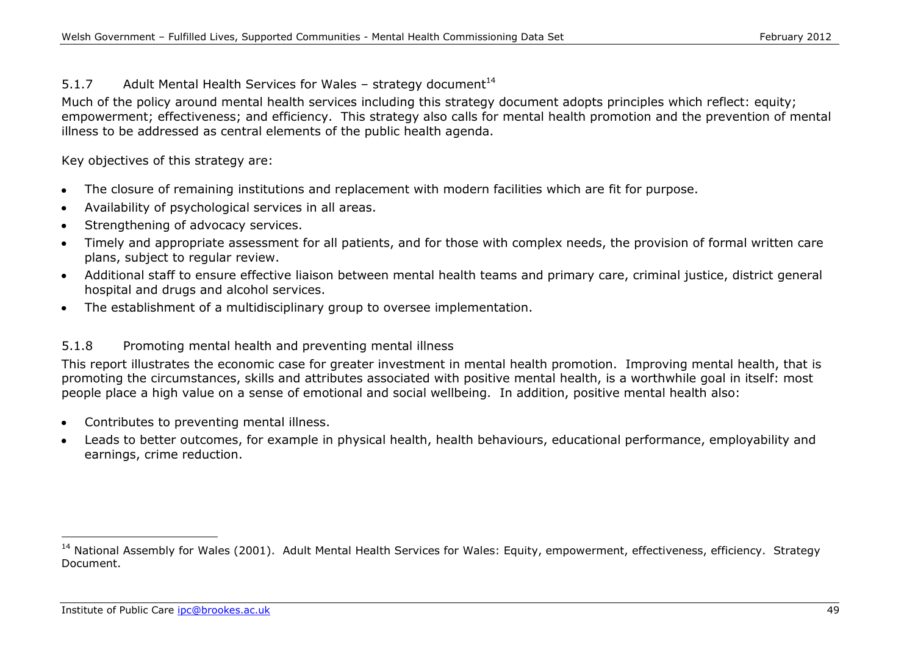### 5.1.7 Adult Mental Health Services for Wales – strategy document[14]

Much of the policy around mental health services including this strategy document adopts principles which reflect: equity; empowerment; effectiveness; and efficiency. This strategy also calls for mental health promotion and the prevention of mental illness to be addressed as central elements of the public health agenda.

Key objectives of this strategy are:

- The closure of remaining institutions and replacement with modern facilities which are fit for purpose.
- Availability of psychological services in all areas.
- Strengthening of advocacy services.
- Timely and appropriate assessment for all patients, and for those with complex needs, the provision of formal written care plans, subject to regular review.
- Additional staff to ensure effective liaison between mental health teams and primary care, criminal justice, district general hospital and drugs and alcohol services.
- The establishment of a multidisciplinary group to oversee implementation.

### 5.1.8 Promoting mental health and preventing mental illness

This report illustrates the economic case for greater investment in mental health promotion. Improving mental health, that is promoting the circumstances, skills and attributes associated with positive mental health, is a worthwhile goal in itself: most people place a high value on a sense of emotional and social wellbeing. In addition, positive mental health also:

- Contributes to preventing mental illness.
- Leads to better outcomes, for example in physical health, health behaviours, educational performance, employability and earnings, crime reduction.

---

[14] National Assembly for Wales (2001). Adult Mental Health Services for Wales: Equity, empowerment, effectiveness, efficiency. Strategy Document.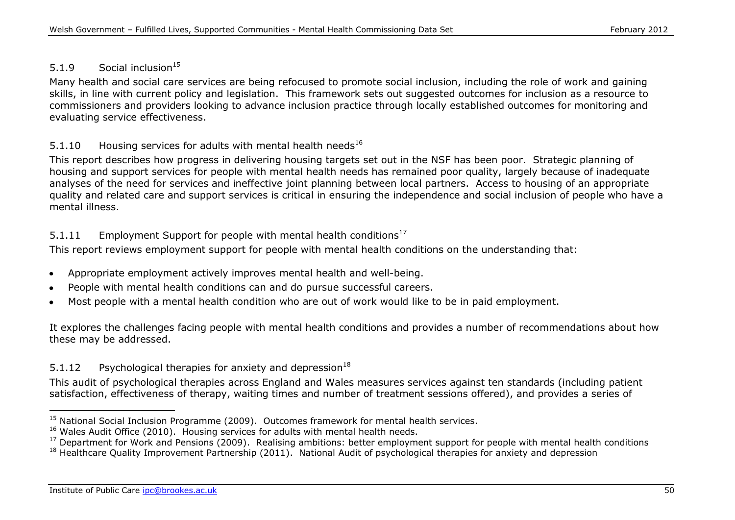### 5.1.9 Social inclusion[15]

Many health and social care services are being refocused to promote social inclusion, including the role of work and gaining skills, in line with current policy and legislation. This framework sets out suggested outcomes for inclusion as a resource to commissioners and providers looking to advance inclusion practice through locally established outcomes for monitoring and evaluating service effectiveness.

### 5.1.10 Housing services for adults with mental health needs[16]

This report describes how progress in delivering housing targets set out in the NSF has been poor. Strategic planning of housing and support services for people with mental health needs has remained poor quality, largely because of inadequate analyses of the need for services and ineffective joint planning between local partners. Access to housing of an appropriate quality and related care and support services is critical in ensuring the independence and social inclusion of people who have a mental illness.

### 5.1.11 Employment Support for people with mental health conditions[17]

This report reviews employment support for people with mental health conditions on the understanding that:

- Appropriate employment actively improves mental health and well-being.
- People with mental health conditions can and do pursue successful careers.
- Most people with a mental health condition who are out of work would like to be in paid employment.

It explores the challenges facing people with mental health conditions and provides a number of recommendations about how these may be addressed.

### 5.1.12 Psychological therapies for anxiety and depression[18]

This audit of psychological therapies across England and Wales measures services against ten standards (including patient satisfaction, effectiveness of therapy, waiting times and number of treatment sessions offered), and provides a series of

---

[15] National Social Inclusion Programme (2009). Outcomes framework for mental health services.

[16] Wales Audit Office (2010). Housing services for adults with mental health needs.

[17] Department for Work and Pensions (2009). Realising ambitions: better employment support for people with mental health conditions

[18] Healthcare Quality Improvement Partnership (2011). National Audit of psychological therapies for anxiety and depression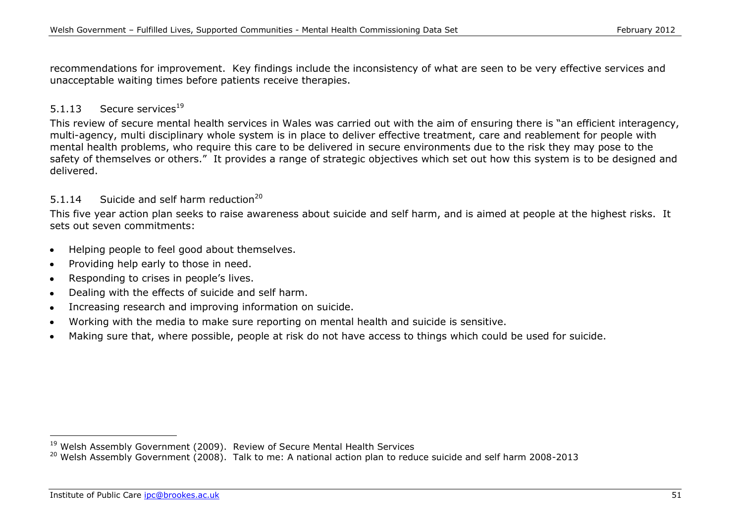recommendations for improvement. Key findings include the inconsistency of what are seen to be very effective services and unacceptable waiting times before patients receive therapies.

### 5.1.13 Secure services[19]

This review of secure mental health services in Wales was carried out with the aim of ensuring there is "an efficient interagency, multi-agency, multi disciplinary whole system is in place to deliver effective treatment, care and reablement for people with mental health problems, who require this care to be delivered in secure environments due to the risk they may pose to the safety of themselves or others." It provides a range of strategic objectives which set out how this system is to be designed and delivered.

### 5.1.14 Suicide and self harm reduction[20]

This five year action plan seeks to raise awareness about suicide and self harm, and is aimed at people at the highest risks. It sets out seven commitments:

- Helping people to feel good about themselves.
- Providing help early to those in need.
- Responding to crises in people's lives.
- Dealing with the effects of suicide and self harm.
- Increasing research and improving information on suicide.
- Working with the media to make sure reporting on mental health and suicide is sensitive.
- Making sure that, where possible, people at risk do not have access to things which could be used for suicide.

---

[19] Welsh Assembly Government (2009). Review of Secure Mental Health Services

[20] Welsh Assembly Government (2008). Talk to me: A national action plan to reduce suicide and self harm 2008-2013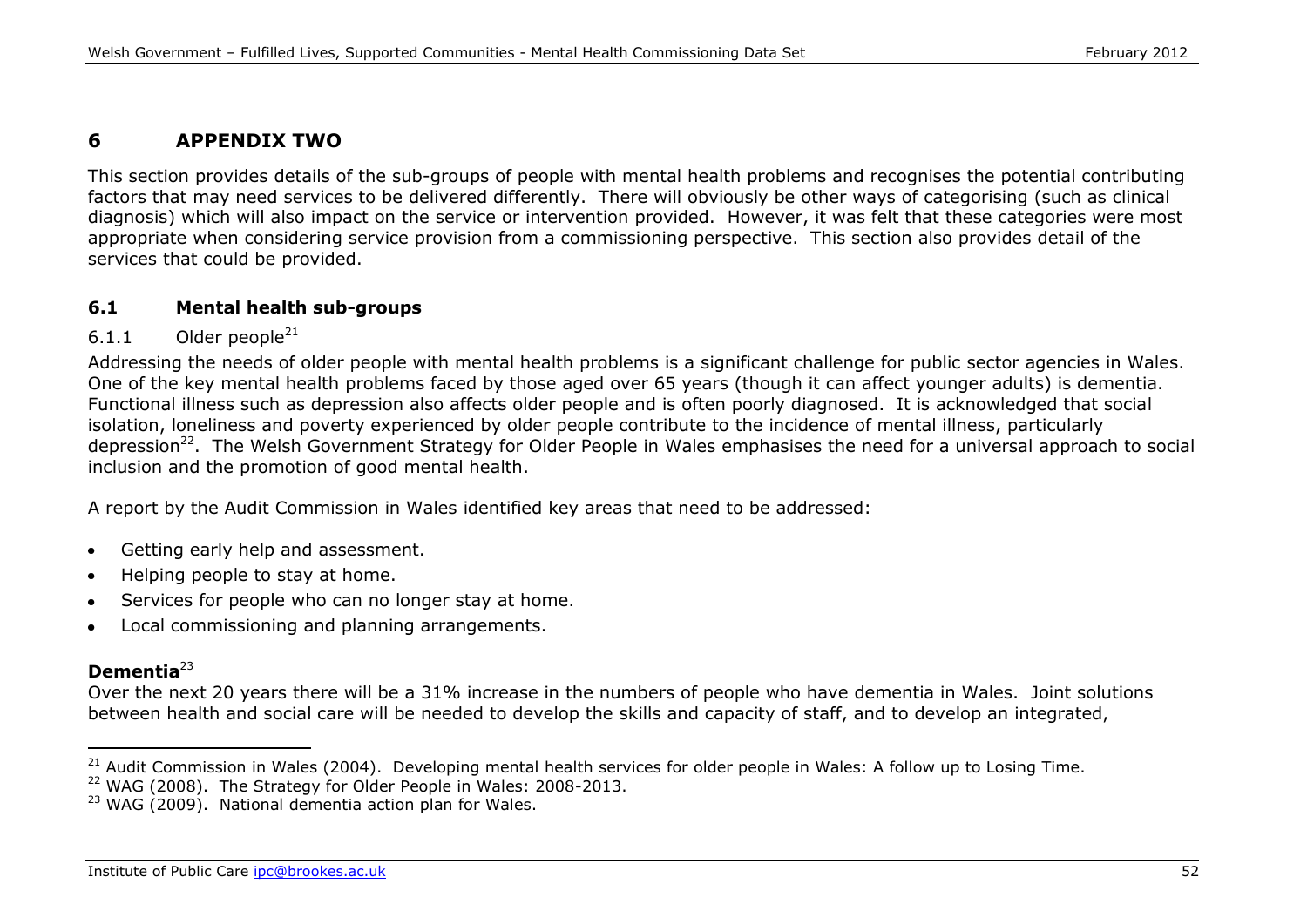# 6 APPENDIX TWO

This section provides details of the sub-groups of people with mental health problems and recognises the potential contributing factors that may need services to be delivered differently. There will obviously be other ways of categorising (such as clinical diagnosis) which will also impact on the service or intervention provided. However, it was felt that these categories were most appropriate when considering service provision from a commissioning perspective. This section also provides detail of the services that could be provided.

## 6.1 Mental health sub-groups

### 6.1.1 Older people[21]

Addressing the needs of older people with mental health problems is a significant challenge for public sector agencies in Wales. One of the key mental health problems faced by those aged over 65 years (though it can affect younger adults) is dementia. Functional illness such as depression also affects older people and is often poorly diagnosed. It is acknowledged that social isolation, loneliness and poverty experienced by older people contribute to the incidence of mental illness, particularly depression[22]. The Welsh Government Strategy for Older People in Wales emphasises the need for a universal approach to social inclusion and the promotion of good mental health.

A report by the Audit Commission in Wales identified key areas that need to be addressed:

- Getting early help and assessment.
- Helping people to stay at home.
- Services for people who can no longer stay at home.
- Local commissioning and planning arrangements.

**Dementia**[23]

Over the next 20 years there will be a 31% increase in the numbers of people who have dementia in Wales. Joint solutions between health and social care will be needed to develop the skills and capacity of staff, and to develop an integrated,

---

[21] Audit Commission in Wales (2004). Developing mental health services for older people in Wales: A follow up to Losing Time.

[22] WAG (2008). The Strategy for Older People in Wales: 2008-2013.

[23] WAG (2009). National dementia action plan for Wales.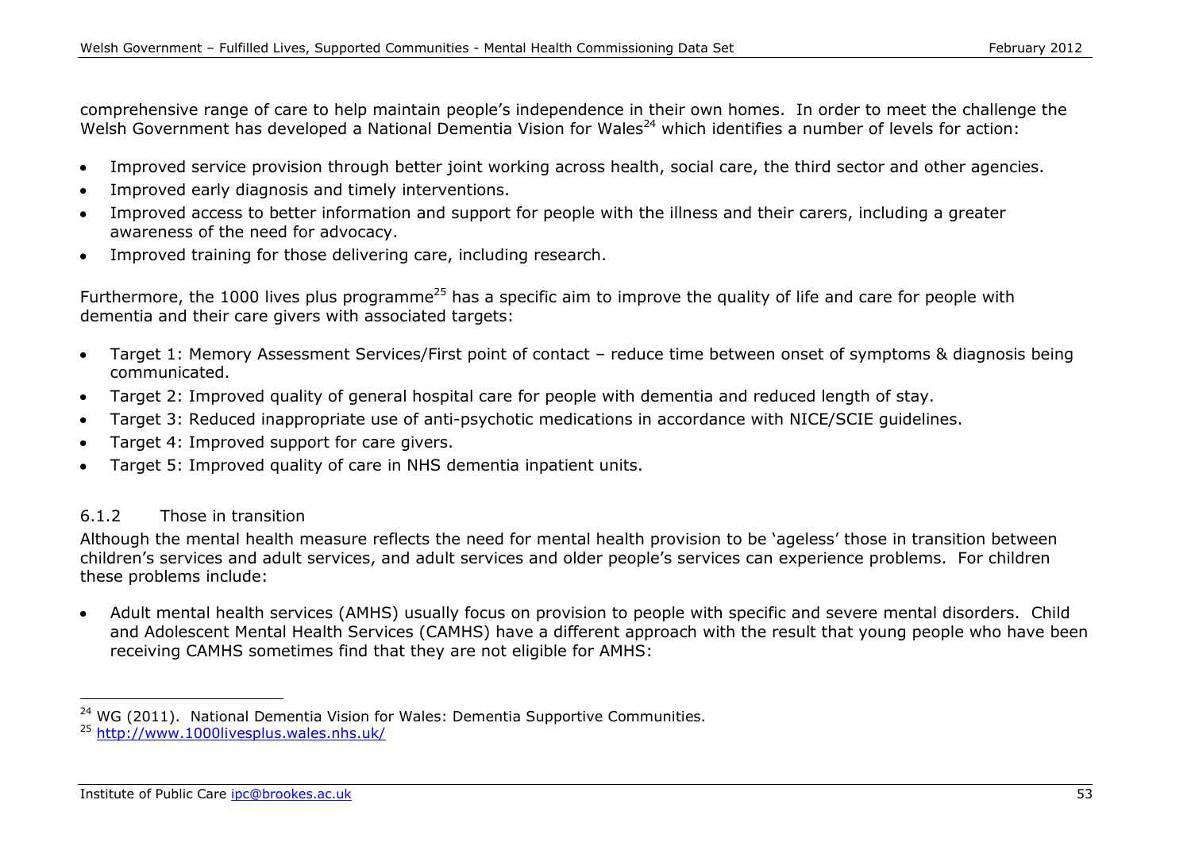comprehensive range of care to help maintain people's independence in their own homes. In order to meet the challenge the Welsh Government has developed a National Dementia Vision for Wales[24] which identifies a number of levels for action:

- Improved service provision through better joint working across health, social care, the third sector and other agencies.
- Improved early diagnosis and timely interventions.
- Improved access to better information and support for people with the illness and their carers, including a greater awareness of the need for advocacy.
- Improved training for those delivering care, including research.

Furthermore, the 1000 lives plus programme[25] has a specific aim to improve the quality of life and care for people with dementia and their care givers with associated targets:

- Target 1: Memory Assessment Services/First point of contact – reduce time between onset of symptoms & diagnosis being communicated.
- Target 2: Improved quality of general hospital care for people with dementia and reduced length of stay.
- Target 3: Reduced inappropriate use of anti-psychotic medications in accordance with NICE/SCIE guidelines.
- Target 4: Improved support for care givers.
- Target 5: Improved quality of care in NHS dementia inpatient units.

### 6.1.2 Those in transition

Although the mental health measure reflects the need for mental health provision to be 'ageless' those in transition between children's services and adult services, and adult services and older people's services can experience problems. For children these problems include:

- Adult mental health services (AMHS) usually focus on provision to people with specific and severe mental disorders. Child and Adolescent Mental Health Services (CAMHS) have a different approach with the result that young people who have been receiving CAMHS sometimes find that they are not eligible for AMHS:

---

[24] WG (2011). National Dementia Vision for Wales: Dementia Supportive Communities.

[25] http://www.1000livesplus.wales.nhs.uk/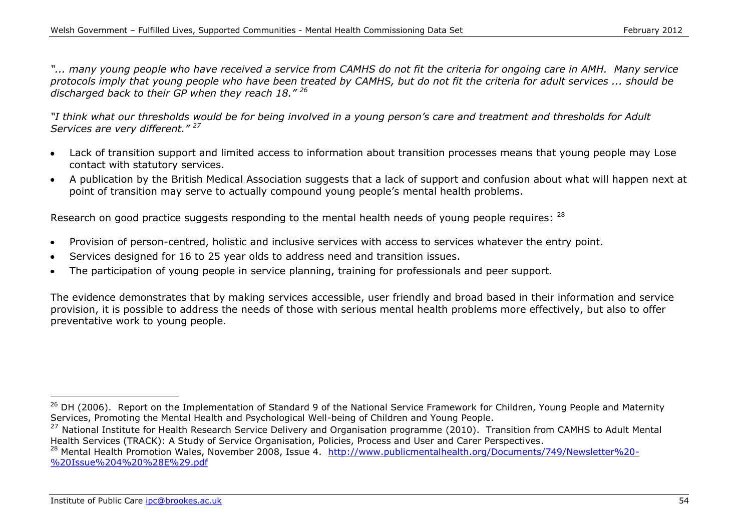*"... many young people who have received a service from CAMHS do not fit the criteria for ongoing care in AMH. Many service protocols imply that young people who have been treated by CAMHS, but do not fit the criteria for adult services ... should be discharged back to their GP when they reach 18."* [26]

*"I think what our thresholds would be for being involved in a young person's care and treatment and thresholds for Adult Services are very different."* [27]

- Lack of transition support and limited access to information about transition processes means that young people may Lose contact with statutory services.
- A publication by the British Medical Association suggests that a lack of support and confusion about what will happen next at point of transition may serve to actually compound young people's mental health problems.

Research on good practice suggests responding to the mental health needs of young people requires: [28]

- Provision of person-centred, holistic and inclusive services with access to services whatever the entry point.
- Services designed for 16 to 25 year olds to address need and transition issues.
- The participation of young people in service planning, training for professionals and peer support.

The evidence demonstrates that by making services accessible, user friendly and broad based in their information and service provision, it is possible to address the needs of those with serious mental health problems more effectively, but also to offer preventative work to young people.

---

[26] DH (2006). Report on the Implementation of Standard 9 of the National Service Framework for Children, Young People and Maternity Services, Promoting the Mental Health and Psychological Well-being of Children and Young People.

[27] National Institute for Health Research Service Delivery and Organisation programme (2010). Transition from CAMHS to Adult Mental Health Services (TRACK): A Study of Service Organisation, Policies, Process and User and Carer Perspectives.

[28] Mental Health Promotion Wales, November 2008, Issue 4. [http://www.publicmentalhealth.org/Documents/749/Newsletter%20-%20Issue%204%20%28E%29.pdf](http://www.publicmentalhealth.org/Documents/749/Newsletter%20-%20Issue%204%20%28E%29.pdf)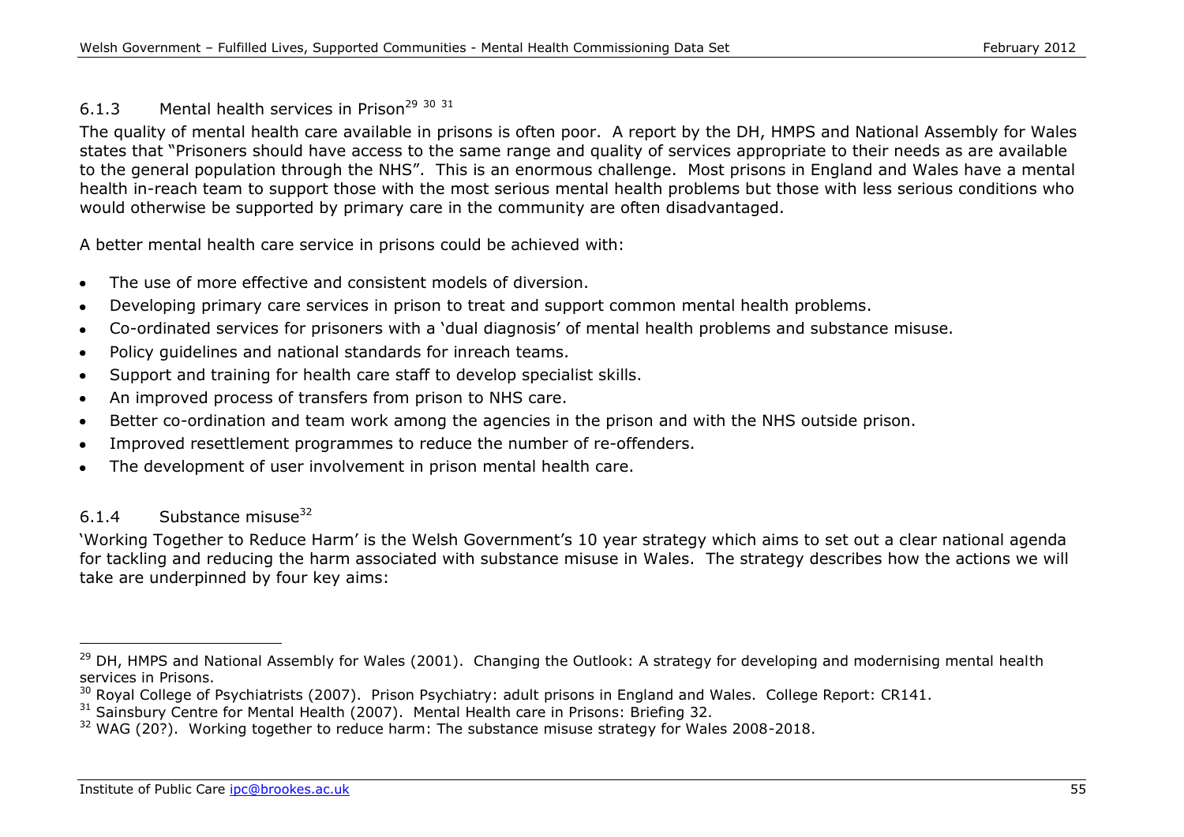### 6.1.3 Mental health services in Prison[29] [30] [31]

The quality of mental health care available in prisons is often poor. A report by the DH, HMPS and National Assembly for Wales states that "Prisoners should have access to the same range and quality of services appropriate to their needs as are available to the general population through the NHS". This is an enormous challenge. Most prisons in England and Wales have a mental health in-reach team to support those with the most serious mental health problems but those with less serious conditions who would otherwise be supported by primary care in the community are often disadvantaged.

A better mental health care service in prisons could be achieved with:

- The use of more effective and consistent models of diversion.
- Developing primary care services in prison to treat and support common mental health problems.
- Co-ordinated services for prisoners with a 'dual diagnosis' of mental health problems and substance misuse.
- Policy guidelines and national standards for inreach teams.
- Support and training for health care staff to develop specialist skills.
- An improved process of transfers from prison to NHS care.
- Better co-ordination and team work among the agencies in the prison and with the NHS outside prison.
- Improved resettlement programmes to reduce the number of re-offenders.
- The development of user involvement in prison mental health care.

### 6.1.4 Substance misuse[32]

'Working Together to Reduce Harm' is the Welsh Government's 10 year strategy which aims to set out a clear national agenda for tackling and reducing the harm associated with substance misuse in Wales. The strategy describes how the actions we will take are underpinned by four key aims:

---

[29] DH, HMPS and National Assembly for Wales (2001). Changing the Outlook: A strategy for developing and modernising mental health services in Prisons.

[30] Royal College of Psychiatrists (2007). Prison Psychiatry: adult prisons in England and Wales. College Report: CR141.

[31] Sainsbury Centre for Mental Health (2007). Mental Health care in Prisons: Briefing 32.

[32] WAG (20?). Working together to reduce harm: The substance misuse strategy for Wales 2008-2018.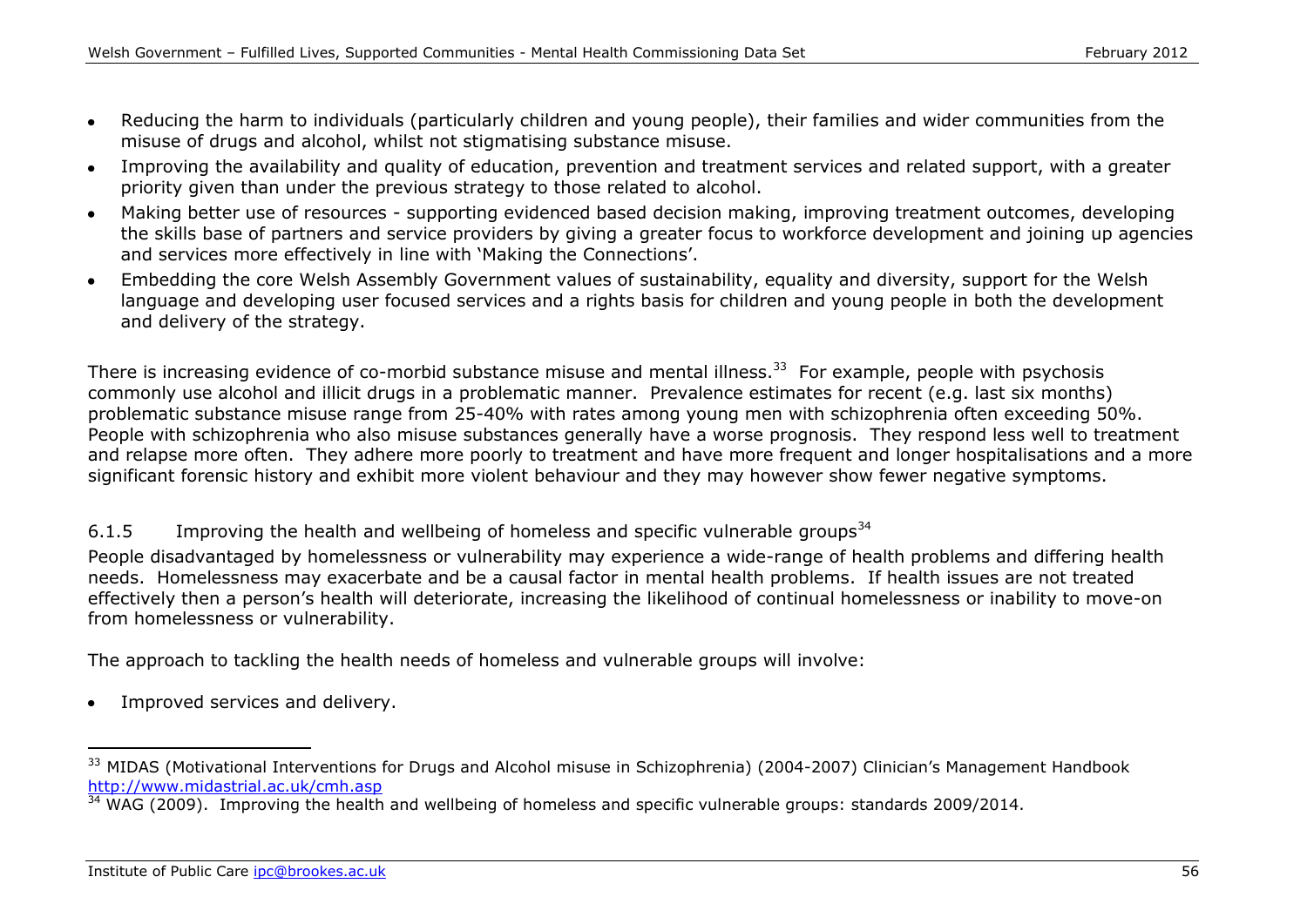- Reducing the harm to individuals (particularly children and young people), their families and wider communities from the misuse of drugs and alcohol, whilst not stigmatising substance misuse.
- Improving the availability and quality of education, prevention and treatment services and related support, with a greater priority given than under the previous strategy to those related to alcohol.
- Making better use of resources - supporting evidenced based decision making, improving treatment outcomes, developing the skills base of partners and service providers by giving a greater focus to workforce development and joining up agencies and services more effectively in line with 'Making the Connections'.
- Embedding the core Welsh Assembly Government values of sustainability, equality and diversity, support for the Welsh language and developing user focused services and a rights basis for children and young people in both the development and delivery of the strategy.

There is increasing evidence of co-morbid substance misuse and mental illness.[33] For example, people with psychosis commonly use alcohol and illicit drugs in a problematic manner. Prevalence estimates for recent (e.g. last six months) problematic substance misuse range from 25-40% with rates among young men with schizophrenia often exceeding 50%. People with schizophrenia who also misuse substances generally have a worse prognosis. They respond less well to treatment and relapse more often. They adhere more poorly to treatment and have more frequent and longer hospitalisations and a more significant forensic history and exhibit more violent behaviour and they may however show fewer negative symptoms.

### 6.1.5 Improving the health and wellbeing of homeless and specific vulnerable groups[34]

People disadvantaged by homelessness or vulnerability may experience a wide-range of health problems and differing health needs. Homelessness may exacerbate and be a causal factor in mental health problems. If health issues are not treated effectively then a person's health will deteriorate, increasing the likelihood of continual homelessness or inability to move-on from homelessness or vulnerability.

The approach to tackling the health needs of homeless and vulnerable groups will involve:

- Improved services and delivery.

---

[33] MIDAS (Motivational Interventions for Drugs and Alcohol misuse in Schizophrenia) (2004-2007) Clinician's Management Handbook http://www.midastrial.ac.uk/cmh.asp

[34] WAG (2009). Improving the health and wellbeing of homeless and specific vulnerable groups: standards 2009/2014.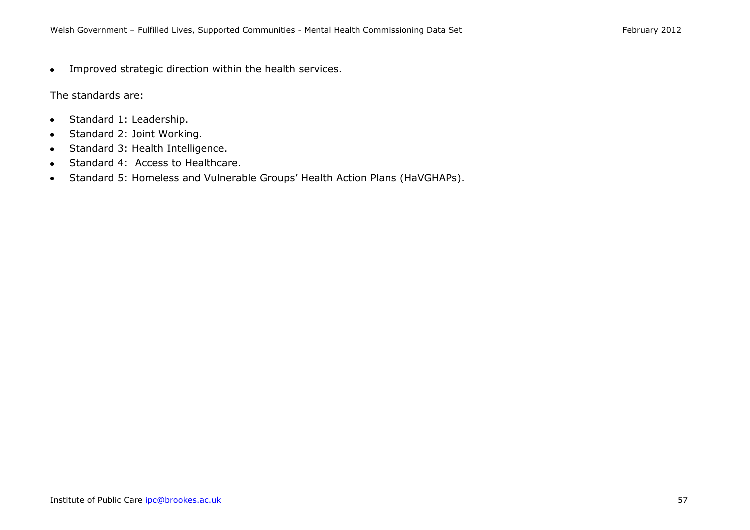- Improved strategic direction within the health services.

The standards are:

- Standard 1: Leadership.
- Standard 2: Joint Working.
- Standard 3: Health Intelligence.
- Standard 4: Access to Healthcare.
- Standard 5: Homeless and Vulnerable Groups' Health Action Plans (HaVGHAPs).